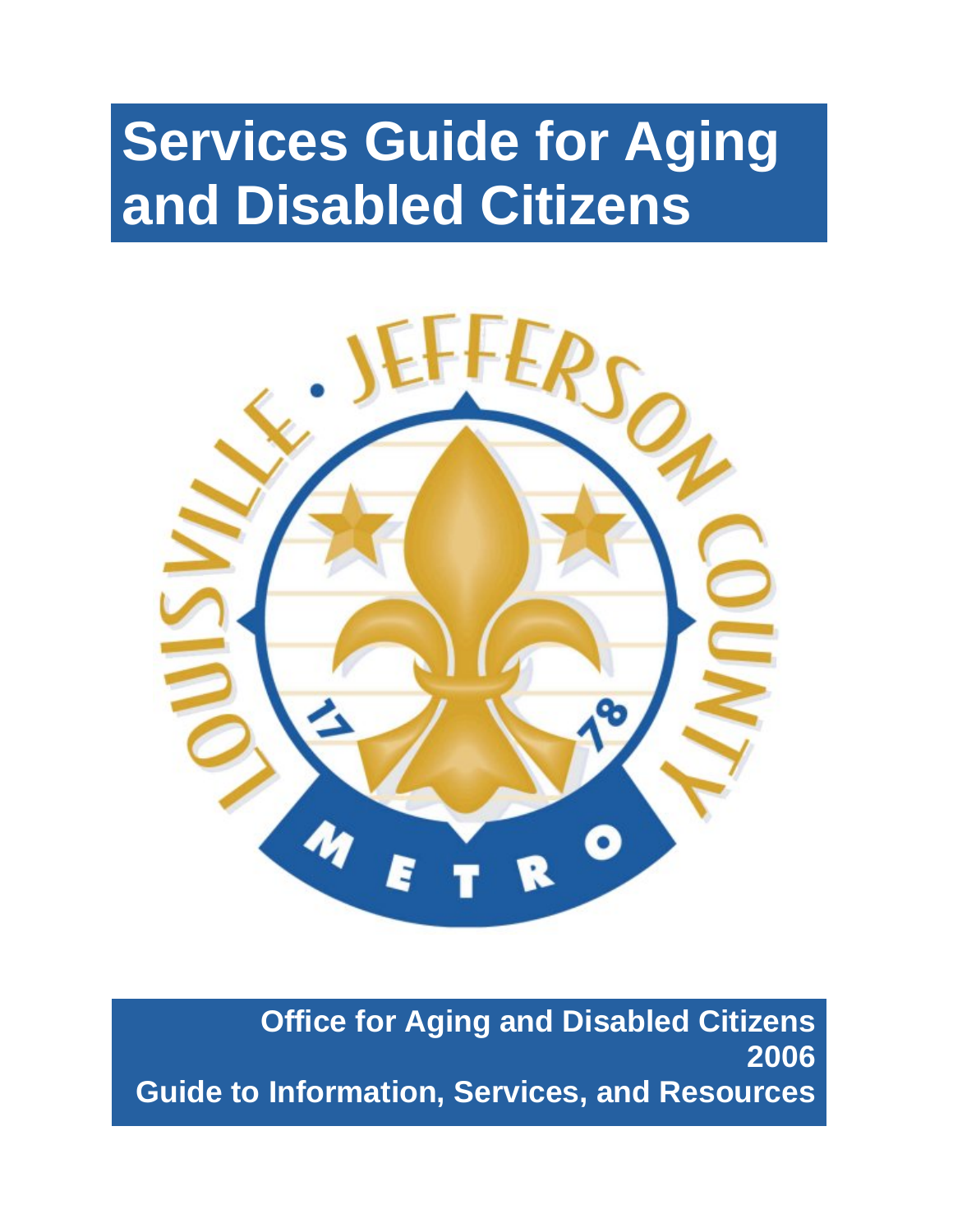# Services Guide for Aging and Disabled Citizens

**Office for Aging and Disabled Citizens**
**2006**
**Guide to Information, Services, and Resources**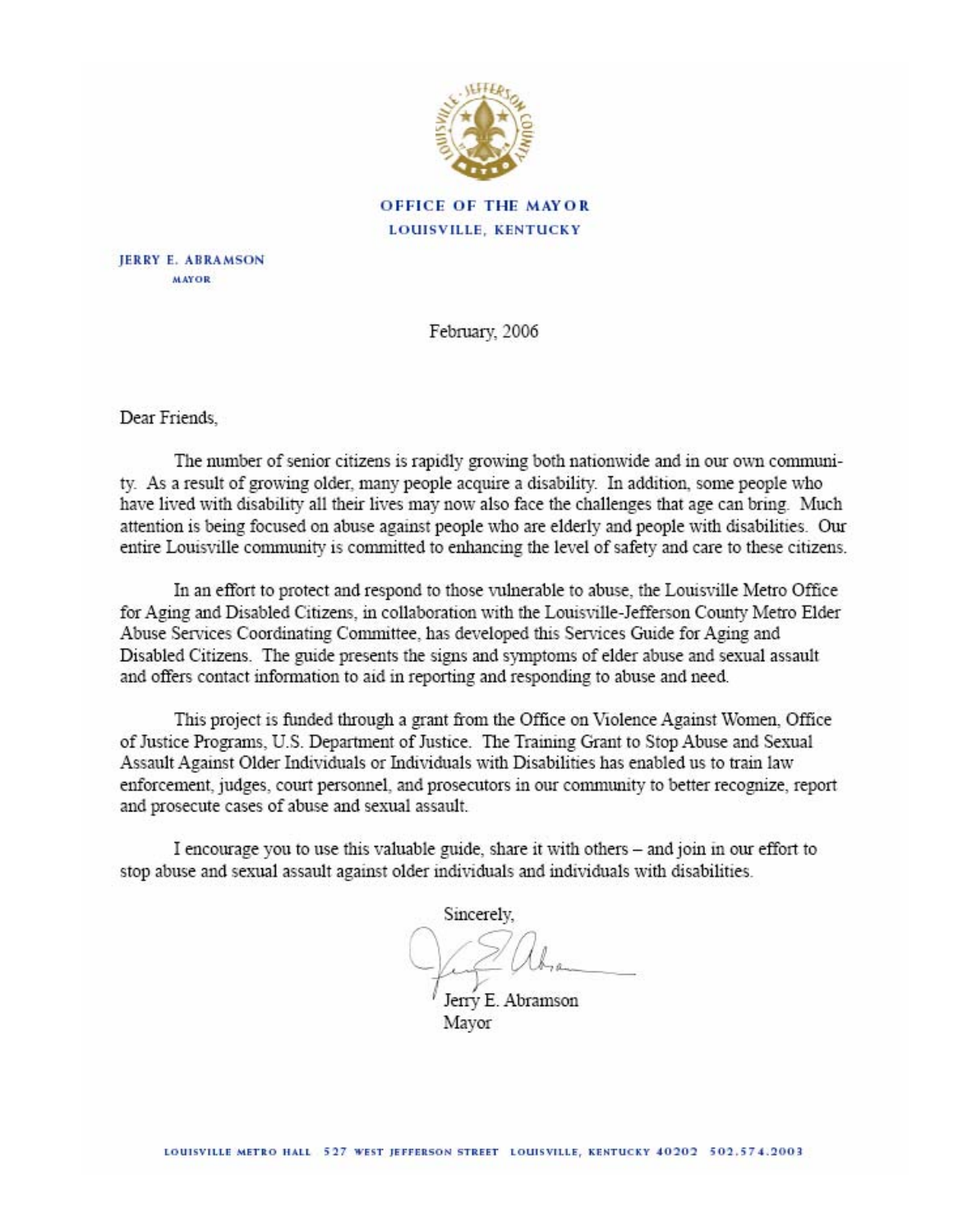**OFFICE OF THE MAYOR**
**LOUISVILLE, KENTUCKY**

**JERRY E. ABRAMSON**
MAYOR

February, 2006

Dear Friends,

The number of senior citizens is rapidly growing both nationwide and in our own community. As a result of growing older, many people acquire a disability. In addition, some people who have lived with disability all their lives may now also face the challenges that age can bring. Much attention is being focused on abuse against people who are elderly and people with disabilities. Our entire Louisville community is committed to enhancing the level of safety and care to these citizens.

In an effort to protect and respond to those vulnerable to abuse, the Louisville Metro Office for Aging and Disabled Citizens, in collaboration with the Louisville-Jefferson County Metro Elder Abuse Services Coordinating Committee, has developed this Services Guide for Aging and Disabled Citizens. The guide presents the signs and symptoms of elder abuse and sexual assault and offers contact information to aid in reporting and responding to abuse and need.

This project is funded through a grant from the Office on Violence Against Women, Office of Justice Programs, U.S. Department of Justice. The Training Grant to Stop Abuse and Sexual Assault Against Older Individuals or Individuals with Disabilities has enabled us to train law enforcement, judges, court personnel, and prosecutors in our community to better recognize, report and prosecute cases of abuse and sexual assault.

I encourage you to use this valuable guide, share it with others – and join in our effort to stop abuse and sexual assault against older individuals and individuals with disabilities.

Sincerely,

Jerry E. Abramson
Mayor

LOUISVILLE METRO HALL 527 WEST JEFFERSON STREET LOUISVILLE, KENTUCKY 40202 502.574.2003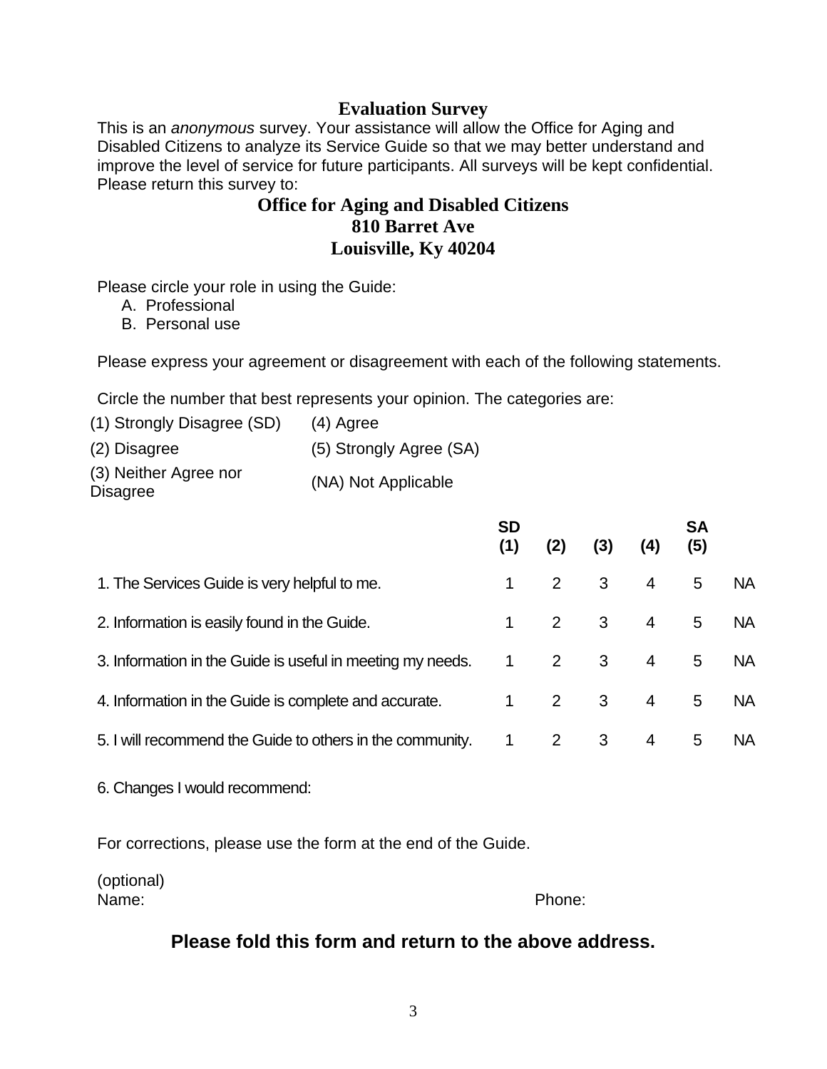## Evaluation Survey

This is an *anonymous* survey. Your assistance will allow the Office for Aging and Disabled Citizens to analyze its Service Guide so that we may better understand and improve the level of service for future participants. All surveys will be kept confidential. Please return this survey to:

**Office for Aging and Disabled Citizens**
**810 Barret Ave**
**Louisville, Ky 40204**

Please circle your role in using the Guide:

A. Professional
B. Personal use

Please express your agreement or disagreement with each of the following statements.

Circle the number that best represents your opinion. The categories are:

| | |
|---|---|
| (1) Strongly Disagree (SD) | (4) Agree |
| (2) Disagree | (5) Strongly Agree (SA) |
| (3) Neither Agree nor Disagree | (NA) Not Applicable |

| | **SD (1)** | **(2)** | **(3)** | **(4)** | **SA (5)** | |
|---|---|---|---|---|---|---|
| 1. The Services Guide is very helpful to me. | 1 | 2 | 3 | 4 | 5 | NA |
| 2. Information is easily found in the Guide. | 1 | 2 | 3 | 4 | 5 | NA |
| 3. Information in the Guide is useful in meeting my needs. | 1 | 2 | 3 | 4 | 5 | NA |
| 4. Information in the Guide is complete and accurate. | 1 | 2 | 3 | 4 | 5 | NA |
| 5. I will recommend the Guide to others in the community. | 1 | 2 | 3 | 4 | 5 | NA |

6. Changes I would recommend:

For corrections, please use the form at the end of the Guide.

(optional)
Name: Phone:

**Please fold this form and return to the above address.**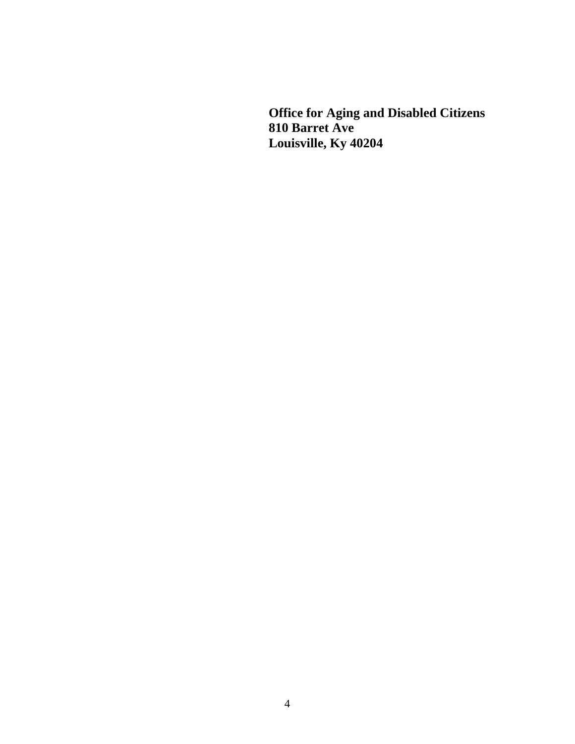**Office for Aging and Disabled Citizens**
**810 Barret Ave**
**Louisville, Ky 40204**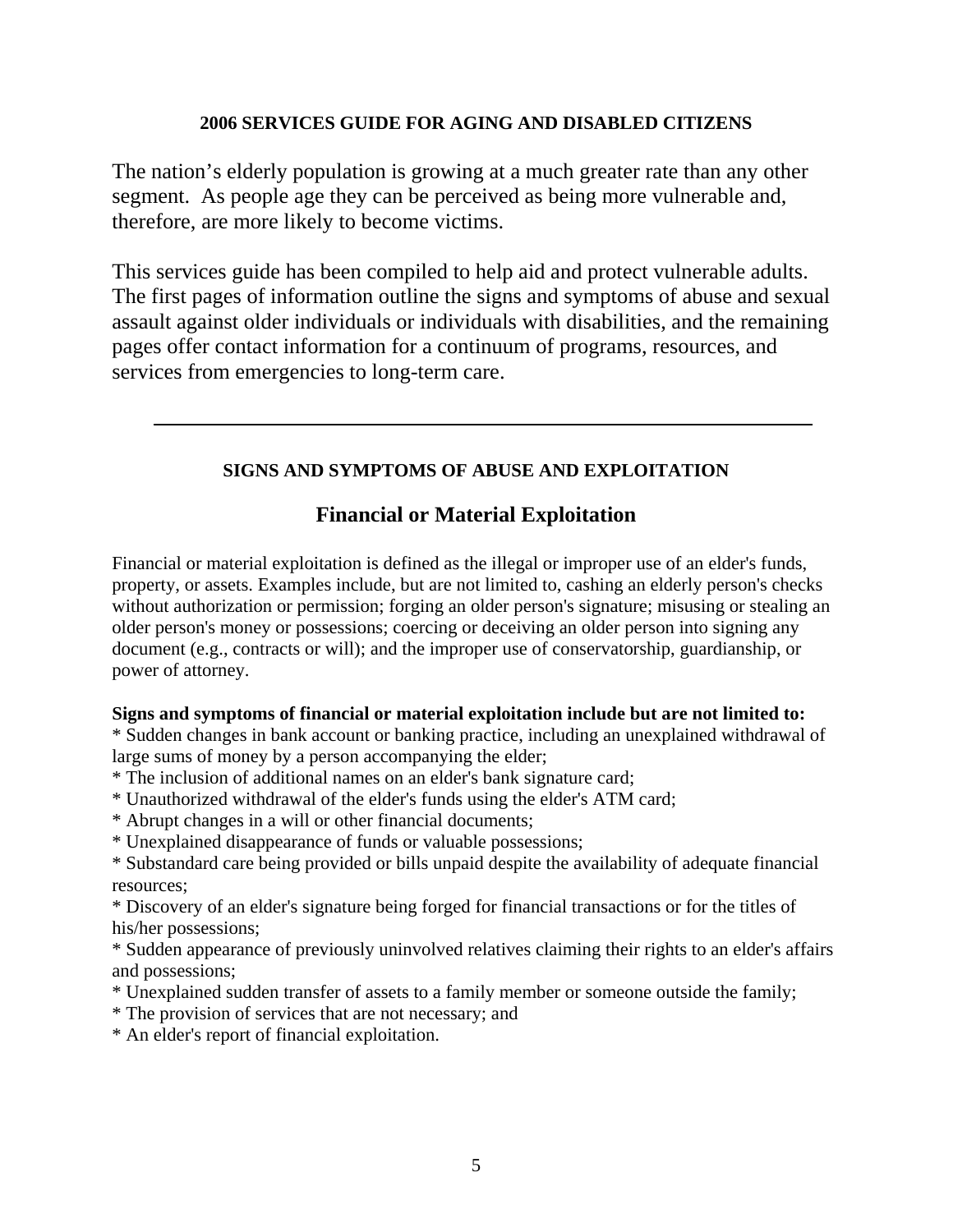**2006 SERVICES GUIDE FOR AGING AND DISABLED CITIZENS**

The nation's elderly population is growing at a much greater rate than any other segment. As people age they can be perceived as being more vulnerable and, therefore, are more likely to become victims.

This services guide has been compiled to help aid and protect vulnerable adults. The first pages of information outline the signs and symptoms of abuse and sexual assault against older individuals or individuals with disabilities, and the remaining pages offer contact information for a continuum of programs, resources, and services from emergencies to long-term care.

---

## SIGNS AND SYMPTOMS OF ABUSE AND EXPLOITATION

### Financial or Material Exploitation

Financial or material exploitation is defined as the illegal or improper use of an elder's funds, property, or assets. Examples include, but are not limited to, cashing an elderly person's checks without authorization or permission; forging an older person's signature; misusing or stealing an older person's money or possessions; coercing or deceiving an older person into signing any document (e.g., contracts or will); and the improper use of conservatorship, guardianship, or power of attorney.

**Signs and symptoms of financial or material exploitation include but are not limited to:**

* Sudden changes in bank account or banking practice, including an unexplained withdrawal of large sums of money by a person accompanying the elder;
* The inclusion of additional names on an elder's bank signature card;
* Unauthorized withdrawal of the elder's funds using the elder's ATM card;
* Abrupt changes in a will or other financial documents;
* Unexplained disappearance of funds or valuable possessions;
* Substandard care being provided or bills unpaid despite the availability of adequate financial resources;
* Discovery of an elder's signature being forged for financial transactions or for the titles of his/her possessions;
* Sudden appearance of previously uninvolved relatives claiming their rights to an elder's affairs and possessions;
* Unexplained sudden transfer of assets to a family member or someone outside the family;
* The provision of services that are not necessary; and
* An elder's report of financial exploitation.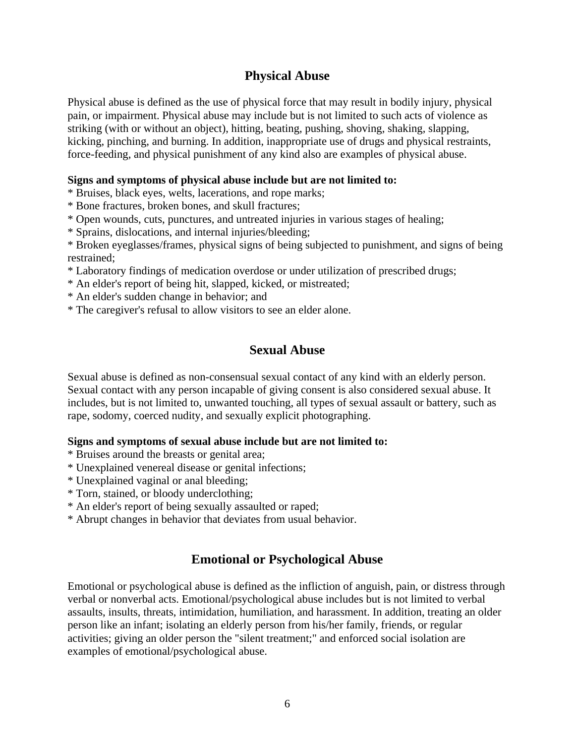## Physical Abuse

Physical abuse is defined as the use of physical force that may result in bodily injury, physical pain, or impairment. Physical abuse may include but is not limited to such acts of violence as striking (with or without an object), hitting, beating, pushing, shoving, shaking, slapping, kicking, pinching, and burning. In addition, inappropriate use of drugs and physical restraints, force-feeding, and physical punishment of any kind also are examples of physical abuse.

**Signs and symptoms of physical abuse include but are not limited to:**

* Bruises, black eyes, welts, lacerations, and rope marks;
* Bone fractures, broken bones, and skull fractures;
* Open wounds, cuts, punctures, and untreated injuries in various stages of healing;
* Sprains, dislocations, and internal injuries/bleeding;
* Broken eyeglasses/frames, physical signs of being subjected to punishment, and signs of being restrained;
* Laboratory findings of medication overdose or under utilization of prescribed drugs;
* An elder's report of being hit, slapped, kicked, or mistreated;
* An elder's sudden change in behavior; and
* The caregiver's refusal to allow visitors to see an elder alone.

## Sexual Abuse

Sexual abuse is defined as non-consensual sexual contact of any kind with an elderly person. Sexual contact with any person incapable of giving consent is also considered sexual abuse. It includes, but is not limited to, unwanted touching, all types of sexual assault or battery, such as rape, sodomy, coerced nudity, and sexually explicit photographing.

**Signs and symptoms of sexual abuse include but are not limited to:**

* Bruises around the breasts or genital area;
* Unexplained venereal disease or genital infections;
* Unexplained vaginal or anal bleeding;
* Torn, stained, or bloody underclothing;
* An elder's report of being sexually assaulted or raped;
* Abrupt changes in behavior that deviates from usual behavior.

## Emotional or Psychological Abuse

Emotional or psychological abuse is defined as the infliction of anguish, pain, or distress through verbal or nonverbal acts. Emotional/psychological abuse includes but is not limited to verbal assaults, insults, threats, intimidation, humiliation, and harassment. In addition, treating an older person like an infant; isolating an elderly person from his/her family, friends, or regular activities; giving an older person the "silent treatment;" and enforced social isolation are examples of emotional/psychological abuse.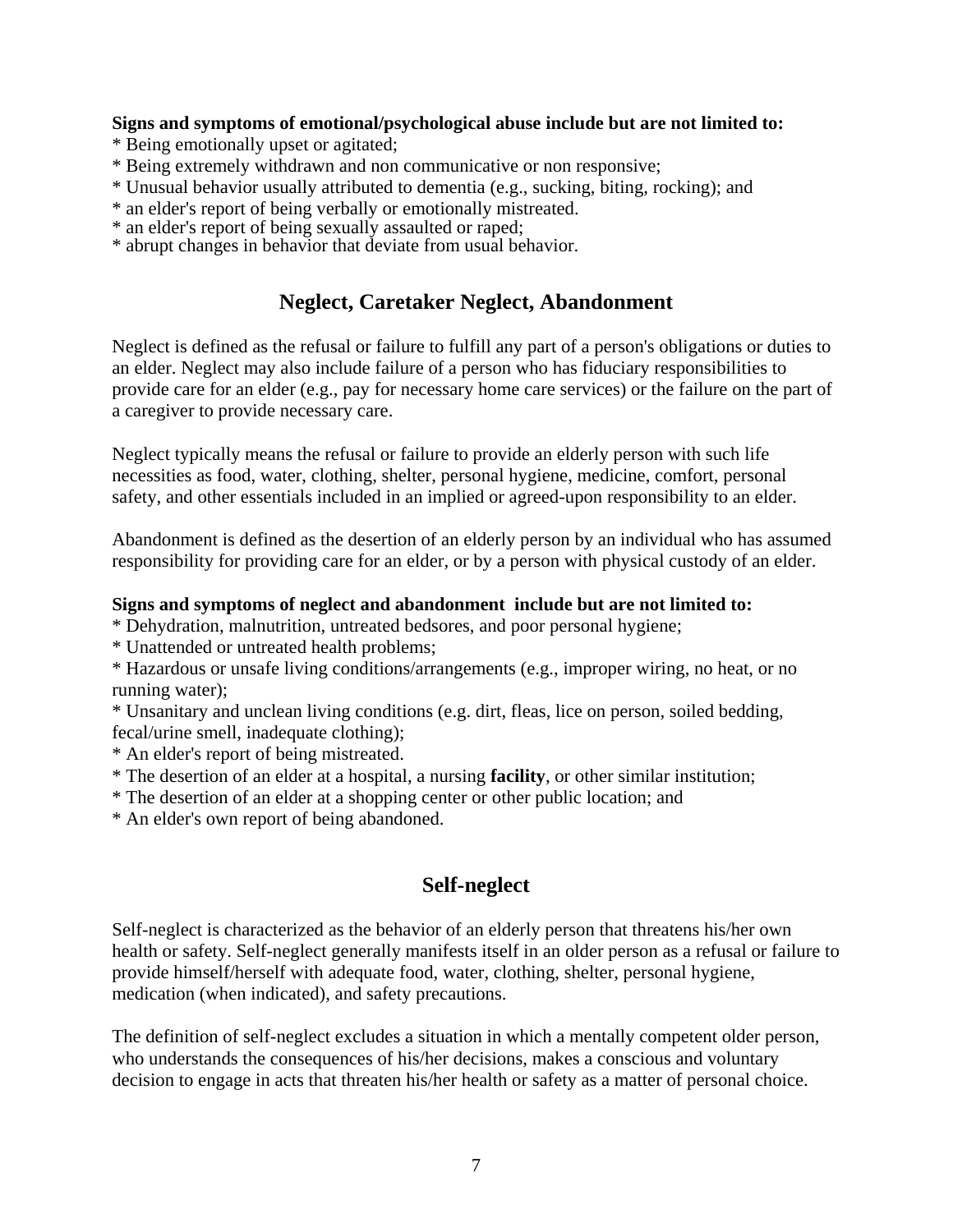**Signs and symptoms of emotional/psychological abuse include but are not limited to:**

* Being emotionally upset or agitated;
* Being extremely withdrawn and non communicative or non responsive;
* Unusual behavior usually attributed to dementia (e.g., sucking, biting, rocking); and
* an elder's report of being verbally or emotionally mistreated.
* an elder's report of being sexually assaulted or raped;
* abrupt changes in behavior that deviate from usual behavior.

## Neglect, Caretaker Neglect, Abandonment

Neglect is defined as the refusal or failure to fulfill any part of a person's obligations or duties to an elder. Neglect may also include failure of a person who has fiduciary responsibilities to provide care for an elder (e.g., pay for necessary home care services) or the failure on the part of a caregiver to provide necessary care.

Neglect typically means the refusal or failure to provide an elderly person with such life necessities as food, water, clothing, shelter, personal hygiene, medicine, comfort, personal safety, and other essentials included in an implied or agreed-upon responsibility to an elder.

Abandonment is defined as the desertion of an elderly person by an individual who has assumed responsibility for providing care for an elder, or by a person with physical custody of an elder.

**Signs and symptoms of neglect and abandonment include but are not limited to:**

* Dehydration, malnutrition, untreated bedsores, and poor personal hygiene;
* Unattended or untreated health problems;
* Hazardous or unsafe living conditions/arrangements (e.g., improper wiring, no heat, or no running water);
* Unsanitary and unclean living conditions (e.g. dirt, fleas, lice on person, soiled bedding, fecal/urine smell, inadequate clothing);
* An elder's report of being mistreated.
* The desertion of an elder at a hospital, a nursing **facility**, or other similar institution;
* The desertion of an elder at a shopping center or other public location; and
* An elder's own report of being abandoned.

## Self-neglect

Self-neglect is characterized as the behavior of an elderly person that threatens his/her own health or safety. Self-neglect generally manifests itself in an older person as a refusal or failure to provide himself/herself with adequate food, water, clothing, shelter, personal hygiene, medication (when indicated), and safety precautions.

The definition of self-neglect excludes a situation in which a mentally competent older person, who understands the consequences of his/her decisions, makes a conscious and voluntary decision to engage in acts that threaten his/her health or safety as a matter of personal choice.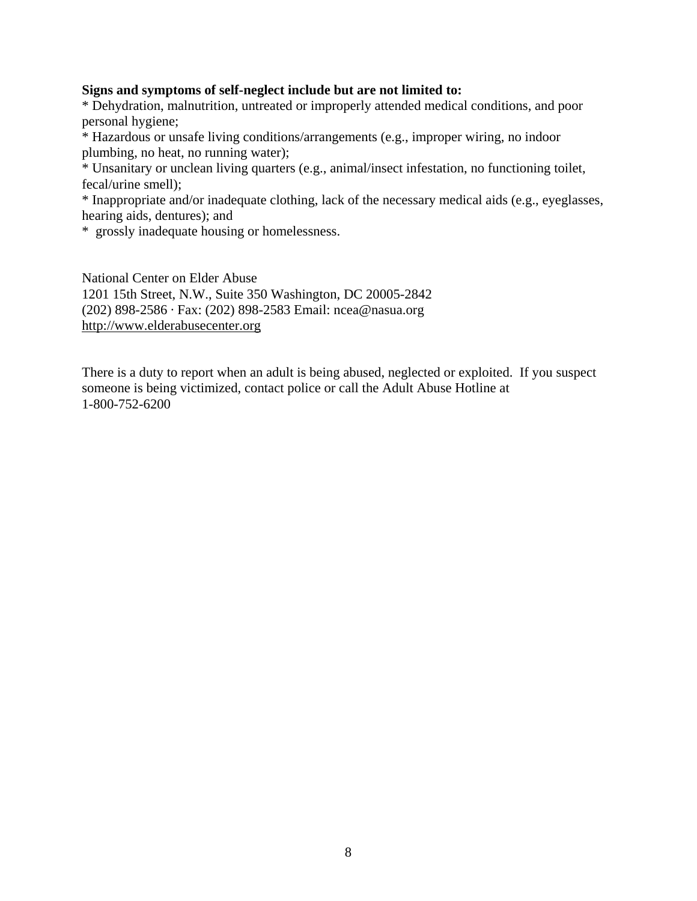**Signs and symptoms of self-neglect include but are not limited to:**

* Dehydration, malnutrition, untreated or improperly attended medical conditions, and poor personal hygiene;
* Hazardous or unsafe living conditions/arrangements (e.g., improper wiring, no indoor plumbing, no heat, no running water);
* Unsanitary or unclean living quarters (e.g., animal/insect infestation, no functioning toilet, fecal/urine smell);
* Inappropriate and/or inadequate clothing, lack of the necessary medical aids (e.g., eyeglasses, hearing aids, dentures); and
* grossly inadequate housing or homelessness.

National Center on Elder Abuse
1201 15th Street, N.W., Suite 350 Washington, DC 20005-2842
(202) 898-2586 · Fax: (202) 898-2583 Email: ncea@nasua.org
http://www.elderabusecenter.org

There is a duty to report when an adult is being abused, neglected or exploited. If you suspect someone is being victimized, contact police or call the Adult Abuse Hotline at
1-800-752-6200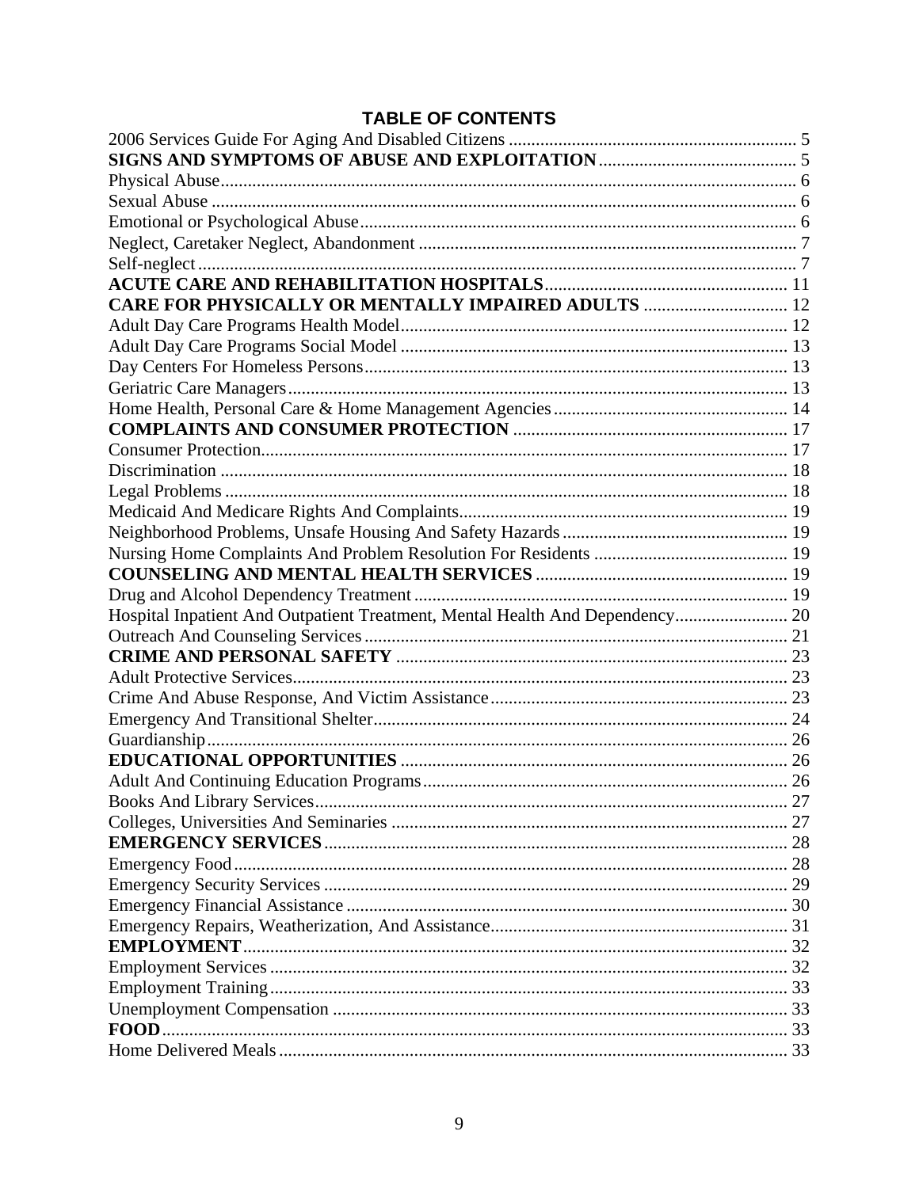## TABLE OF CONTENTS

2006 Services Guide For Aging And Disabled Citizens ........ 5
**SIGNS AND SYMPTOMS OF ABUSE AND EXPLOITATION** ........ 5
Physical Abuse ........ 6
Sexual Abuse ........ 6
Emotional or Psychological Abuse ........ 6
Neglect, Caretaker Neglect, Abandonment ........ 7
Self-neglect ........ 7
**ACUTE CARE AND REHABILITATION HOSPITALS** ........ 11
**CARE FOR PHYSICALLY OR MENTALLY IMPAIRED ADULTS** ........ 12
Adult Day Care Programs Health Model ........ 12
Adult Day Care Programs Social Model ........ 13
Day Centers For Homeless Persons ........ 13
Geriatric Care Managers ........ 13
Home Health, Personal Care & Home Management Agencies ........ 14
**COMPLAINTS AND CONSUMER PROTECTION** ........ 17
Consumer Protection ........ 17
Discrimination ........ 18
Legal Problems ........ 18
Medicaid And Medicare Rights And Complaints ........ 19
Neighborhood Problems, Unsafe Housing And Safety Hazards ........ 19
Nursing Home Complaints And Problem Resolution For Residents ........ 19
**COUNSELING AND MENTAL HEALTH SERVICES** ........ 19
Drug and Alcohol Dependency Treatment ........ 19
Hospital Inpatient And Outpatient Treatment, Mental Health And Dependency ........ 20
Outreach And Counseling Services ........ 21
**CRIME AND PERSONAL SAFETY** ........ 23
Adult Protective Services ........ 23
Crime And Abuse Response, And Victim Assistance ........ 23
Emergency And Transitional Shelter ........ 24
Guardianship ........ 26
**EDUCATIONAL OPPORTUNITIES** ........ 26
Adult And Continuing Education Programs ........ 26
Books And Library Services ........ 27
Colleges, Universities And Seminaries ........ 27
**EMERGENCY SERVICES** ........ 28
Emergency Food ........ 28
Emergency Security Services ........ 29
Emergency Financial Assistance ........ 30
Emergency Repairs, Weatherization, And Assistance ........ 31
**EMPLOYMENT** ........ 32
Employment Services ........ 32
Employment Training ........ 33
Unemployment Compensation ........ 33
**FOOD** ........ 33
Home Delivered Meals ........ 33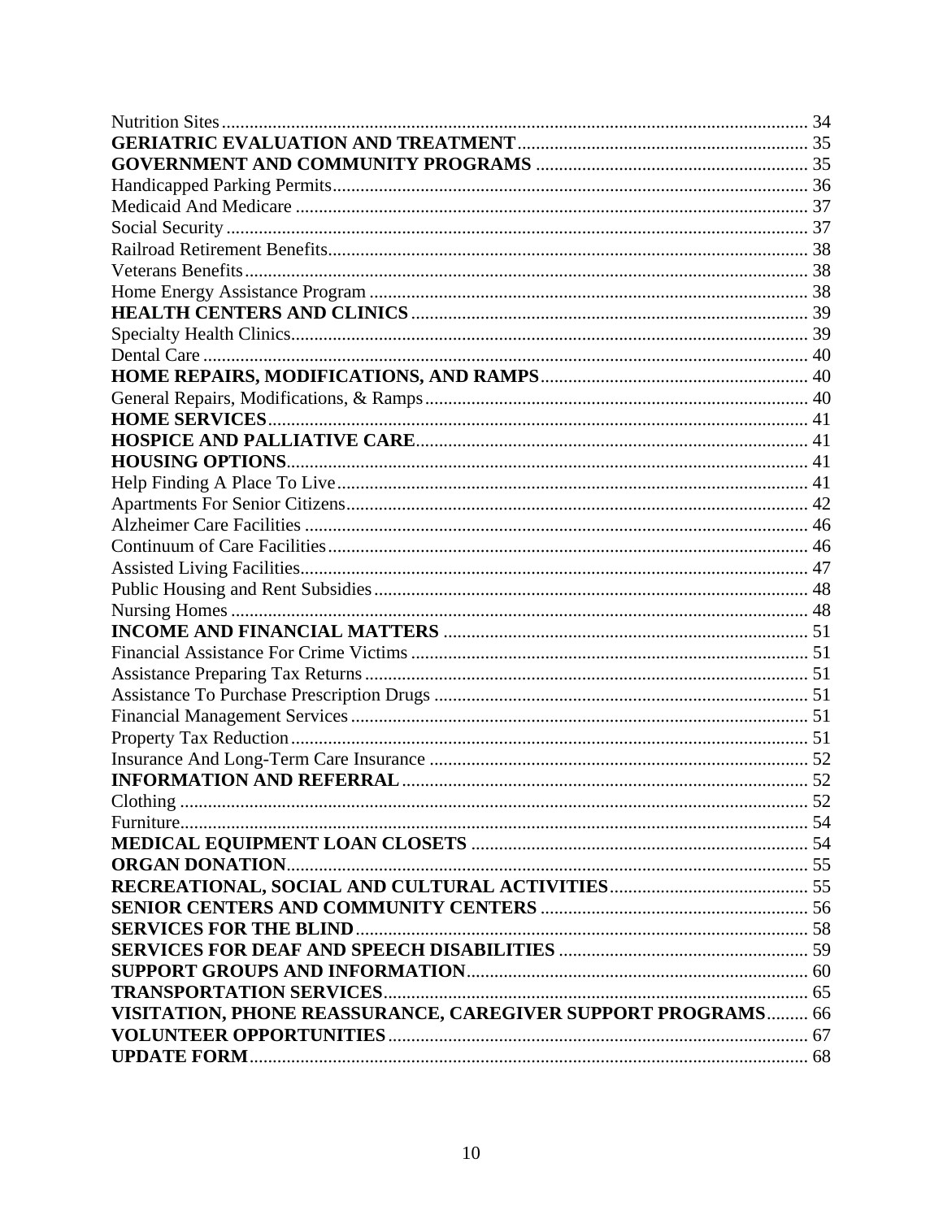Nutrition Sites ........ 34
**GERIATRIC EVALUATION AND TREATMENT** ........ 35
**GOVERNMENT AND COMMUNITY PROGRAMS** ........ 35
Handicapped Parking Permits ........ 36
Medicaid And Medicare ........ 37
Social Security ........ 37
Railroad Retirement Benefits ........ 38
Veterans Benefits ........ 38
Home Energy Assistance Program ........ 38
**HEALTH CENTERS AND CLINICS** ........ 39
Specialty Health Clinics ........ 39
Dental Care ........ 40
**HOME REPAIRS, MODIFICATIONS, AND RAMPS** ........ 40
General Repairs, Modifications, & Ramps ........ 40
**HOME SERVICES** ........ 41
**HOSPICE AND PALLIATIVE CARE** ........ 41
**HOUSING OPTIONS** ........ 41
Help Finding A Place To Live ........ 41
Apartments For Senior Citizens ........ 42
Alzheimer Care Facilities ........ 46
Continuum of Care Facilities ........ 46
Assisted Living Facilities ........ 47
Public Housing and Rent Subsidies ........ 48
Nursing Homes ........ 48
**INCOME AND FINANCIAL MATTERS** ........ 51
Financial Assistance For Crime Victims ........ 51
Assistance Preparing Tax Returns ........ 51
Assistance To Purchase Prescription Drugs ........ 51
Financial Management Services ........ 51
Property Tax Reduction ........ 51
Insurance And Long-Term Care Insurance ........ 52
**INFORMATION AND REFERRAL** ........ 52
Clothing ........ 52
Furniture ........ 54
**MEDICAL EQUIPMENT LOAN CLOSETS** ........ 54
**ORGAN DONATION** ........ 55
**RECREATIONAL, SOCIAL AND CULTURAL ACTIVITIES** ........ 55
**SENIOR CENTERS AND COMMUNITY CENTERS** ........ 56
**SERVICES FOR THE BLIND** ........ 58
**SERVICES FOR DEAF AND SPEECH DISABILITIES** ........ 59
**SUPPORT GROUPS AND INFORMATION** ........ 60
**TRANSPORTATION SERVICES** ........ 65
**VISITATION, PHONE REASSURANCE, CAREGIVER SUPPORT PROGRAMS** ........ 66
**VOLUNTEER OPPORTUNITIES** ........ 67
**UPDATE FORM** ........ 68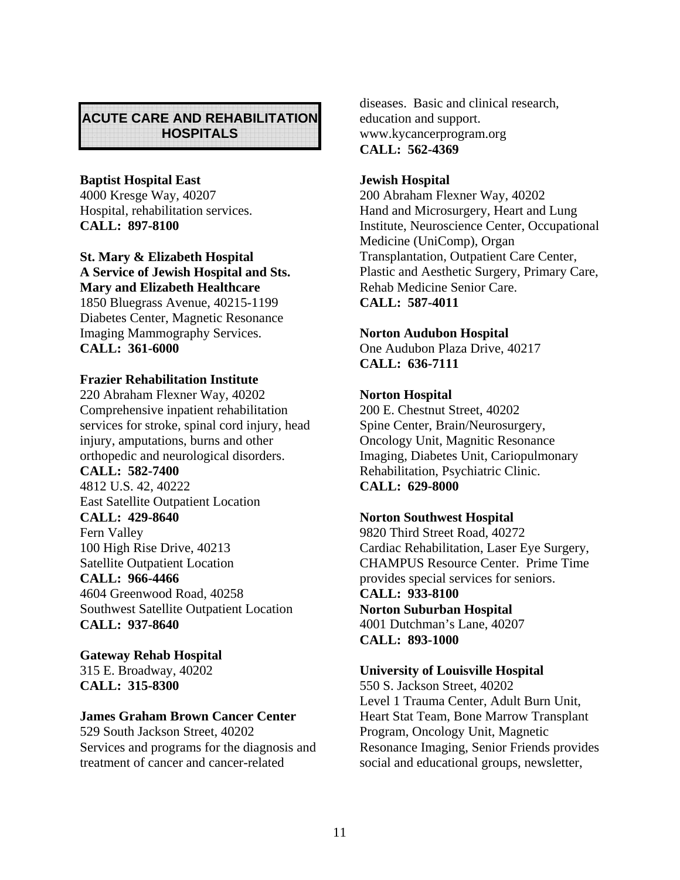## ACUTE CARE AND REHABILITATION HOSPITALS

**Baptist Hospital East**
4000 Kresge Way, 40207
Hospital, rehabilitation services.
**CALL: 897-8100**

**St. Mary & Elizabeth Hospital**
**A Service of Jewish Hospital and Sts. Mary and Elizabeth Healthcare**
1850 Bluegrass Avenue, 40215-1199
Diabetes Center, Magnetic Resonance Imaging Mammography Services.
**CALL: 361-6000**

**Frazier Rehabilitation Institute**
220 Abraham Flexner Way, 40202
Comprehensive inpatient rehabilitation services for stroke, spinal cord injury, head injury, amputations, burns and other orthopedic and neurological disorders.
**CALL: 582-7400**
4812 U.S. 42, 40222
East Satellite Outpatient Location
**CALL: 429-8640**
Fern Valley
100 High Rise Drive, 40213
Satellite Outpatient Location
**CALL: 966-4466**
4604 Greenwood Road, 40258
Southwest Satellite Outpatient Location
**CALL: 937-8640**

**Gateway Rehab Hospital**
315 E. Broadway, 40202
**CALL: 315-8300**

**James Graham Brown Cancer Center**
529 South Jackson Street, 40202
Services and programs for the diagnosis and treatment of cancer and cancer-related diseases. Basic and clinical research, education and support.
www.kycancerprogram.org
**CALL: 562-4369**

**Jewish Hospital**
200 Abraham Flexner Way, 40202
Hand and Microsurgery, Heart and Lung Institute, Neuroscience Center, Occupational Medicine (UniComp), Organ Transplantation, Outpatient Care Center, Plastic and Aesthetic Surgery, Primary Care, Rehab Medicine Senior Care.
**CALL: 587-4011**

**Norton Audubon Hospital**
One Audubon Plaza Drive, 40217
**CALL: 636-7111**

**Norton Hospital**
200 E. Chestnut Street, 40202
Spine Center, Brain/Neurosurgery, Oncology Unit, Magnitic Resonance Imaging, Diabetes Unit, Cariopulmonary Rehabilitation, Psychiatric Clinic.
**CALL: 629-8000**

**Norton Southwest Hospital**
9820 Third Street Road, 40272
Cardiac Rehabilitation, Laser Eye Surgery, CHAMPUS Resource Center. Prime Time provides special services for seniors.
**CALL: 933-8100**

**Norton Suburban Hospital**
4001 Dutchman's Lane, 40207
**CALL: 893-1000**

**University of Louisville Hospital**
550 S. Jackson Street, 40202
Level 1 Trauma Center, Adult Burn Unit, Heart Stat Team, Bone Marrow Transplant Program, Oncology Unit, Magnetic Resonance Imaging, Senior Friends provides social and educational groups, newsletter,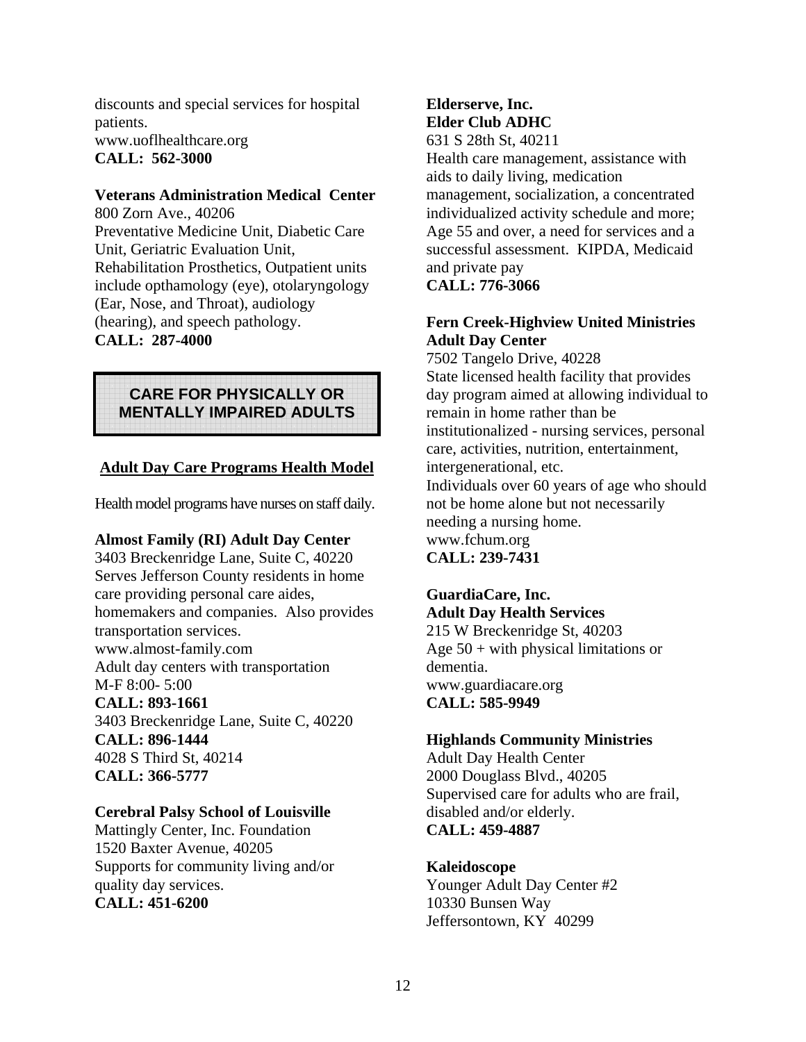discounts and special services for hospital patients.
www.uoflhealthcare.org
**CALL: 562-3000**

**Veterans Administration Medical Center**
800 Zorn Ave., 40206
Preventative Medicine Unit, Diabetic Care Unit, Geriatric Evaluation Unit, Rehabilitation Prosthetics, Outpatient units include opthamology (eye), otolaryngology (Ear, Nose, and Throat), audiology (hearing), and speech pathology.
**CALL: 287-4000**

## CARE FOR PHYSICALLY OR MENTALLY IMPAIRED ADULTS

### Adult Day Care Programs Health Model

Health model programs have nurses on staff daily.

**Almost Family (RI) Adult Day Center**
3403 Breckenridge Lane, Suite C, 40220
Serves Jefferson County residents in home care providing personal care aides, homemakers and companies. Also provides transportation services.
www.almost-family.com
Adult day centers with transportation
M-F 8:00- 5:00
**CALL: 893-1661**
3403 Breckenridge Lane, Suite C, 40220
**CALL: 896-1444**
4028 S Third St, 40214
**CALL: 366-5777**

**Cerebral Palsy School of Louisville**
Mattingly Center, Inc. Foundation
1520 Baxter Avenue, 40205
Supports for community living and/or quality day services.
**CALL: 451-6200**

**Elderserve, Inc.**
**Elder Club ADHC**
631 S 28th St, 40211
Health care management, assistance with aids to daily living, medication management, socialization, a concentrated individualized activity schedule and more; Age 55 and over, a need for services and a successful assessment. KIPDA, Medicaid and private pay
**CALL: 776-3066**

**Fern Creek-Highview United Ministries Adult Day Center**
7502 Tangelo Drive, 40228
State licensed health facility that provides day program aimed at allowing individual to remain in home rather than be institutionalized - nursing services, personal care, activities, nutrition, entertainment, intergenerational, etc.
Individuals over 60 years of age who should not be home alone but not necessarily needing a nursing home.
www.fchum.org
**CALL: 239-7431**

**GuardiaCare, Inc.**
**Adult Day Health Services**
215 W Breckenridge St, 40203
Age 50 + with physical limitations or dementia.
www.guardiacare.org
**CALL: 585-9949**

**Highlands Community Ministries**
Adult Day Health Center
2000 Douglass Blvd., 40205
Supervised care for adults who are frail, disabled and/or elderly.
**CALL: 459-4887**

**Kaleidoscope**
Younger Adult Day Center #2
10330 Bunsen Way
Jeffersontown, KY 40299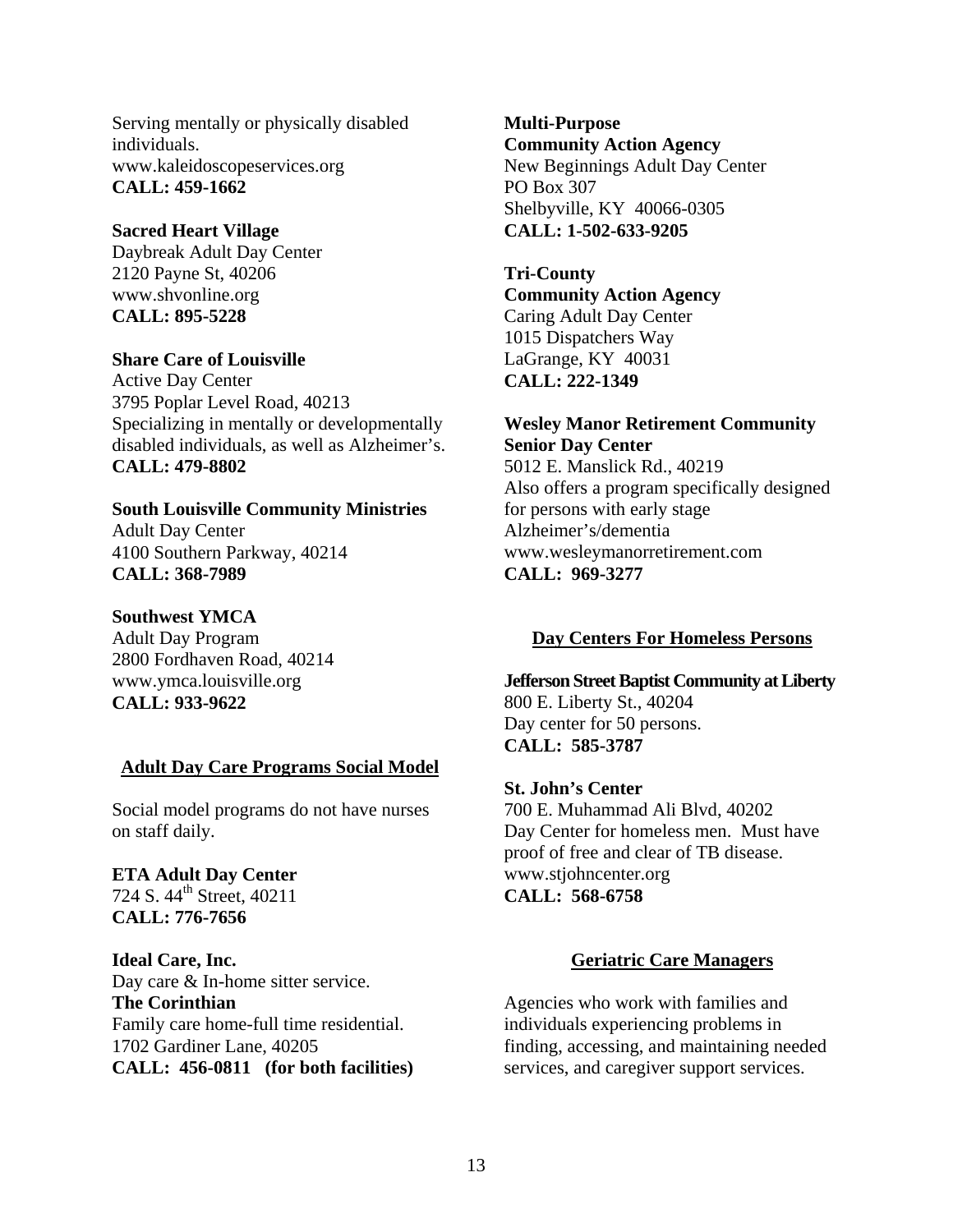Serving mentally or physically disabled individuals.
www.kaleidoscopeservices.org
**CALL: 459-1662**

**Sacred Heart Village**
Daybreak Adult Day Center
2120 Payne St, 40206
www.shvonline.org
**CALL: 895-5228**

**Share Care of Louisville**
Active Day Center
3795 Poplar Level Road, 40213
Specializing in mentally or developmentally disabled individuals, as well as Alzheimer's.
**CALL: 479-8802**

**South Louisville Community Ministries**
Adult Day Center
4100 Southern Parkway, 40214
**CALL: 368-7989**

**Southwest YMCA**
Adult Day Program
2800 Fordhaven Road, 40214
www.ymca.louisville.org
**CALL: 933-9622**

## Adult Day Care Programs Social Model

Social model programs do not have nurses on staff daily.

**ETA Adult Day Center**
724 S. 44th Street, 40211
**CALL: 776-7656**

**Ideal Care, Inc.**
Day care & In-home sitter service.
**The Corinthian**
Family care home-full time residential.
1702 Gardiner Lane, 40205
**CALL: 456-0811 (for both facilities)**

**Multi-Purpose Community Action Agency**
New Beginnings Adult Day Center
PO Box 307
Shelbyville, KY 40066-0305
**CALL: 1-502-633-9205**

**Tri-County Community Action Agency**
Caring Adult Day Center
1015 Dispatchers Way
LaGrange, KY 40031
**CALL: 222-1349**

**Wesley Manor Retirement Community Senior Day Center**
5012 E. Manslick Rd., 40219
Also offers a program specifically designed for persons with early stage Alzheimer's/dementia
www.wesleymanorretirement.com
**CALL: 969-3277**

## Day Centers For Homeless Persons

**Jefferson Street Baptist Community at Liberty**
800 E. Liberty St., 40204
Day center for 50 persons.
**CALL: 585-3787**

**St. John's Center**
700 E. Muhammad Ali Blvd, 40202
Day Center for homeless men. Must have proof of free and clear of TB disease.
www.stjohncenter.org
**CALL: 568-6758**

## Geriatric Care Managers

Agencies who work with families and individuals experiencing problems in finding, accessing, and maintaining needed services, and caregiver support services.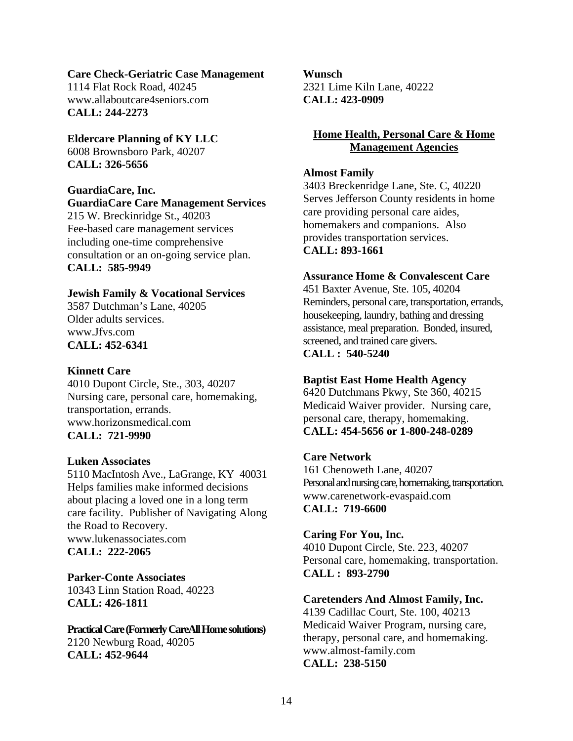**Care Check-Geriatric Case Management**
1114 Flat Rock Road, 40245
www.allaboutcare4seniors.com
**CALL: 244-2273**

**Eldercare Planning of KY LLC**
6008 Brownsboro Park, 40207
**CALL: 326-5656**

**GuardiaCare, Inc.**
**GuardiaCare Care Management Services**
215 W. Breckinridge St., 40203
Fee-based care management services including one-time comprehensive consultation or an on-going service plan.
**CALL: 585-9949**

**Jewish Family & Vocational Services**
3587 Dutchman's Lane, 40205
Older adults services.
www.Jfvs.com
**CALL: 452-6341**

**Kinnett Care**
4010 Dupont Circle, Ste., 303, 40207
Nursing care, personal care, homemaking, transportation, errands.
www.horizonsmedical.com
**CALL: 721-9990**

**Luken Associates**
5110 MacIntosh Ave., LaGrange, KY 40031
Helps families make informed decisions about placing a loved one in a long term care facility. Publisher of Navigating Along the Road to Recovery.
www.lukenassociates.com
**CALL: 222-2065**

**Parker-Conte Associates**
10343 Linn Station Road, 40223
**CALL: 426-1811**

**Practical Care (Formerly CareAll Home solutions)**
2120 Newburg Road, 40205
**CALL: 452-9644**

**Wunsch**
2321 Lime Kiln Lane, 40222
**CALL: 423-0909**

## Home Health, Personal Care & Home Management Agencies

**Almost Family**
3403 Breckenridge Lane, Ste. C, 40220
Serves Jefferson County residents in home care providing personal care aides, homemakers and companions. Also provides transportation services.
**CALL: 893-1661**

**Assurance Home & Convalescent Care**
451 Baxter Avenue, Ste. 105, 40204
Reminders, personal care, transportation, errands, housekeeping, laundry, bathing and dressing assistance, meal preparation. Bonded, insured, screened, and trained care givers.
**CALL : 540-5240**

**Baptist East Home Health Agency**
6420 Dutchmans Pkwy, Ste 360, 40215
Medicaid Waiver provider. Nursing care, personal care, therapy, homemaking.
**CALL: 454-5656 or 1-800-248-0289**

**Care Network**
161 Chenoweth Lane, 40207
Personal and nursing care, homemaking, transportation.
www.carenetwork-evaspaid.com
**CALL: 719-6600**

**Caring For You, Inc.**
4010 Dupont Circle, Ste. 223, 40207
Personal care, homemaking, transportation.
**CALL : 893-2790**

**Caretenders And Almost Family, Inc.**
4139 Cadillac Court, Ste. 100, 40213
Medicaid Waiver Program, nursing care, therapy, personal care, and homemaking.
www.almost-family.com
**CALL: 238-5150**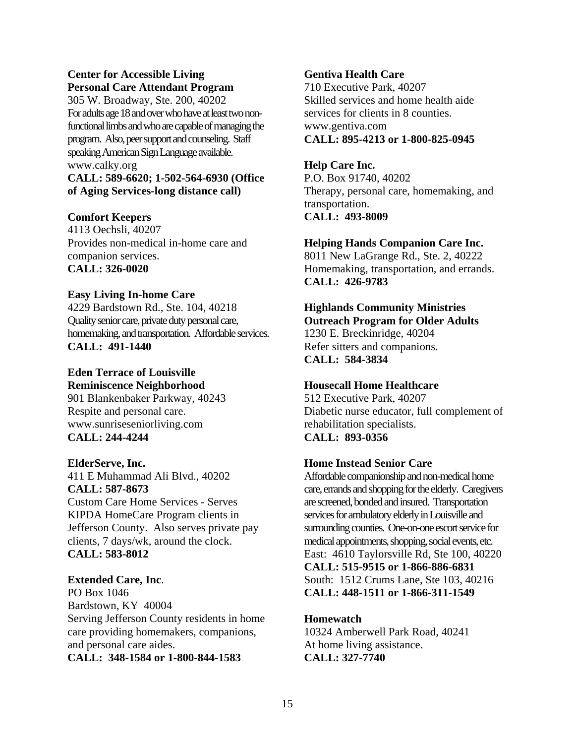**Center for Accessible Living Personal Care Attendant Program**
305 W. Broadway, Ste. 200, 40202
For adults age 18 and over who have at least two non-functional limbs and who are capable of managing the program. Also, peer support and counseling. Staff speaking American Sign Language available.
www.calky.org
**CALL: 589-6620; 1-502-564-6930 (Office of Aging Services-long distance call)**

**Comfort Keepers**
4113 Oechsli, 40207
Provides non-medical in-home care and companion services.
**CALL: 326-0020**

**Easy Living In-home Care**
4229 Bardstown Rd., Ste. 104, 40218
Quality senior care, private duty personal care, homemaking, and transportation. Affordable services.
**CALL: 491-1440**

**Eden Terrace of Louisville Reminiscence Neighborhood**
901 Blankenbaker Parkway, 40243
Respite and personal care.
www.sunriseseniorliving.com
**CALL: 244-4244**

**ElderServe, Inc.**
411 E Muhammad Ali Blvd., 40202
**CALL: 587-8673**
Custom Care Home Services - Serves KIPDA HomeCare Program clients in Jefferson County. Also serves private pay clients, 7 days/wk, around the clock.
**CALL: 583-8012**

**Extended Care, Inc**.
PO Box 1046
Bardstown, KY 40004
Serving Jefferson County residents in home care providing homemakers, companions, and personal care aides.
**CALL: 348-1584 or 1-800-844-1583**

**Gentiva Health Care**
710 Executive Park, 40207
Skilled services and home health aide services for clients in 8 counties.
www.gentiva.com
**CALL: 895-4213 or 1-800-825-0945**

**Help Care Inc.**
P.O. Box 91740, 40202
Therapy, personal care, homemaking, and transportation.
**CALL: 493-8009**

**Helping Hands Companion Care Inc.**
8011 New LaGrange Rd., Ste. 2, 40222
Homemaking, transportation, and errands.
**CALL: 426-9783**

**Highlands Community Ministries Outreach Program for Older Adults**
1230 E. Breckinridge, 40204
Refer sitters and companions.
**CALL: 584-3834**

**Housecall Home Healthcare**
512 Executive Park, 40207
Diabetic nurse educator, full complement of rehabilitation specialists.
**CALL: 893-0356**

**Home Instead Senior Care**
Affordable companionship and non-medical home care, errands and shopping for the elderly. Caregivers are screened, bonded and insured. Transportation services for ambulatory elderly in Louisville and surrounding counties. One-on-one escort service for medical appointments, shopping, social events, etc.
East: 4610 Taylorsville Rd, Ste 100, 40220
**CALL: 515-9515 or 1-866-886-6831**
South: 1512 Crums Lane, Ste 103, 40216
**CALL: 448-1511 or 1-866-311-1549**

**Homewatch**
10324 Amberwell Park Road, 40241
At home living assistance.
**CALL: 327-7740**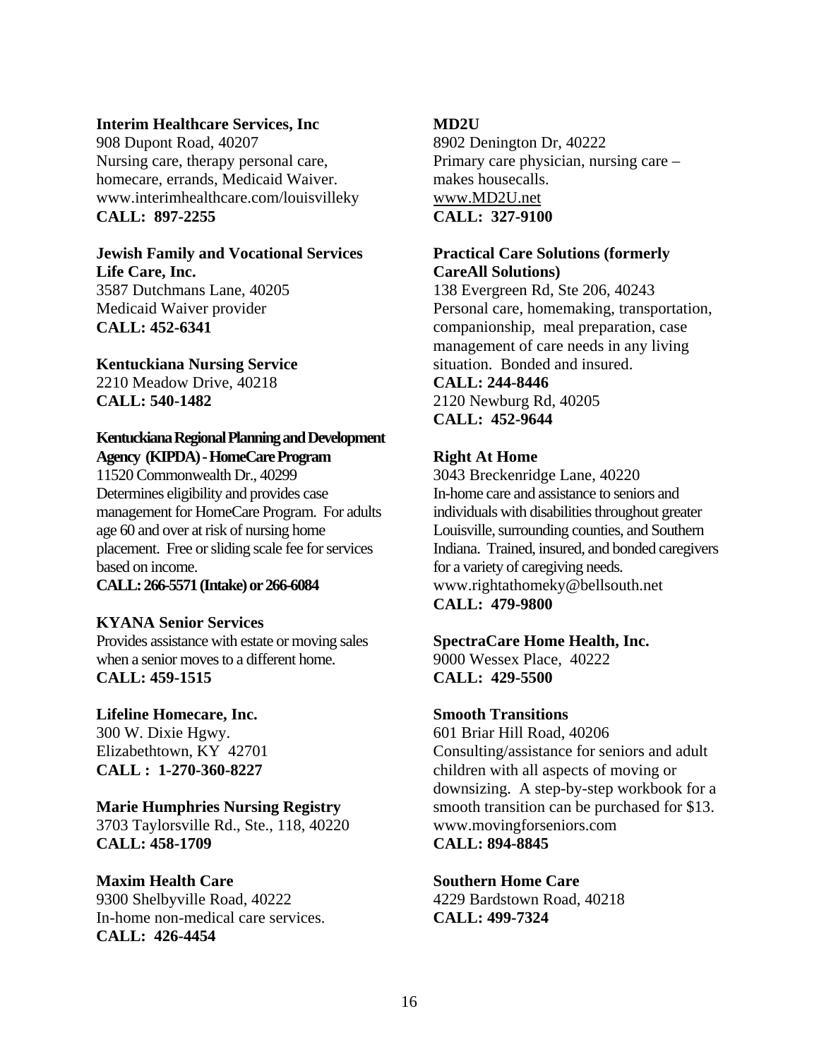**Interim Healthcare Services, Inc**
908 Dupont Road, 40207
Nursing care, therapy personal care, homecare, errands, Medicaid Waiver.
www.interimhealthcare.com/louisvilleky
**CALL: 897-2255**

**Jewish Family and Vocational Services Life Care, Inc.**
3587 Dutchmans Lane, 40205
Medicaid Waiver provider
**CALL: 452-6341**

**Kentuckiana Nursing Service**
2210 Meadow Drive, 40218
**CALL: 540-1482**

**Kentuckiana Regional Planning and Development Agency (KIPDA) - HomeCare Program**
11520 Commonwealth Dr., 40299
Determines eligibility and provides case management for HomeCare Program. For adults age 60 and over at risk of nursing home placement. Free or sliding scale fee for services based on income.
**CALL: 266-5571 (Intake) or 266-6084**

**KYANA Senior Services**
Provides assistance with estate or moving sales when a senior moves to a different home.
**CALL: 459-1515**

**Lifeline Homecare, Inc.**
300 W. Dixie Hgwy.
Elizabethtown, KY 42701
**CALL : 1-270-360-8227**

**Marie Humphries Nursing Registry**
3703 Taylorsville Rd., Ste., 118, 40220
**CALL: 458-1709**

**Maxim Health Care**
9300 Shelbyville Road, 40222
In-home non-medical care services.
**CALL: 426-4454**

**MD2U**
8902 Denington Dr, 40222
Primary care physician, nursing care – makes housecalls.
www.MD2U.net
**CALL: 327-9100**

**Practical Care Solutions (formerly CareAll Solutions)**
138 Evergreen Rd, Ste 206, 40243
Personal care, homemaking, transportation, companionship, meal preparation, case management of care needs in any living situation. Bonded and insured.
**CALL: 244-8446**
2120 Newburg Rd, 40205
**CALL: 452-9644**

**Right At Home**
3043 Breckenridge Lane, 40220
In-home care and assistance to seniors and individuals with disabilities throughout greater Louisville, surrounding counties, and Southern Indiana. Trained, insured, and bonded caregivers for a variety of caregiving needs.
www.rightathomeky@bellsouth.net
**CALL: 479-9800**

**SpectraCare Home Health, Inc.**
9000 Wessex Place, 40222
**CALL: 429-5500**

**Smooth Transitions**
601 Briar Hill Road, 40206
Consulting/assistance for seniors and adult children with all aspects of moving or downsizing. A step-by-step workbook for a smooth transition can be purchased for $13.
www.movingforseniors.com
**CALL: 894-8845**

**Southern Home Care**
4229 Bardstown Road, 40218
**CALL: 499-7324**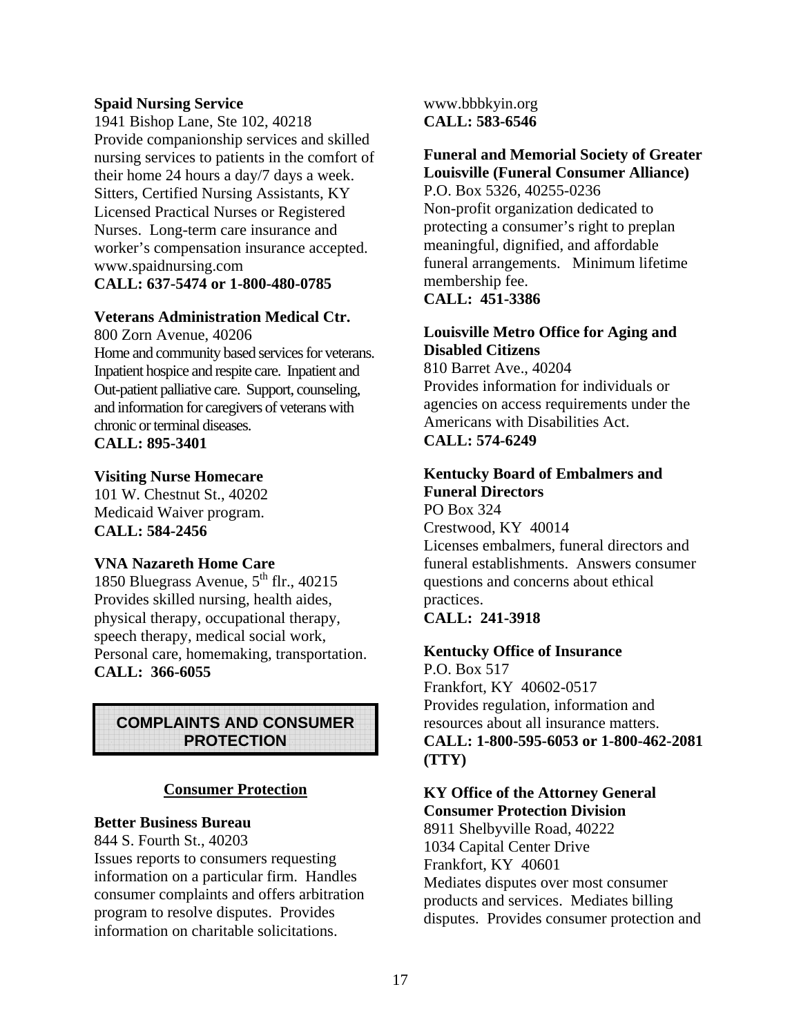**Spaid Nursing Service**
1941 Bishop Lane, Ste 102, 40218
Provide companionship services and skilled nursing services to patients in the comfort of their home 24 hours a day/7 days a week. Sitters, Certified Nursing Assistants, KY Licensed Practical Nurses or Registered Nurses. Long-term care insurance and worker's compensation insurance accepted.
www.spaidnursing.com
**CALL: 637-5474 or 1-800-480-0785**

**Veterans Administration Medical Ctr.**
800 Zorn Avenue, 40206
Home and community based services for veterans. Inpatient hospice and respite care. Inpatient and Out-patient palliative care. Support, counseling, and information for caregivers of veterans with chronic or terminal diseases.
**CALL: 895-3401**

**Visiting Nurse Homecare**
101 W. Chestnut St., 40202
Medicaid Waiver program.
**CALL: 584-2456**

**VNA Nazareth Home Care**
1850 Bluegrass Avenue, 5th flr., 40215
Provides skilled nursing, health aides, physical therapy, occupational therapy, speech therapy, medical social work, Personal care, homemaking, transportation.
**CALL: 366-6055**

## COMPLAINTS AND CONSUMER PROTECTION

### Consumer Protection

**Better Business Bureau**
844 S. Fourth St., 40203
Issues reports to consumers requesting information on a particular firm. Handles consumer complaints and offers arbitration program to resolve disputes. Provides information on charitable solicitations.
www.bbbkyin.org
**CALL: 583-6546**

**Funeral and Memorial Society of Greater Louisville (Funeral Consumer Alliance)**
P.O. Box 5326, 40255-0236
Non-profit organization dedicated to protecting a consumer's right to preplan meaningful, dignified, and affordable funeral arrangements. Minimum lifetime membership fee.
**CALL: 451-3386**

**Louisville Metro Office for Aging and Disabled Citizens**
810 Barret Ave., 40204
Provides information for individuals or agencies on access requirements under the Americans with Disabilities Act.
**CALL: 574-6249**

**Kentucky Board of Embalmers and Funeral Directors**
PO Box 324
Crestwood, KY 40014
Licenses embalmers, funeral directors and funeral establishments. Answers consumer questions and concerns about ethical practices.
**CALL: 241-3918**

**Kentucky Office of Insurance**
P.O. Box 517
Frankfort, KY 40602-0517
Provides regulation, information and resources about all insurance matters.
**CALL: 1-800-595-6053 or 1-800-462-2081 (TTY)**

**KY Office of the Attorney General Consumer Protection Division**
8911 Shelbyville Road, 40222
1034 Capital Center Drive
Frankfort, KY 40601
Mediates disputes over most consumer products and services. Mediates billing disputes. Provides consumer protection and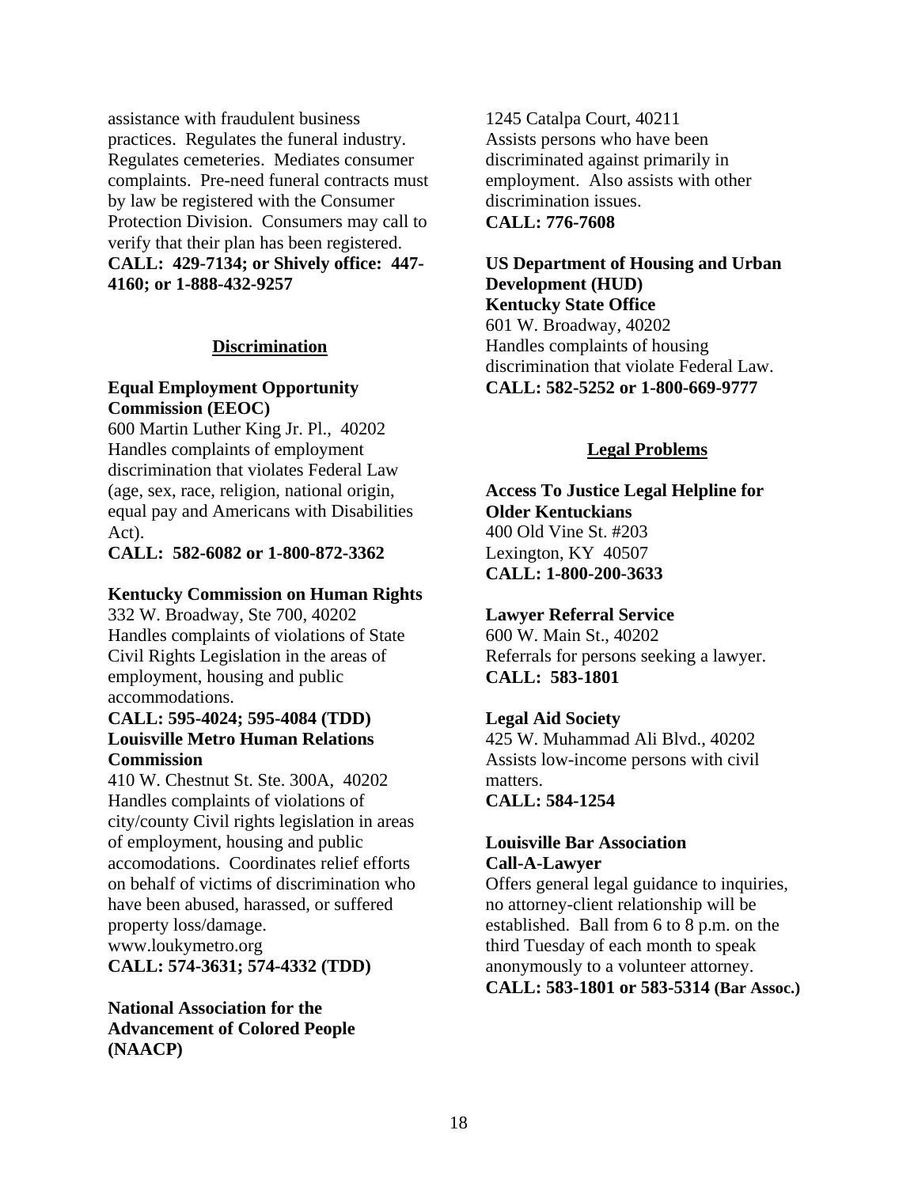assistance with fraudulent business practices. Regulates the funeral industry. Regulates cemeteries. Mediates consumer complaints. Pre-need funeral contracts must by law be registered with the Consumer Protection Division. Consumers may call to verify that their plan has been registered.
**CALL: 429-7134; or Shively office: 447-4160; or 1-888-432-9257**

## Discrimination

**Equal Employment Opportunity Commission (EEOC)**
600 Martin Luther King Jr. Pl., 40202
Handles complaints of employment discrimination that violates Federal Law (age, sex, race, religion, national origin, equal pay and Americans with Disabilities Act).
**CALL: 582-6082 or 1-800-872-3362**

**Kentucky Commission on Human Rights**
332 W. Broadway, Ste 700, 40202
Handles complaints of violations of State Civil Rights Legislation in the areas of employment, housing and public accommodations.
**CALL: 595-4024; 595-4084 (TDD)**

**Louisville Metro Human Relations Commission**
410 W. Chestnut St. Ste. 300A, 40202
Handles complaints of violations of city/county Civil rights legislation in areas of employment, housing and public accomodations. Coordinates relief efforts on behalf of victims of discrimination who have been abused, harassed, or suffered property loss/damage.
www.loukymetro.org
**CALL: 574-3631; 574-4332 (TDD)**

**National Association for the Advancement of Colored People (NAACP)**
1245 Catalpa Court, 40211
Assists persons who have been discriminated against primarily in employment. Also assists with other discrimination issues.
**CALL: 776-7608**

**US Department of Housing and Urban Development (HUD)**
**Kentucky State Office**
601 W. Broadway, 40202
Handles complaints of housing discrimination that violate Federal Law.
**CALL: 582-5252 or 1-800-669-9777**

## Legal Problems

**Access To Justice Legal Helpline for Older Kentuckians**
400 Old Vine St. #203
Lexington, KY 40507
**CALL: 1-800-200-3633**

**Lawyer Referral Service**
600 W. Main St., 40202
Referrals for persons seeking a lawyer.
**CALL: 583-1801**

**Legal Aid Society**
425 W. Muhammad Ali Blvd., 40202
Assists low-income persons with civil matters.
**CALL: 584-1254**

**Louisville Bar Association**
**Call-A-Lawyer**
Offers general legal guidance to inquiries, no attorney-client relationship will be established. Ball from 6 to 8 p.m. on the third Tuesday of each month to speak anonymously to a volunteer attorney.
**CALL: 583-1801 or 583-5314 (Bar Assoc.)**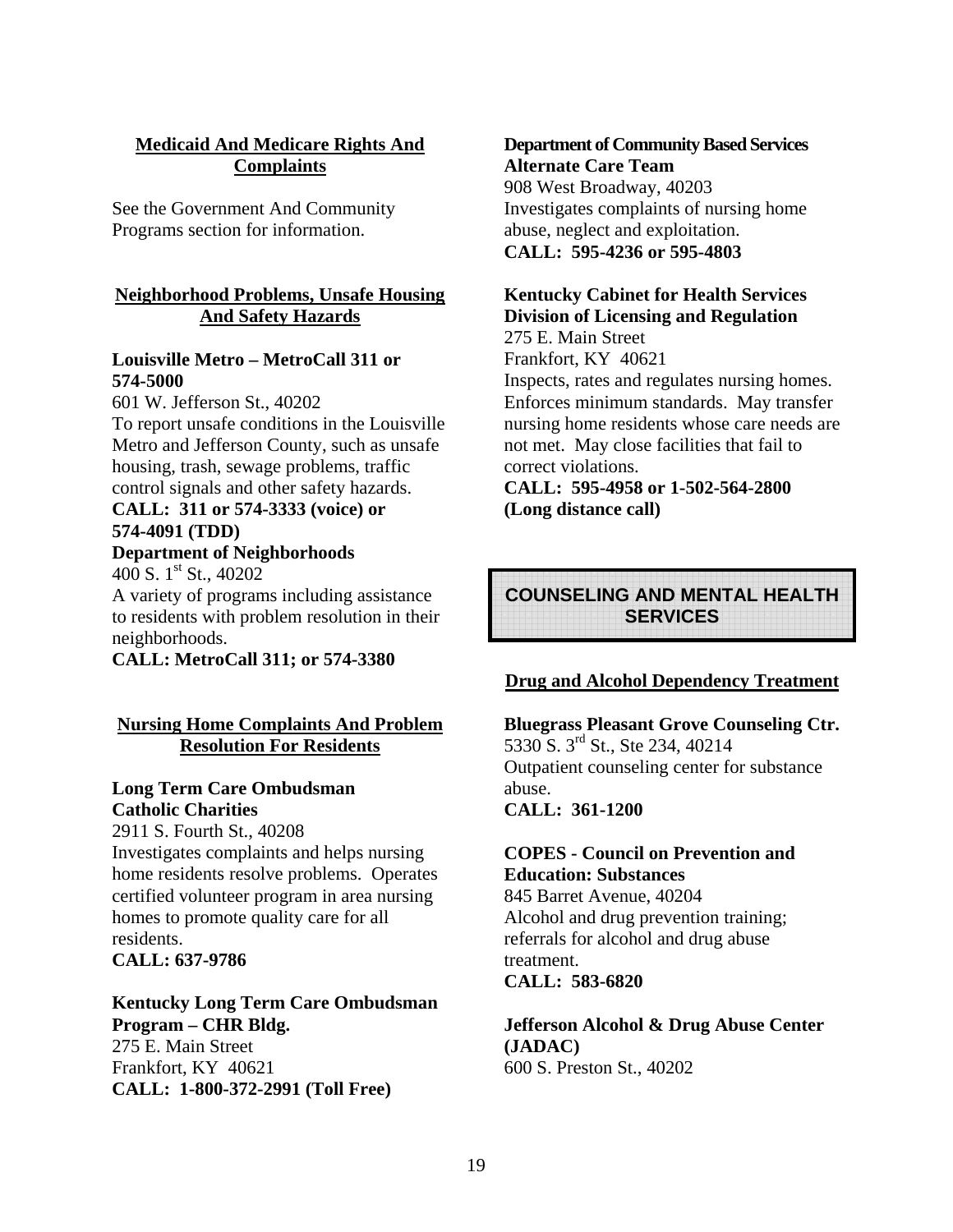## Medicaid And Medicare Rights And Complaints

See the Government And Community Programs section for information.

## Neighborhood Problems, Unsafe Housing And Safety Hazards

**Louisville Metro – MetroCall 311 or 574-5000**
601 W. Jefferson St., 40202
To report unsafe conditions in the Louisville Metro and Jefferson County, such as unsafe housing, trash, sewage problems, traffic control signals and other safety hazards.
**CALL: 311 or 574-3333 (voice) or 574-4091 (TDD)**

**Department of Neighborhoods**
400 S. 1st St., 40202
A variety of programs including assistance to residents with problem resolution in their neighborhoods.
**CALL: MetroCall 311; or 574-3380**

## Nursing Home Complaints And Problem Resolution For Residents

**Long Term Care Ombudsman Catholic Charities**
2911 S. Fourth St., 40208
Investigates complaints and helps nursing home residents resolve problems. Operates certified volunteer program in area nursing homes to promote quality care for all residents.
**CALL: 637-9786**

**Kentucky Long Term Care Ombudsman Program – CHR Bldg.**
275 E. Main Street
Frankfort, KY 40621
**CALL: 1-800-372-2991 (Toll Free)**

**Department of Community Based Services Alternate Care Team**
908 West Broadway, 40203
Investigates complaints of nursing home abuse, neglect and exploitation.
**CALL: 595-4236 or 595-4803**

**Kentucky Cabinet for Health Services Division of Licensing and Regulation**
275 E. Main Street
Frankfort, KY 40621
Inspects, rates and regulates nursing homes. Enforces minimum standards. May transfer nursing home residents whose care needs are not met. May close facilities that fail to correct violations.
**CALL: 595-4958 or 1-502-564-2800 (Long distance call)**

# COUNSELING AND MENTAL HEALTH SERVICES

## Drug and Alcohol Dependency Treatment

**Bluegrass Pleasant Grove Counseling Ctr.**
5330 S. 3rd St., Ste 234, 40214
Outpatient counseling center for substance abuse.
**CALL: 361-1200**

**COPES - Council on Prevention and Education: Substances**
845 Barret Avenue, 40204
Alcohol and drug prevention training; referrals for alcohol and drug abuse treatment.
**CALL: 583-6820**

**Jefferson Alcohol & Drug Abuse Center (JADAC)**
600 S. Preston St., 40202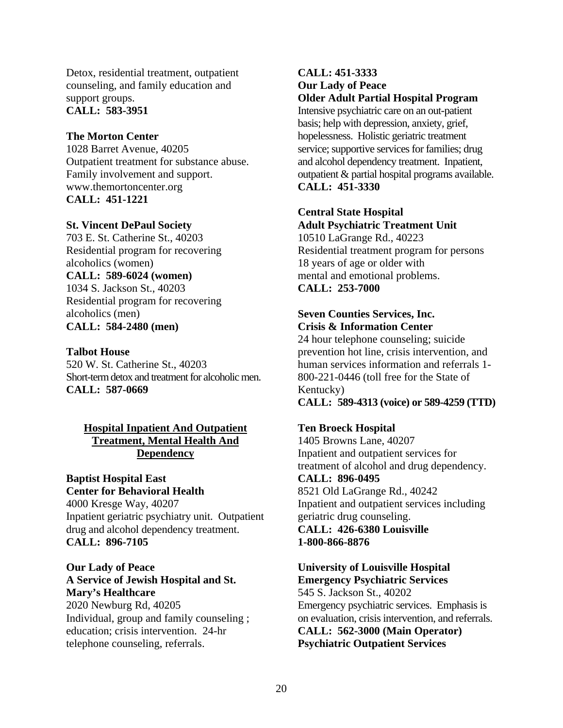Detox, residential treatment, outpatient counseling, and family education and support groups.
**CALL: 583-3951**

**The Morton Center**
1028 Barret Avenue, 40205
Outpatient treatment for substance abuse. Family involvement and support.
www.themortoncenter.org
**CALL: 451-1221**

**St. Vincent DePaul Society**
703 E. St. Catherine St., 40203
Residential program for recovering alcoholics (women)
**CALL: 589-6024 (women)**
1034 S. Jackson St., 40203
Residential program for recovering alcoholics (men)
**CALL: 584-2480 (men)**

**Talbot House**
520 W. St. Catherine St., 40203
Short-term detox and treatment for alcoholic men.
**CALL: 587-0669**

## Hospital Inpatient And Outpatient Treatment, Mental Health And Dependency

**Baptist Hospital East**
**Center for Behavioral Health**
4000 Kresge Way, 40207
Inpatient geriatric psychiatry unit. Outpatient drug and alcohol dependency treatment.
**CALL: 896-7105**

**Our Lady of Peace**
**A Service of Jewish Hospital and St. Mary's Healthcare**
2020 Newburg Rd, 40205
Individual, group and family counseling ; education; crisis intervention. 24-hr telephone counseling, referrals.
**CALL: 451-3333**

**Our Lady of Peace**
**Older Adult Partial Hospital Program**
Intensive psychiatric care on an out-patient basis; help with depression, anxiety, grief, hopelessness. Holistic geriatric treatment service; supportive services for families; drug and alcohol dependency treatment. Inpatient, outpatient & partial hospital programs available.
**CALL: 451-3330**

**Central State Hospital**
**Adult Psychiatric Treatment Unit**
10510 LaGrange Rd., 40223
Residential treatment program for persons 18 years of age or older with mental and emotional problems.
**CALL: 253-7000**

**Seven Counties Services, Inc.**
**Crisis & Information Center**
24 hour telephone counseling; suicide prevention hot line, crisis intervention, and human services information and referrals 1-800-221-0446 (toll free for the State of Kentucky)
**CALL: 589-4313 (voice) or 589-4259 (TTD)**

**Ten Broeck Hospital**
1405 Browns Lane, 40207
Inpatient and outpatient services for treatment of alcohol and drug dependency.
**CALL: 896-0495**
8521 Old LaGrange Rd., 40242
Inpatient and outpatient services including geriatric drug counseling.
**CALL: 426-6380 Louisville**
**1-800-866-8876**

**University of Louisville Hospital**
**Emergency Psychiatric Services**
545 S. Jackson St., 40202
Emergency psychiatric services. Emphasis is on evaluation, crisis intervention, and referrals.
**CALL: 562-3000 (Main Operator)**
**Psychiatric Outpatient Services**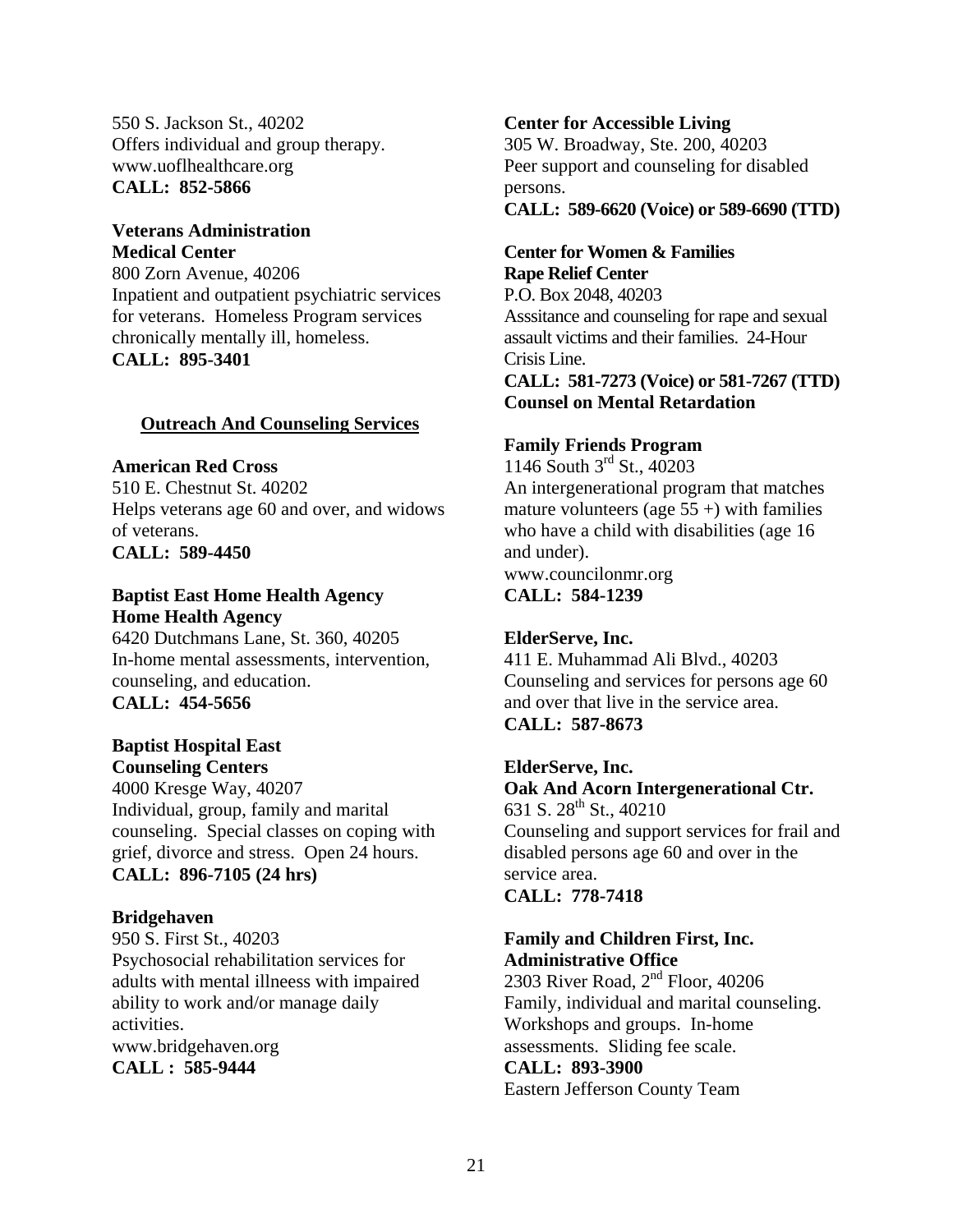550 S. Jackson St., 40202
Offers individual and group therapy.
www.uoflhealthcare.org
**CALL: 852-5866**

**Veterans Administration Medical Center**
800 Zorn Avenue, 40206
Inpatient and outpatient psychiatric services for veterans. Homeless Program services chronically mentally ill, homeless.
**CALL: 895-3401**

## Outreach And Counseling Services

**American Red Cross**
510 E. Chestnut St. 40202
Helps veterans age 60 and over, and widows of veterans.
**CALL: 589-4450**

**Baptist East Home Health Agency Home Health Agency**
6420 Dutchmans Lane, St. 360, 40205
In-home mental assessments, intervention, counseling, and education.
**CALL: 454-5656**

**Baptist Hospital East Counseling Centers**
4000 Kresge Way, 40207
Individual, group, family and marital counseling. Special classes on coping with grief, divorce and stress. Open 24 hours.
**CALL: 896-7105 (24 hrs)**

**Bridgehaven**
950 S. First St., 40203
Psychosocial rehabilitation services for adults with mental illneess with impaired ability to work and/or manage daily activities.
www.bridgehaven.org
**CALL : 585-9444**

**Center for Accessible Living**
305 W. Broadway, Ste. 200, 40203
Peer support and counseling for disabled persons.
**CALL: 589-6620 (Voice) or 589-6690 (TTD)**

**Center for Women & Families Rape Relief Center**
P.O. Box 2048, 40203
Asssitance and counseling for rape and sexual assault victims and their families. 24-Hour Crisis Line.
**CALL: 581-7273 (Voice) or 581-7267 (TTD)**
**Counsel on Mental Retardation**

**Family Friends Program**
1146 South 3rd St., 40203
An intergenerational program that matches mature volunteers (age 55 +) with families who have a child with disabilities (age 16 and under).
www.councilonmr.org
**CALL: 584-1239**

**ElderServe, Inc.**
411 E. Muhammad Ali Blvd., 40203
Counseling and services for persons age 60 and over that live in the service area.
**CALL: 587-8673**

**ElderServe, Inc. Oak And Acorn Intergenerational Ctr.**
631 S. 28th St., 40210
Counseling and support services for frail and disabled persons age 60 and over in the service area.
**CALL: 778-7418**

**Family and Children First, Inc. Administrative Office**
2303 River Road, 2nd Floor, 40206
Family, individual and marital counseling. Workshops and groups. In-home assessments. Sliding fee scale.
**CALL: 893-3900**
Eastern Jefferson County Team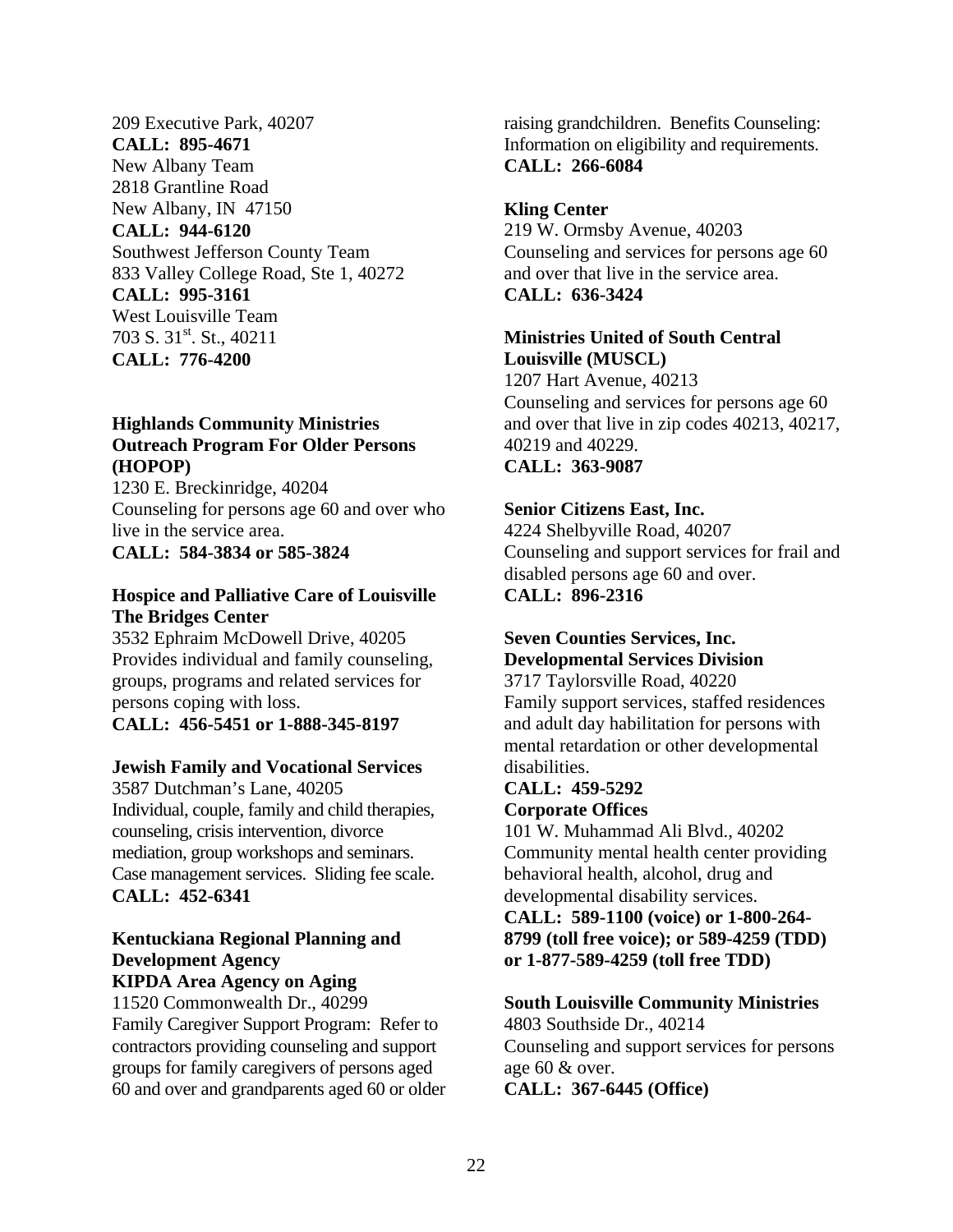209 Executive Park, 40207
**CALL: 895-4671**
New Albany Team
2818 Grantline Road
New Albany, IN 47150
**CALL: 944-6120**
Southwest Jefferson County Team
833 Valley College Road, Ste 1, 40272
**CALL: 995-3161**
West Louisville Team
703 S. 31st. St., 40211
**CALL: 776-4200**

**Highlands Community Ministries Outreach Program For Older Persons (HOPOP)**
1230 E. Breckinridge, 40204
Counseling for persons age 60 and over who live in the service area.
**CALL: 584-3834 or 585-3824**

**Hospice and Palliative Care of Louisville The Bridges Center**
3532 Ephraim McDowell Drive, 40205
Provides individual and family counseling, groups, programs and related services for persons coping with loss.
**CALL: 456-5451 or 1-888-345-8197**

**Jewish Family and Vocational Services**
3587 Dutchman's Lane, 40205
Individual, couple, family and child therapies, counseling, crisis intervention, divorce mediation, group workshops and seminars. Case management services. Sliding fee scale.
**CALL: 452-6341**

**Kentuckiana Regional Planning and Development Agency**
**KIPDA Area Agency on Aging**
11520 Commonwealth Dr., 40299
Family Caregiver Support Program: Refer to contractors providing counseling and support groups for family caregivers of persons aged 60 and over and grandparents aged 60 or older raising grandchildren. Benefits Counseling: Information on eligibility and requirements.
**CALL: 266-6084**

**Kling Center**
219 W. Ormsby Avenue, 40203
Counseling and services for persons age 60 and over that live in the service area.
**CALL: 636-3424**

**Ministries United of South Central Louisville (MUSCL)**
1207 Hart Avenue, 40213
Counseling and services for persons age 60 and over that live in zip codes 40213, 40217, 40219 and 40229.
**CALL: 363-9087**

**Senior Citizens East, Inc.**
4224 Shelbyville Road, 40207
Counseling and support services for frail and disabled persons age 60 and over.
**CALL: 896-2316**

**Seven Counties Services, Inc.**
**Developmental Services Division**
3717 Taylorsville Road, 40220
Family support services, staffed residences and adult day habilitation for persons with mental retardation or other developmental disabilities.
**CALL: 459-5292**
**Corporate Offices**
101 W. Muhammad Ali Blvd., 40202
Community mental health center providing behavioral health, alcohol, drug and developmental disability services.
**CALL: 589-1100 (voice) or 1-800-264-8799 (toll free voice); or 589-4259 (TDD) or 1-877-589-4259 (toll free TDD)**

**South Louisville Community Ministries**
4803 Southside Dr., 40214
Counseling and support services for persons age 60 & over.
**CALL: 367-6445 (Office)**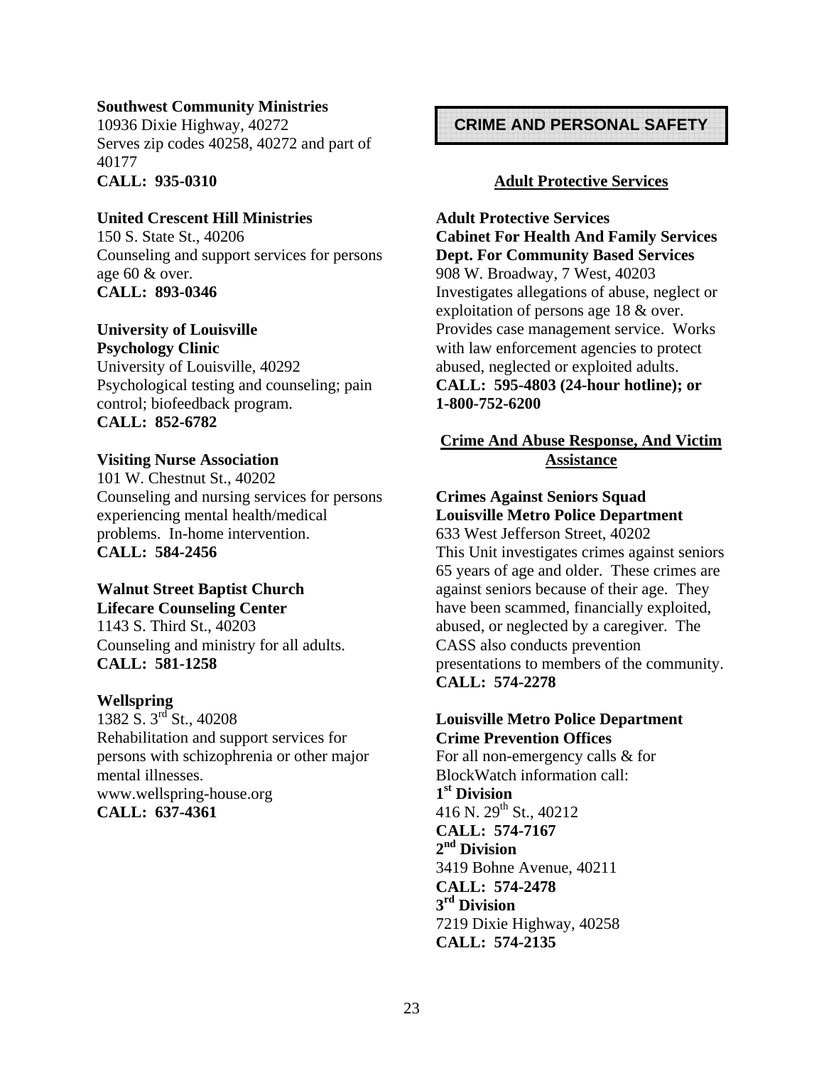**Southwest Community Ministries**
10936 Dixie Highway, 40272
Serves zip codes 40258, 40272 and part of 40177
**CALL: 935-0310**

**United Crescent Hill Ministries**
150 S. State St., 40206
Counseling and support services for persons age 60 & over.
**CALL: 893-0346**

**University of Louisville**
**Psychology Clinic**
University of Louisville, 40292
Psychological testing and counseling; pain control; biofeedback program.
**CALL: 852-6782**

**Visiting Nurse Association**
101 W. Chestnut St., 40202
Counseling and nursing services for persons experiencing mental health/medical problems. In-home intervention.
**CALL: 584-2456**

**Walnut Street Baptist Church**
**Lifecare Counseling Center**
1143 S. Third St., 40203
Counseling and ministry for all adults.
**CALL: 581-1258**

**Wellspring**
1382 S. 3rd St., 40208
Rehabilitation and support services for persons with schizophrenia or other major mental illnesses.
www.wellspring-house.org
**CALL: 637-4361**

# CRIME AND PERSONAL SAFETY

## Adult Protective Services

**Adult Protective Services**
**Cabinet For Health And Family Services**
**Dept. For Community Based Services**
908 W. Broadway, 7 West, 40203
Investigates allegations of abuse, neglect or exploitation of persons age 18 & over. Provides case management service. Works with law enforcement agencies to protect abused, neglected or exploited adults.
**CALL: 595-4803 (24-hour hotline); or 1-800-752-6200**

## Crime And Abuse Response, And Victim Assistance

**Crimes Against Seniors Squad**
**Louisville Metro Police Department**
633 West Jefferson Street, 40202
This Unit investigates crimes against seniors 65 years of age and older. These crimes are against seniors because of their age. They have been scammed, financially exploited, abused, or neglected by a caregiver. The CASS also conducts prevention presentations to members of the community.
**CALL: 574-2278**

**Louisville Metro Police Department**
**Crime Prevention Offices**
For all non-emergency calls & for BlockWatch information call:

**1st Division**
416 N. 29th St., 40212
**CALL: 574-7167**

**2nd Division**
3419 Bohne Avenue, 40211
**CALL: 574-2478**

**3rd Division**
7219 Dixie Highway, 40258
**CALL: 574-2135**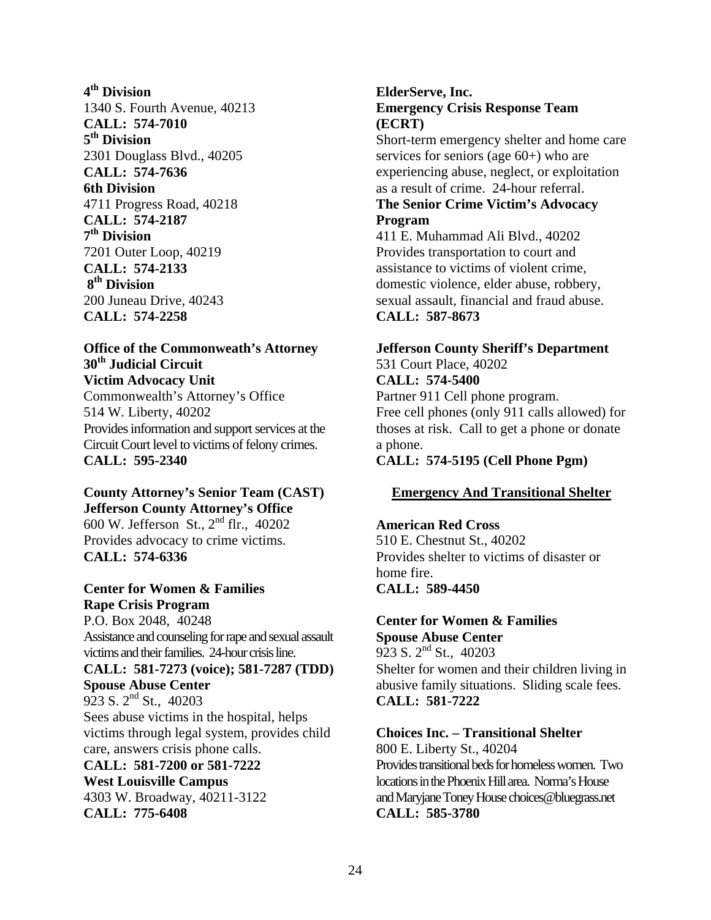**4th Division**
1340 S. Fourth Avenue, 40213
**CALL: 574-7010**
**5th Division**
2301 Douglass Blvd., 40205
**CALL: 574-7636**
**6th Division**
4711 Progress Road, 40218
**CALL: 574-2187**
**7th Division**
7201 Outer Loop, 40219
**CALL: 574-2133**
**8th Division**
200 Juneau Drive, 40243
**CALL: 574-2258**

**Office of the Commonweath's Attorney**
**30th Judicial Circuit**
**Victim Advocacy Unit**
Commonwealth's Attorney's Office
514 W. Liberty, 40202
Provides information and support services at the Circuit Court level to victims of felony crimes.
**CALL: 595-2340**

**County Attorney's Senior Team (CAST)**
**Jefferson County Attorney's Office**
600 W. Jefferson St., 2nd flr., 40202
Provides advocacy to crime victims.
**CALL: 574-6336**

**Center for Women & Families**
**Rape Crisis Program**
P.O. Box 2048, 40248
Assistance and counseling for rape and sexual assault victims and their families. 24-hour crisis line.
**CALL: 581-7273 (voice); 581-7287 (TDD)**
**Spouse Abuse Center**
923 S. 2nd St., 40203
Sees abuse victims in the hospital, helps victims through legal system, provides child care, answers crisis phone calls.
**CALL: 581-7200 or 581-7222**
**West Louisville Campus**
4303 W. Broadway, 40211-3122
**CALL: 775-6408**

**ElderServe, Inc.**
**Emergency Crisis Response Team (ECRT)**
Short-term emergency shelter and home care services for seniors (age 60+) who are experiencing abuse, neglect, or exploitation as a result of crime. 24-hour referral.
**The Senior Crime Victim's Advocacy Program**
411 E. Muhammad Ali Blvd., 40202
Provides transportation to court and assistance to victims of violent crime, domestic violence, elder abuse, robbery, sexual assault, financial and fraud abuse.
**CALL: 587-8673**

**Jefferson County Sheriff's Department**
531 Court Place, 40202
**CALL: 574-5400**
Partner 911 Cell phone program.
Free cell phones (only 911 calls allowed) for thoses at risk. Call to get a phone or donate a phone.
**CALL: 574-5195 (Cell Phone Pgm)**

## Emergency And Transitional Shelter

**American Red Cross**
510 E. Chestnut St., 40202
Provides shelter to victims of disaster or home fire.
**CALL: 589-4450**

**Center for Women & Families**
**Spouse Abuse Center**
923 S. 2nd St., 40203
Shelter for women and their children living in abusive family situations. Sliding scale fees.
**CALL: 581-7222**

**Choices Inc. – Transitional Shelter**
800 E. Liberty St., 40204
Provides transitional beds for homeless women. Two locations in the Phoenix Hill area. Norma's House and Maryjane Toney House choices@bluegrass.net
**CALL: 585-3780**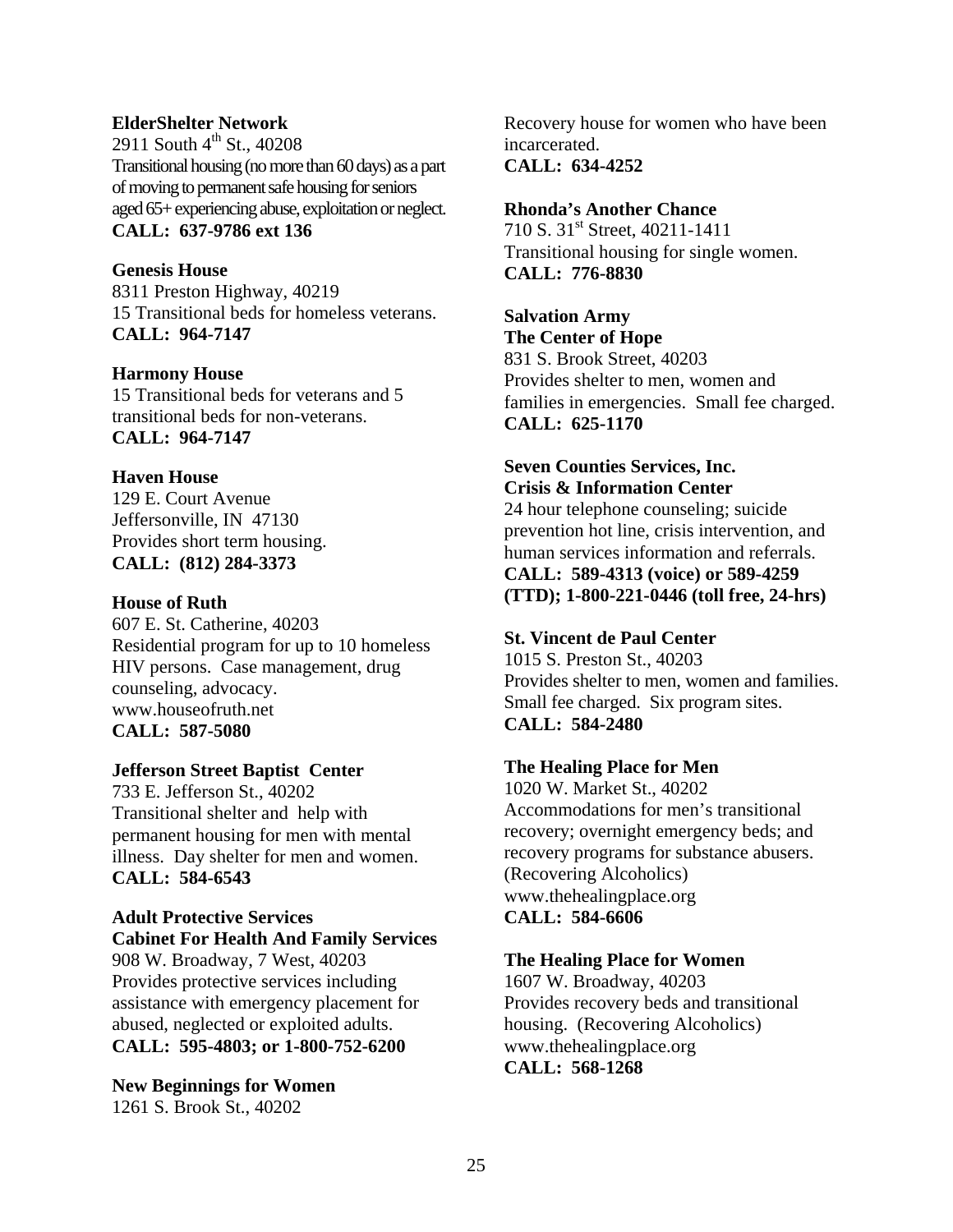**ElderShelter Network**
2911 South 4th St., 40208
Transitional housing (no more than 60 days) as a part of moving to permanent safe housing for seniors aged 65+ experiencing abuse, exploitation or neglect.
**CALL: 637-9786 ext 136**

**Genesis House**
8311 Preston Highway, 40219
15 Transitional beds for homeless veterans.
**CALL: 964-7147**

**Harmony House**
15 Transitional beds for veterans and 5 transitional beds for non-veterans.
**CALL: 964-7147**

**Haven House**
129 E. Court Avenue
Jeffersonville, IN 47130
Provides short term housing.
**CALL: (812) 284-3373**

**House of Ruth**
607 E. St. Catherine, 40203
Residential program for up to 10 homeless HIV persons. Case management, drug counseling, advocacy.
www.houseofruth.net
**CALL: 587-5080**

**Jefferson Street Baptist Center**
733 E. Jefferson St., 40202
Transitional shelter and help with permanent housing for men with mental illness. Day shelter for men and women.
**CALL: 584-6543**

**Adult Protective Services**
**Cabinet For Health And Family Services**
908 W. Broadway, 7 West, 40203
Provides protective services including assistance with emergency placement for abused, neglected or exploited adults.
**CALL: 595-4803; or 1-800-752-6200**

**New Beginnings for Women**
1261 S. Brook St., 40202
Recovery house for women who have been incarcerated.
**CALL: 634-4252**

**Rhonda's Another Chance**
710 S. 31st Street, 40211-1411
Transitional housing for single women.
**CALL: 776-8830**

**Salvation Army**
**The Center of Hope**
831 S. Brook Street, 40203
Provides shelter to men, women and families in emergencies. Small fee charged.
**CALL: 625-1170**

**Seven Counties Services, Inc.**
**Crisis & Information Center**
24 hour telephone counseling; suicide prevention hot line, crisis intervention, and human services information and referrals.
**CALL: 589-4313 (voice) or 589-4259 (TTD); 1-800-221-0446 (toll free, 24-hrs)**

**St. Vincent de Paul Center**
1015 S. Preston St., 40203
Provides shelter to men, women and families. Small fee charged. Six program sites.
**CALL: 584-2480**

**The Healing Place for Men**
1020 W. Market St., 40202
Accommodations for men's transitional recovery; overnight emergency beds; and recovery programs for substance abusers. (Recovering Alcoholics)
www.thehealingplace.org
**CALL: 584-6606**

**The Healing Place for Women**
1607 W. Broadway, 40203
Provides recovery beds and transitional housing. (Recovering Alcoholics)
www.thehealingplace.org
**CALL: 568-1268**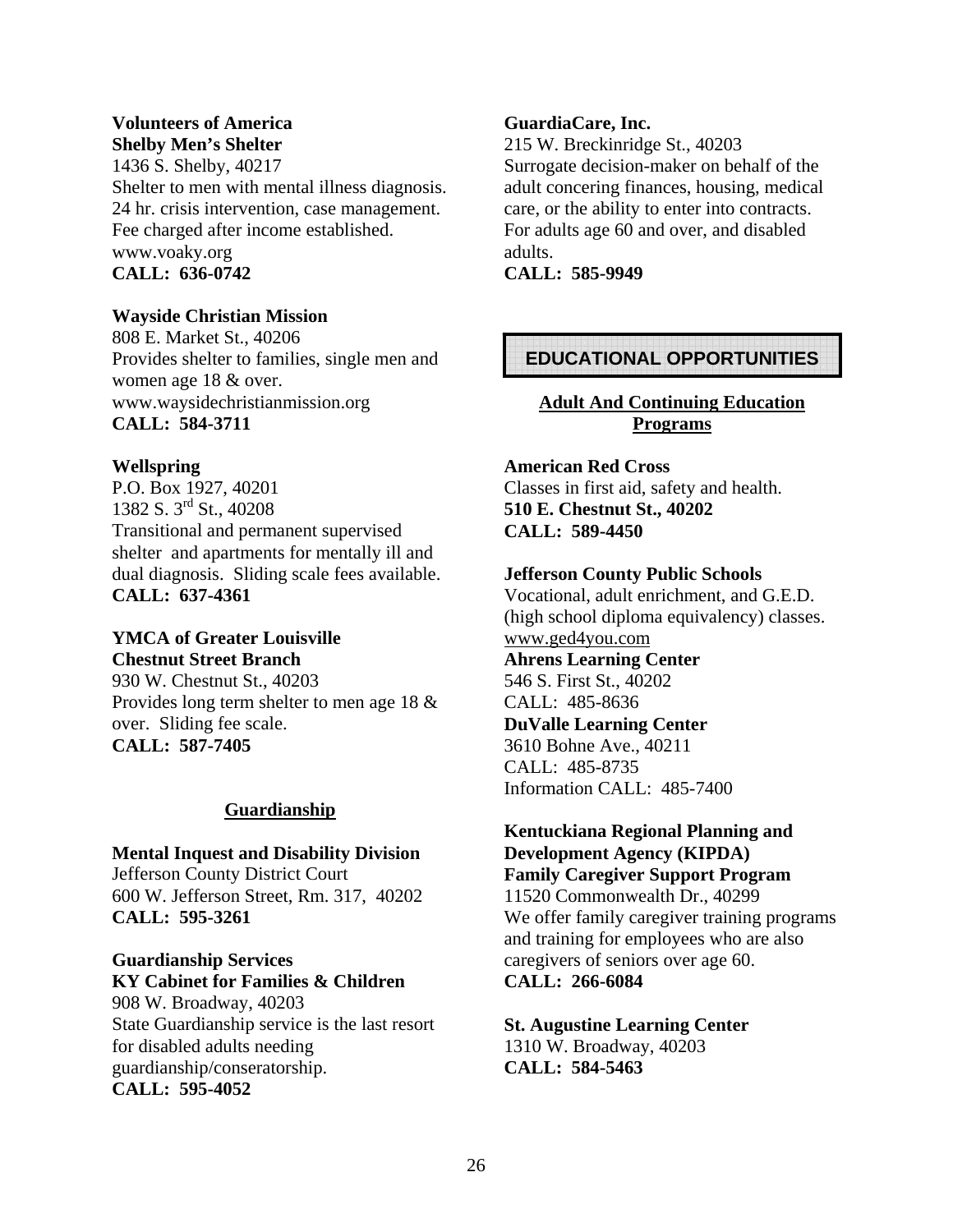**Volunteers of America**
**Shelby Men's Shelter**
1436 S. Shelby, 40217
Shelter to men with mental illness diagnosis. 24 hr. crisis intervention, case management. Fee charged after income established.
www.voaky.org
**CALL: 636-0742**

**Wayside Christian Mission**
808 E. Market St., 40206
Provides shelter to families, single men and women age 18 & over.
www.waysidechristianmission.org
**CALL: 584-3711**

**Wellspring**
P.O. Box 1927, 40201
1382 S. 3rd St., 40208
Transitional and permanent supervised shelter and apartments for mentally ill and dual diagnosis. Sliding scale fees available.
**CALL: 637-4361**

**YMCA of Greater Louisville**
**Chestnut Street Branch**
930 W. Chestnut St., 40203
Provides long term shelter to men age 18 & over. Sliding fee scale.
**CALL: 587-7405**

### Guardianship

**Mental Inquest and Disability Division**
Jefferson County District Court
600 W. Jefferson Street, Rm. 317, 40202
**CALL: 595-3261**

**Guardianship Services**
**KY Cabinet for Families & Children**
908 W. Broadway, 40203
State Guardianship service is the last resort for disabled adults needing guardianship/conseratorship.
**CALL: 595-4052**

**GuardiaCare, Inc.**
215 W. Breckinridge St., 40203
Surrogate decision-maker on behalf of the adult concering finances, housing, medical care, or the ability to enter into contracts. For adults age 60 and over, and disabled adults.
**CALL: 585-9949**

## EDUCATIONAL OPPORTUNITIES

### Adult And Continuing Education Programs

**American Red Cross**
Classes in first aid, safety and health.
**510 E. Chestnut St., 40202**
**CALL: 589-4450**

**Jefferson County Public Schools**
Vocational, adult enrichment, and G.E.D. (high school diploma equivalency) classes.
www.ged4you.com
**Ahrens Learning Center**
546 S. First St., 40202
CALL: 485-8636
**DuValle Learning Center**
3610 Bohne Ave., 40211
CALL: 485-8735
Information CALL: 485-7400

**Kentuckiana Regional Planning and Development Agency (KIPDA)**
**Family Caregiver Support Program**
11520 Commonwealth Dr., 40299
We offer family caregiver training programs and training for employees who are also caregivers of seniors over age 60.
**CALL: 266-6084**

**St. Augustine Learning Center**
1310 W. Broadway, 40203
**CALL: 584-5463**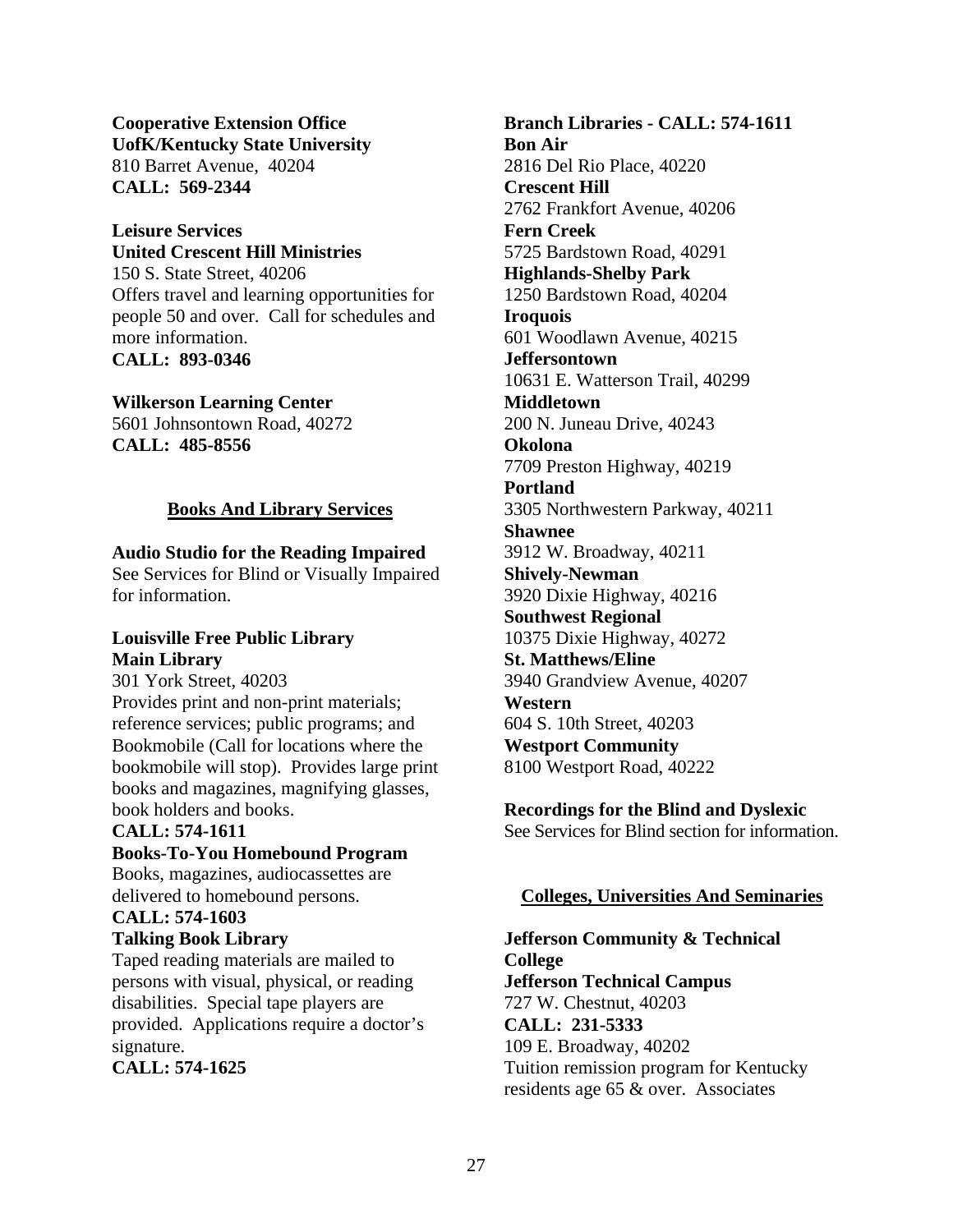**Cooperative Extension Office**
**UofK/Kentucky State University**
810 Barret Avenue, 40204
**CALL: 569-2344**

**Leisure Services**
**United Crescent Hill Ministries**
150 S. State Street, 40206
Offers travel and learning opportunities for people 50 and over. Call for schedules and more information.
**CALL: 893-0346**

**Wilkerson Learning Center**
5601 Johnsontown Road, 40272
**CALL: 485-8556**

## Books And Library Services

**Audio Studio for the Reading Impaired**
See Services for Blind or Visually Impaired for information.

**Louisville Free Public Library**
**Main Library**
301 York Street, 40203
Provides print and non-print materials; reference services; public programs; and Bookmobile (Call for locations where the bookmobile will stop). Provides large print books and magazines, magnifying glasses, book holders and books.
**CALL: 574-1611**
**Books-To-You Homebound Program**
Books, magazines, audiocassettes are delivered to homebound persons.
**CALL: 574-1603**
**Talking Book Library**
Taped reading materials are mailed to persons with visual, physical, or reading disabilities. Special tape players are provided. Applications require a doctor's signature.
**CALL: 574-1625**

**Branch Libraries - CALL: 574-1611**
**Bon Air**
2816 Del Rio Place, 40220
**Crescent Hill**
2762 Frankfort Avenue, 40206
**Fern Creek**
5725 Bardstown Road, 40291
**Highlands-Shelby Park**
1250 Bardstown Road, 40204
**Iroquois**
601 Woodlawn Avenue, 40215
**Jeffersontown**
10631 E. Watterson Trail, 40299
**Middletown**
200 N. Juneau Drive, 40243
**Okolona**
7709 Preston Highway, 40219
**Portland**
3305 Northwestern Parkway, 40211
**Shawnee**
3912 W. Broadway, 40211
**Shively-Newman**
3920 Dixie Highway, 40216
**Southwest Regional**
10375 Dixie Highway, 40272
**St. Matthews/Eline**
3940 Grandview Avenue, 40207
**Western**
604 S. 10th Street, 40203
**Westport Community**
8100 Westport Road, 40222

**Recordings for the Blind and Dyslexic**
See Services for Blind section for information.

## Colleges, Universities And Seminaries

**Jefferson Community & Technical College**
**Jefferson Technical Campus**
727 W. Chestnut, 40203
**CALL: 231-5333**
109 E. Broadway, 40202
Tuition remission program for Kentucky residents age 65 & over. Associates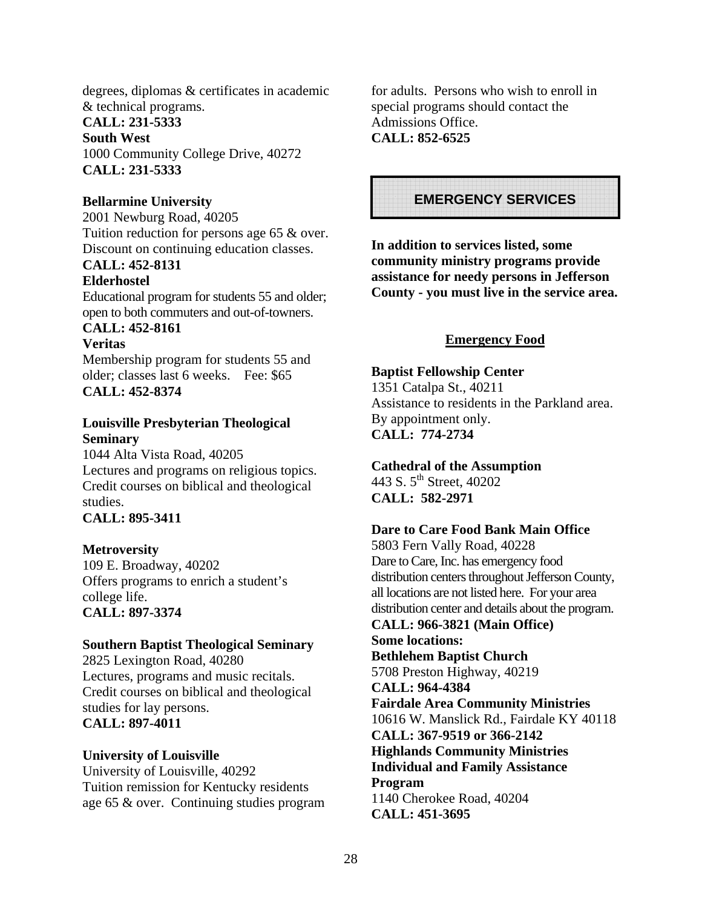degrees, diplomas & certificates in academic & technical programs.
**CALL: 231-5333**
**South West**
1000 Community College Drive, 40272
**CALL: 231-5333**

**Bellarmine University**
2001 Newburg Road, 40205
Tuition reduction for persons age 65 & over. Discount on continuing education classes.
**CALL: 452-8131**
**Elderhostel**
Educational program for students 55 and older; open to both commuters and out-of-towners.
**CALL: 452-8161**
**Veritas**
Membership program for students 55 and older; classes last 6 weeks. Fee: $65
**CALL: 452-8374**

**Louisville Presbyterian Theological Seminary**
1044 Alta Vista Road, 40205
Lectures and programs on religious topics. Credit courses on biblical and theological studies.
**CALL: 895-3411**

**Metroversity**
109 E. Broadway, 40202
Offers programs to enrich a student's college life.
**CALL: 897-3374**

**Southern Baptist Theological Seminary**
2825 Lexington Road, 40280
Lectures, programs and music recitals. Credit courses on biblical and theological studies for lay persons.
**CALL: 897-4011**

**University of Louisville**
University of Louisville, 40292
Tuition remission for Kentucky residents age 65 & over. Continuing studies program for adults. Persons who wish to enroll in special programs should contact the Admissions Office.
**CALL: 852-6525**

## EMERGENCY SERVICES

**In addition to services listed, some community ministry programs provide assistance for needy persons in Jefferson County - you must live in the service area.**

### Emergency Food

**Baptist Fellowship Center**
1351 Catalpa St., 40211
Assistance to residents in the Parkland area. By appointment only.
**CALL: 774-2734**

**Cathedral of the Assumption**
443 S. 5th Street, 40202
**CALL: 582-2971**

**Dare to Care Food Bank Main Office**
5803 Fern Vally Road, 40228
Dare to Care, Inc. has emergency food distribution centers throughout Jefferson County, all locations are not listed here. For your area distribution center and details about the program.
**CALL: 966-3821 (Main Office)**
**Some locations:**
**Bethlehem Baptist Church**
5708 Preston Highway, 40219
**CALL: 964-4384**
**Fairdale Area Community Ministries**
10616 W. Manslick Rd., Fairdale KY 40118
**CALL: 367-9519 or 366-2142**
**Highlands Community Ministries Individual and Family Assistance Program**
1140 Cherokee Road, 40204
**CALL: 451-3695**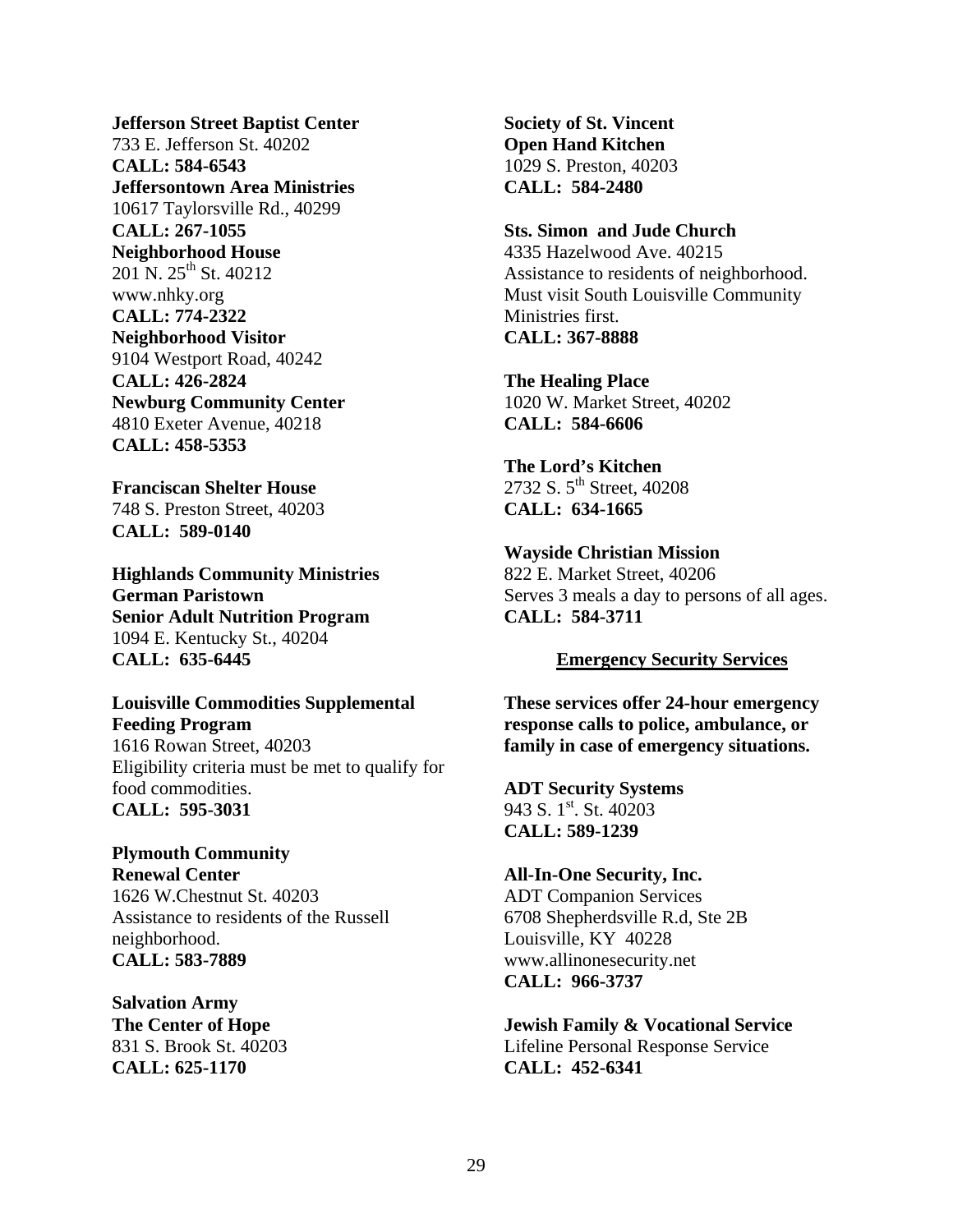**Jefferson Street Baptist Center**
733 E. Jefferson St. 40202
**CALL: 584-6543**
**Jeffersontown Area Ministries**
10617 Taylorsville Rd., 40299
**CALL: 267-1055**
**Neighborhood House**
201 N. 25th St. 40212
www.nhky.org
**CALL: 774-2322**
**Neighborhood Visitor**
9104 Westport Road, 40242
**CALL: 426-2824**
**Newburg Community Center**
4810 Exeter Avenue, 40218
**CALL: 458-5353**

**Franciscan Shelter House**
748 S. Preston Street, 40203
**CALL: 589-0140**

**Highlands Community Ministries**
**German Paristown**
**Senior Adult Nutrition Program**
1094 E. Kentucky St., 40204
**CALL: 635-6445**

**Louisville Commodities Supplemental Feeding Program**
1616 Rowan Street, 40203
Eligibility criteria must be met to qualify for food commodities.
**CALL: 595-3031**

**Plymouth Community Renewal Center**
1626 W.Chestnut St. 40203
Assistance to residents of the Russell neighborhood.
**CALL: 583-7889**

**Salvation Army**
**The Center of Hope**
831 S. Brook St. 40203
**CALL: 625-1170**

**Society of St. Vincent**
**Open Hand Kitchen**
1029 S. Preston, 40203
**CALL: 584-2480**

**Sts. Simon and Jude Church**
4335 Hazelwood Ave. 40215
Assistance to residents of neighborhood. Must visit South Louisville Community Ministries first.
**CALL: 367-8888**

**The Healing Place**
1020 W. Market Street, 40202
**CALL: 584-6606**

**The Lord's Kitchen**
2732 S. 5th Street, 40208
**CALL: 634-1665**

**Wayside Christian Mission**
822 E. Market Street, 40206
Serves 3 meals a day to persons of all ages.
**CALL: 584-3711**

## Emergency Security Services

**These services offer 24-hour emergency response calls to police, ambulance, or family in case of emergency situations.**

**ADT Security Systems**
943 S. 1st. St. 40203
**CALL: 589-1239**

**All-In-One Security, Inc.**
ADT Companion Services
6708 Shepherdsville R.d, Ste 2B
Louisville, KY 40228
www.allinonesecurity.net
**CALL: 966-3737**

**Jewish Family & Vocational Service**
Lifeline Personal Response Service
**CALL: 452-6341**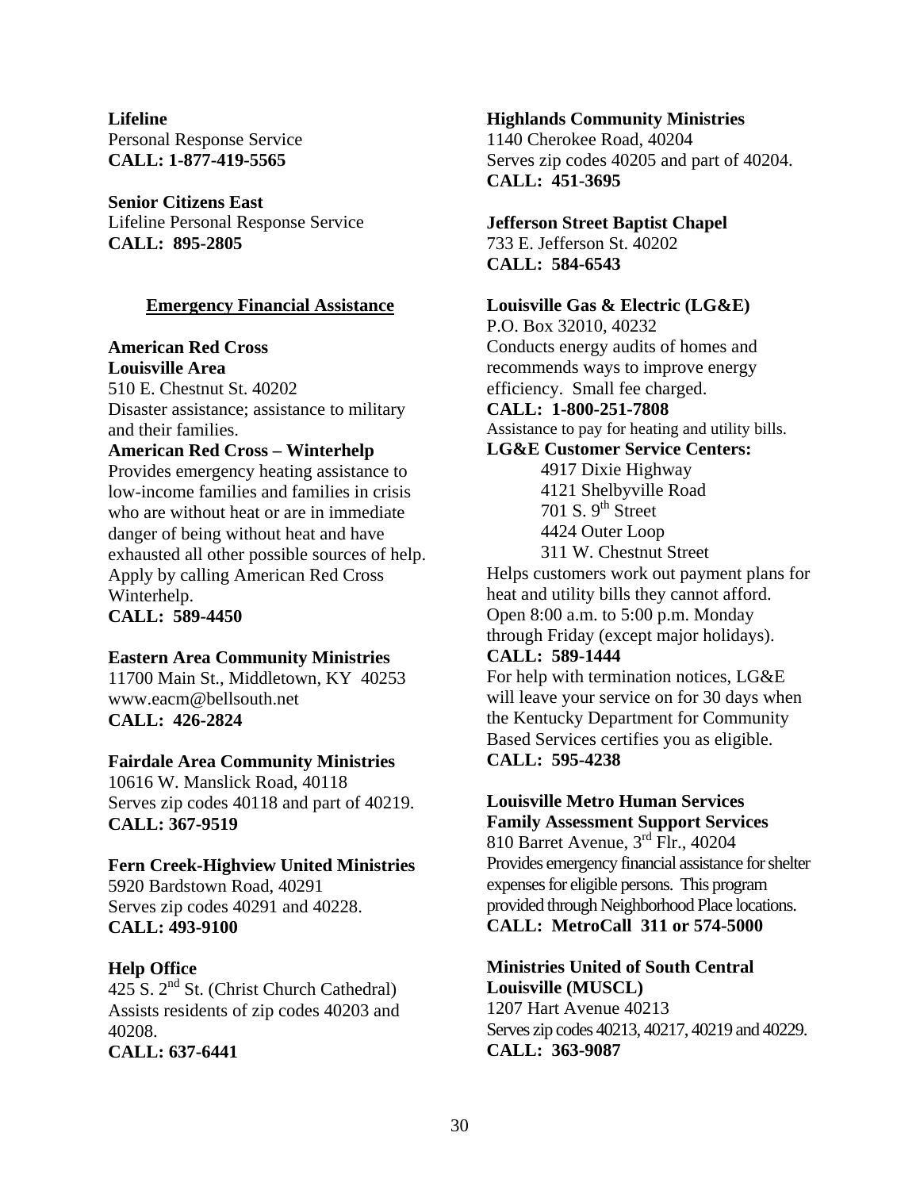**Lifeline**
Personal Response Service
**CALL: 1-877-419-5565**

**Senior Citizens East**
Lifeline Personal Response Service
**CALL: 895-2805**

## Emergency Financial Assistance

**American Red Cross**
**Louisville Area**
510 E. Chestnut St. 40202
Disaster assistance; assistance to military and their families.
**American Red Cross – Winterhelp**
Provides emergency heating assistance to low-income families and families in crisis who are without heat or are in immediate danger of being without heat and have exhausted all other possible sources of help. Apply by calling American Red Cross Winterhelp.
**CALL: 589-4450**

**Eastern Area Community Ministries**
11700 Main St., Middletown, KY 40253
www.eacm@bellsouth.net
**CALL: 426-2824**

**Fairdale Area Community Ministries**
10616 W. Manslick Road, 40118
Serves zip codes 40118 and part of 40219.
**CALL: 367-9519**

**Fern Creek-Highview United Ministries**
5920 Bardstown Road, 40291
Serves zip codes 40291 and 40228.
**CALL: 493-9100**

**Help Office**
425 S. 2nd St. (Christ Church Cathedral)
Assists residents of zip codes 40203 and 40208.
**CALL: 637-6441**

**Highlands Community Ministries**
1140 Cherokee Road, 40204
Serves zip codes 40205 and part of 40204.
**CALL: 451-3695**

**Jefferson Street Baptist Chapel**
733 E. Jefferson St. 40202
**CALL: 584-6543**

**Louisville Gas & Electric (LG&E)**
P.O. Box 32010, 40232
Conducts energy audits of homes and recommends ways to improve energy efficiency. Small fee charged.
**CALL: 1-800-251-7808**
Assistance to pay for heating and utility bills.
**LG&E Customer Service Centers:**
4917 Dixie Highway
4121 Shelbyville Road
701 S. 9th Street
4424 Outer Loop
311 W. Chestnut Street
Helps customers work out payment plans for heat and utility bills they cannot afford. Open 8:00 a.m. to 5:00 p.m. Monday through Friday (except major holidays).
**CALL: 589-1444**
For help with termination notices, LG&E will leave your service on for 30 days when the Kentucky Department for Community Based Services certifies you as eligible.
**CALL: 595-4238**

**Louisville Metro Human Services**
**Family Assessment Support Services**
810 Barret Avenue, 3rd Flr., 40204
Provides emergency financial assistance for shelter expenses for eligible persons. This program provided through Neighborhood Place locations.
**CALL: MetroCall 311 or 574-5000**

**Ministries United of South Central Louisville (MUSCL)**
1207 Hart Avenue 40213
Serves zip codes 40213, 40217, 40219 and 40229.
**CALL: 363-9087**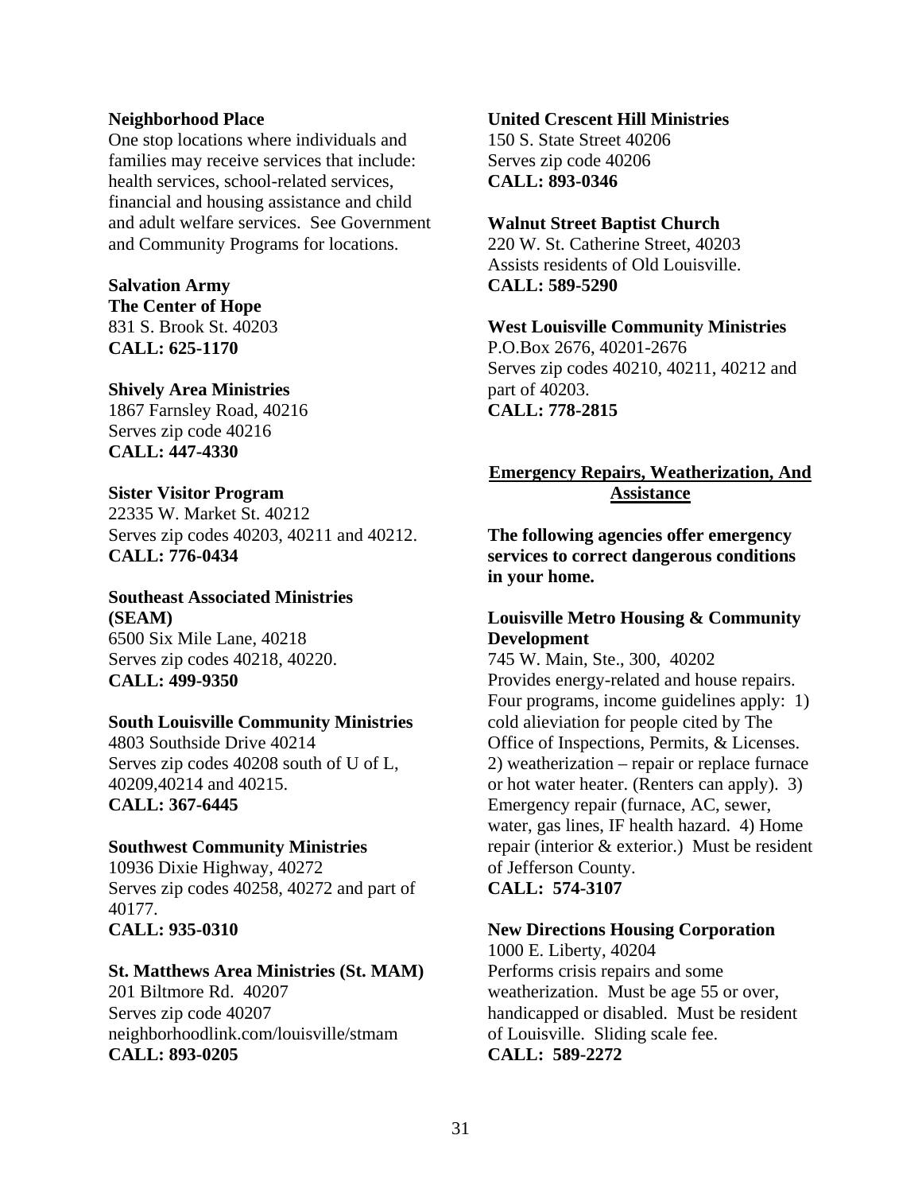**Neighborhood Place**
One stop locations where individuals and families may receive services that include: health services, school-related services, financial and housing assistance and child and adult welfare services. See Government and Community Programs for locations.

**Salvation Army**
**The Center of Hope**
831 S. Brook St. 40203
**CALL: 625-1170**

**Shively Area Ministries**
1867 Farnsley Road, 40216
Serves zip code 40216
**CALL: 447-4330**

**Sister Visitor Program**
22335 W. Market St. 40212
Serves zip codes 40203, 40211 and 40212.
**CALL: 776-0434**

**Southeast Associated Ministries (SEAM)**
6500 Six Mile Lane, 40218
Serves zip codes 40218, 40220.
**CALL: 499-9350**

**South Louisville Community Ministries**
4803 Southside Drive 40214
Serves zip codes 40208 south of U of L, 40209,40214 and 40215.
**CALL: 367-6445**

**Southwest Community Ministries**
10936 Dixie Highway, 40272
Serves zip codes 40258, 40272 and part of 40177.
**CALL: 935-0310**

**St. Matthews Area Ministries (St. MAM)**
201 Biltmore Rd. 40207
Serves zip code 40207
neighborhoodlink.com/louisville/stmam
**CALL: 893-0205**

**United Crescent Hill Ministries**
150 S. State Street 40206
Serves zip code 40206
**CALL: 893-0346**

**Walnut Street Baptist Church**
220 W. St. Catherine Street, 40203
Assists residents of Old Louisville.
**CALL: 589-5290**

**West Louisville Community Ministries**
P.O.Box 2676, 40201-2676
Serves zip codes 40210, 40211, 40212 and part of 40203.
**CALL: 778-2815**

## Emergency Repairs, Weatherization, And Assistance

**The following agencies offer emergency services to correct dangerous conditions in your home.**

**Louisville Metro Housing & Community Development**
745 W. Main, Ste., 300, 40202
Provides energy-related and house repairs. Four programs, income guidelines apply: 1) cold alieviation for people cited by The Office of Inspections, Permits, & Licenses. 2) weatherization – repair or replace furnace or hot water heater. (Renters can apply). 3) Emergency repair (furnace, AC, sewer, water, gas lines, IF health hazard. 4) Home repair (interior & exterior.) Must be resident of Jefferson County.
**CALL: 574-3107**

**New Directions Housing Corporation**
1000 E. Liberty, 40204
Performs crisis repairs and some weatherization. Must be age 55 or over, handicapped or disabled. Must be resident of Louisville. Sliding scale fee.
**CALL: 589-2272**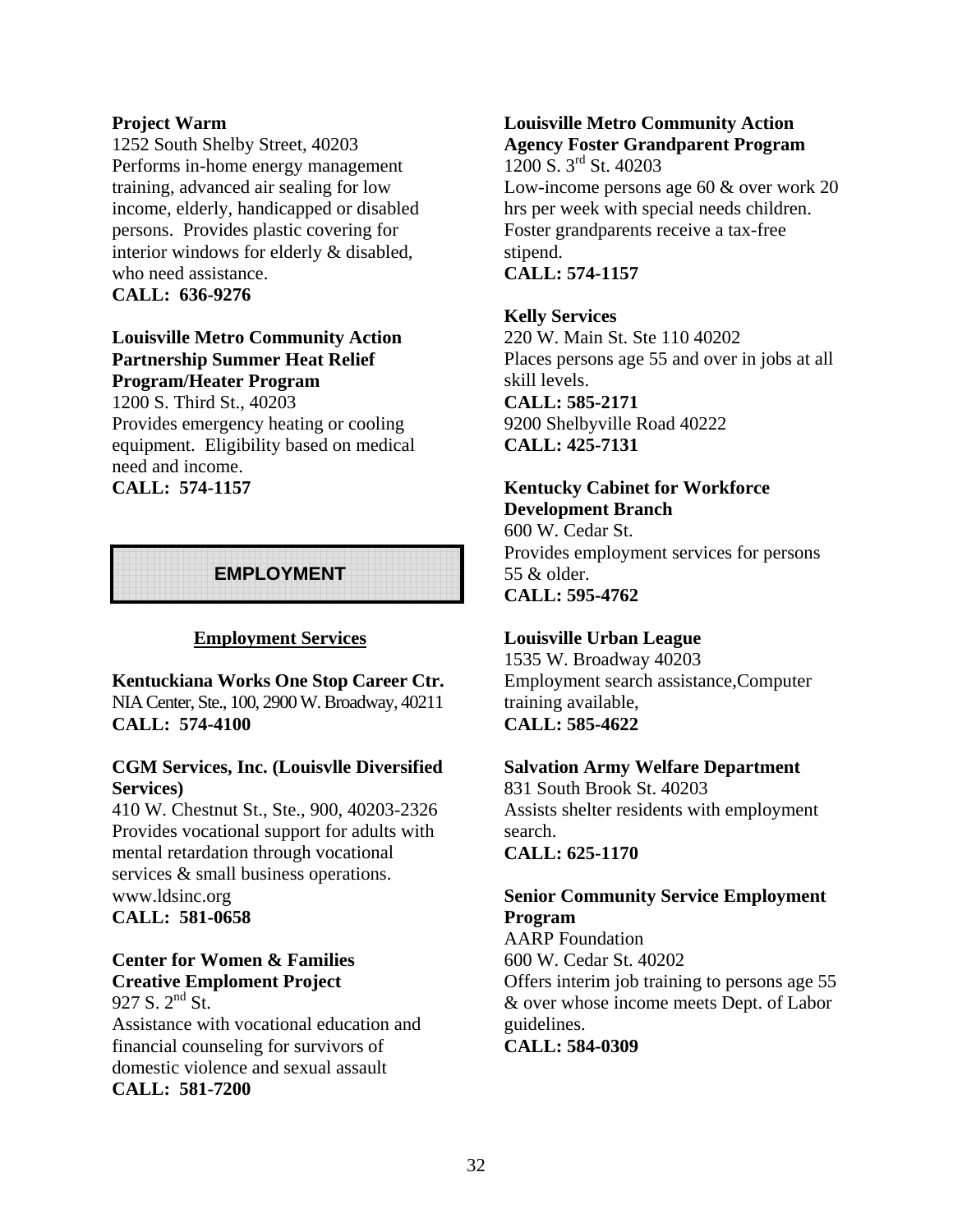**Project Warm**
1252 South Shelby Street, 40203
Performs in-home energy management training, advanced air sealing for low income, elderly, handicapped or disabled persons. Provides plastic covering for interior windows for elderly & disabled, who need assistance.
**CALL: 636-9276**

**Louisville Metro Community Action Partnership Summer Heat Relief Program/Heater Program**
1200 S. Third St., 40203
Provides emergency heating or cooling equipment. Eligibility based on medical need and income.
**CALL: 574-1157**

## EMPLOYMENT

### Employment Services

**Kentuckiana Works One Stop Career Ctr.**
NIA Center, Ste., 100, 2900 W. Broadway, 40211
**CALL: 574-4100**

**CGM Services, Inc. (Louisvlle Diversified Services)**
410 W. Chestnut St., Ste., 900, 40203-2326
Provides vocational support for adults with mental retardation through vocational services & small business operations.
www.ldsinc.org
**CALL: 581-0658**

**Center for Women & Families Creative Emploment Project**
927 S. 2nd St.
Assistance with vocational education and financial counseling for survivors of domestic violence and sexual assault
**CALL: 581-7200**

**Louisville Metro Community Action Agency Foster Grandparent Program**
1200 S. 3rd St. 40203
Low-income persons age 60 & over work 20 hrs per week with special needs children. Foster grandparents receive a tax-free stipend.
**CALL: 574-1157**

**Kelly Services**
220 W. Main St. Ste 110 40202
Places persons age 55 and over in jobs at all skill levels.
**CALL: 585-2171**
9200 Shelbyville Road 40222
**CALL: 425-7131**

**Kentucky Cabinet for Workforce Development Branch**
600 W. Cedar St.
Provides employment services for persons 55 & older.
**CALL: 595-4762**

**Louisville Urban League**
1535 W. Broadway 40203
Employment search assistance,Computer training available,
**CALL: 585-4622**

**Salvation Army Welfare Department**
831 South Brook St. 40203
Assists shelter residents with employment search.
**CALL: 625-1170**

**Senior Community Service Employment Program**
AARP Foundation
600 W. Cedar St. 40202
Offers interim job training to persons age 55 & over whose income meets Dept. of Labor guidelines.
**CALL: 584-0309**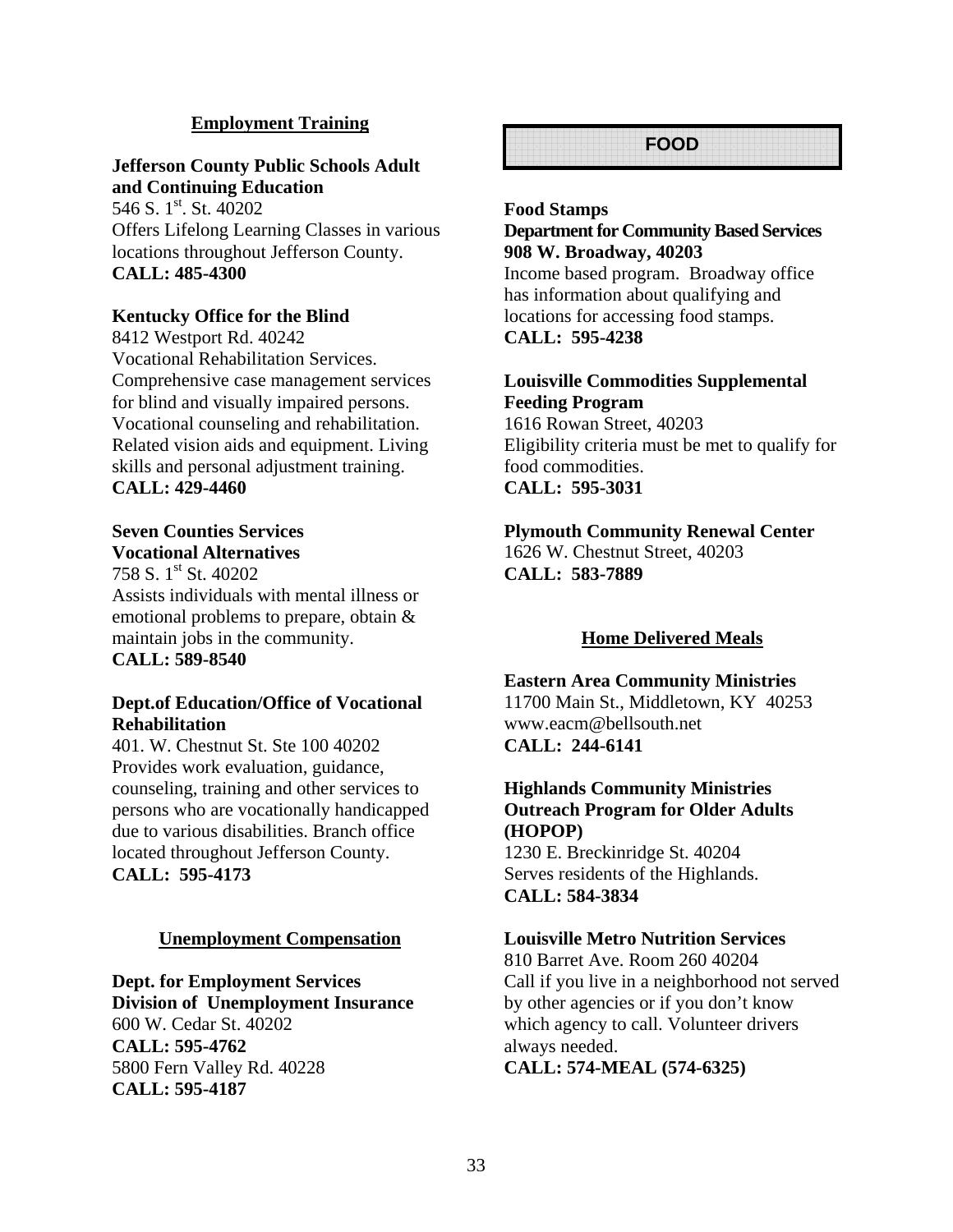## Employment Training

**Jefferson County Public Schools Adult and Continuing Education**
546 S. 1st. St. 40202
Offers Lifelong Learning Classes in various locations throughout Jefferson County.
**CALL: 485-4300**

**Kentucky Office for the Blind**
8412 Westport Rd. 40242
Vocational Rehabilitation Services. Comprehensive case management services for blind and visually impaired persons. Vocational counseling and rehabilitation. Related vision aids and equipment. Living skills and personal adjustment training.
**CALL: 429-4460**

**Seven Counties Services Vocational Alternatives**
758 S. 1st St. 40202
Assists individuals with mental illness or emotional problems to prepare, obtain & maintain jobs in the community.
**CALL: 589-8540**

**Dept.of Education/Office of Vocational Rehabilitation**
401. W. Chestnut St. Ste 100 40202
Provides work evaluation, guidance, counseling, training and other services to persons who are vocationally handicapped due to various disabilities. Branch office located throughout Jefferson County.
**CALL: 595-4173**

## Unemployment Compensation

**Dept. for Employment Services Division of Unemployment Insurance**
600 W. Cedar St. 40202
**CALL: 595-4762**
5800 Fern Valley Rd. 40228
**CALL: 595-4187**

# FOOD

**Food Stamps**
**Department for Community Based Services 908 W. Broadway, 40203**
Income based program. Broadway office has information about qualifying and locations for accessing food stamps.
**CALL: 595-4238**

**Louisville Commodities Supplemental Feeding Program**
1616 Rowan Street, 40203
Eligibility criteria must be met to qualify for food commodities.
**CALL: 595-3031**

**Plymouth Community Renewal Center**
1626 W. Chestnut Street, 40203
**CALL: 583-7889**

## Home Delivered Meals

**Eastern Area Community Ministries**
11700 Main St., Middletown, KY 40253
www.eacm@bellsouth.net
**CALL: 244-6141**

**Highlands Community Ministries Outreach Program for Older Adults (HOPOP)**
1230 E. Breckinridge St. 40204
Serves residents of the Highlands.
**CALL: 584-3834**

**Louisville Metro Nutrition Services**
810 Barret Ave. Room 260 40204
Call if you live in a neighborhood not served by other agencies or if you don't know which agency to call. Volunteer drivers always needed.
**CALL: 574-MEAL (574-6325)**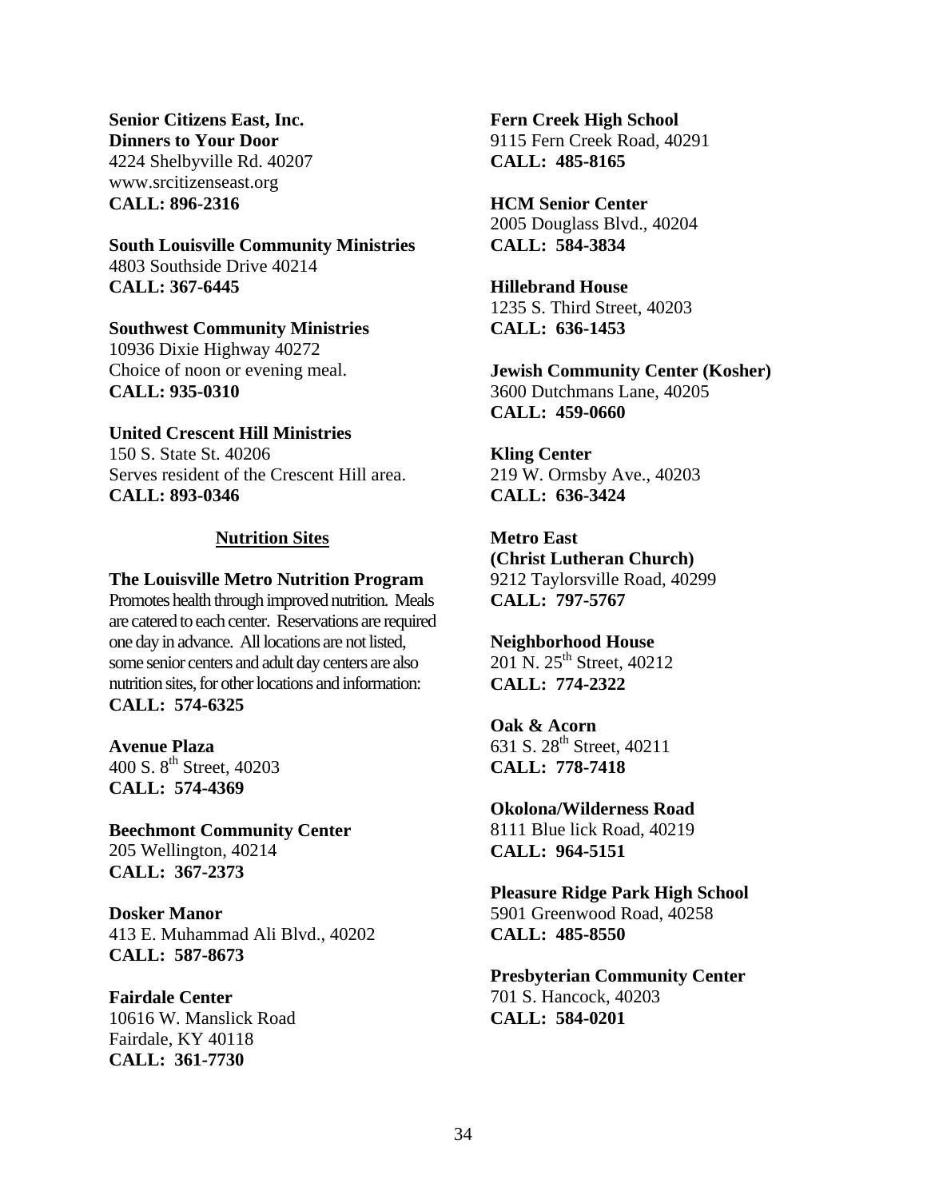**Senior Citizens East, Inc.**
**Dinners to Your Door**
4224 Shelbyville Rd. 40207
www.srcitizenseast.org
**CALL: 896-2316**

**South Louisville Community Ministries**
4803 Southside Drive 40214
**CALL: 367-6445**

**Southwest Community Ministries**
10936 Dixie Highway 40272
Choice of noon or evening meal.
**CALL: 935-0310**

**United Crescent Hill Ministries**
150 S. State St. 40206
Serves resident of the Crescent Hill area.
**CALL: 893-0346**

## Nutrition Sites

**The Louisville Metro Nutrition Program**
Promotes health through improved nutrition. Meals are catered to each center. Reservations are required one day in advance. All locations are not listed, some senior centers and adult day centers are also nutrition sites, for other locations and information:
**CALL: 574-6325**

**Avenue Plaza**
400 S. 8th Street, 40203
**CALL: 574-4369**

**Beechmont Community Center**
205 Wellington, 40214
**CALL: 367-2373**

**Dosker Manor**
413 E. Muhammad Ali Blvd., 40202
**CALL: 587-8673**

**Fairdale Center**
10616 W. Manslick Road
Fairdale, KY 40118
**CALL: 361-7730**

**Fern Creek High School**
9115 Fern Creek Road, 40291
**CALL: 485-8165**

**HCM Senior Center**
2005 Douglass Blvd., 40204
**CALL: 584-3834**

**Hillebrand House**
1235 S. Third Street, 40203
**CALL: 636-1453**

**Jewish Community Center (Kosher)**
3600 Dutchmans Lane, 40205
**CALL: 459-0660**

**Kling Center**
219 W. Ormsby Ave., 40203
**CALL: 636-3424**

**Metro East**
**(Christ Lutheran Church)**
9212 Taylorsville Road, 40299
**CALL: 797-5767**

**Neighborhood House**
201 N. 25th Street, 40212
**CALL: 774-2322**

**Oak & Acorn**
631 S. 28th Street, 40211
**CALL: 778-7418**

**Okolona/Wilderness Road**
8111 Blue lick Road, 40219
**CALL: 964-5151**

**Pleasure Ridge Park High School**
5901 Greenwood Road, 40258
**CALL: 485-8550**

**Presbyterian Community Center**
701 S. Hancock, 40203
**CALL: 584-0201**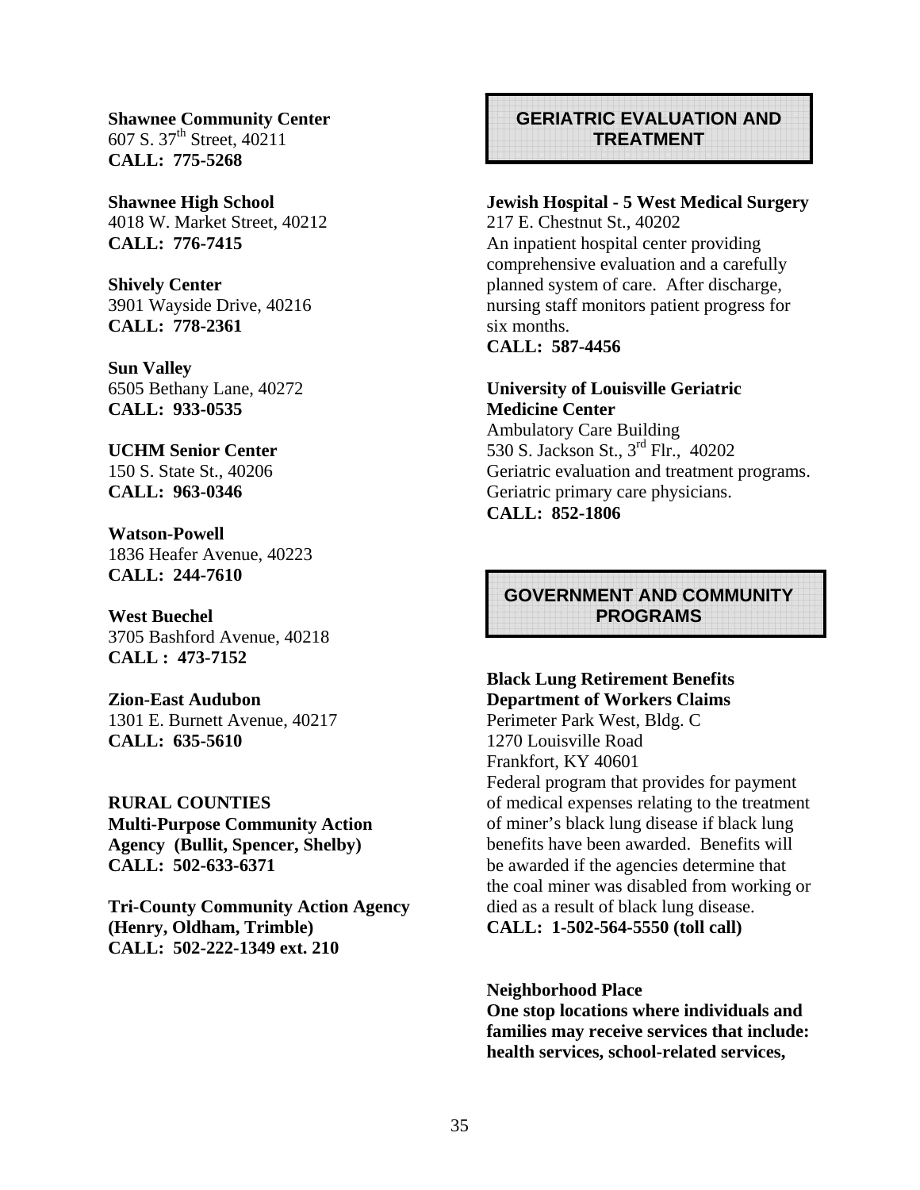**Shawnee Community Center**
607 S. 37th Street, 40211
**CALL: 775-5268**

**Shawnee High School**
4018 W. Market Street, 40212
**CALL: 776-7415**

**Shively Center**
3901 Wayside Drive, 40216
**CALL: 778-2361**

**Sun Valley**
6505 Bethany Lane, 40272
**CALL: 933-0535**

**UCHM Senior Center**
150 S. State St., 40206
**CALL: 963-0346**

**Watson-Powell**
1836 Heafer Avenue, 40223
**CALL: 244-7610**

**West Buechel**
3705 Bashford Avenue, 40218
**CALL : 473-7152**

**Zion-East Audubon**
1301 E. Burnett Avenue, 40217
**CALL: 635-5610**

**RURAL COUNTIES**
**Multi-Purpose Community Action Agency (Bullit, Spencer, Shelby)**
**CALL: 502-633-6371**

**Tri-County Community Action Agency (Henry, Oldham, Trimble)**
**CALL: 502-222-1349 ext. 210**

## GERIATRIC EVALUATION AND TREATMENT

**Jewish Hospital - 5 West Medical Surgery**
217 E. Chestnut St., 40202
An inpatient hospital center providing comprehensive evaluation and a carefully planned system of care. After discharge, nursing staff monitors patient progress for six months.
**CALL: 587-4456**

**University of Louisville Geriatric Medicine Center**
Ambulatory Care Building
530 S. Jackson St., 3rd Flr., 40202
Geriatric evaluation and treatment programs.
Geriatric primary care physicians.
**CALL: 852-1806**

## GOVERNMENT AND COMMUNITY PROGRAMS

**Black Lung Retirement Benefits**
**Department of Workers Claims**
Perimeter Park West, Bldg. C
1270 Louisville Road
Frankfort, KY 40601
Federal program that provides for payment of medical expenses relating to the treatment of miner's black lung disease if black lung benefits have been awarded. Benefits will be awarded if the agencies determine that the coal miner was disabled from working or died as a result of black lung disease.
**CALL: 1-502-564-5550 (toll call)**

**Neighborhood Place**
**One stop locations where individuals and families may receive services that include: health services, school-related services,**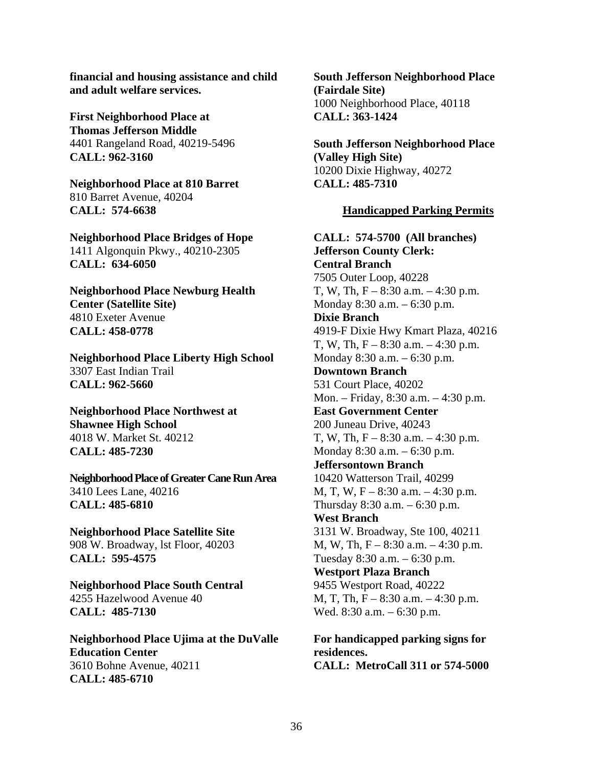**financial and housing assistance and child and adult welfare services.**

**First Neighborhood Place at Thomas Jefferson Middle**
4401 Rangeland Road, 40219-5496
**CALL: 962-3160**

**Neighborhood Place at 810 Barret**
810 Barret Avenue, 40204
**CALL: 574-6638**

**Neighborhood Place Bridges of Hope**
1411 Algonquin Pkwy., 40210-2305
**CALL: 634-6050**

**Neighborhood Place Newburg Health Center (Satellite Site)**
4810 Exeter Avenue
**CALL: 458-0778**

**Neighborhood Place Liberty High School**
3307 East Indian Trail
**CALL: 962-5660**

**Neighborhood Place Northwest at Shawnee High School**
4018 W. Market St. 40212
**CALL: 485-7230**

**Neighborhood Place of Greater Cane Run Area**
3410 Lees Lane, 40216
**CALL: 485-6810**

**Neighborhood Place Satellite Site**
908 W. Broadway, lst Floor, 40203
**CALL: 595-4575**

**Neighborhood Place South Central**
4255 Hazelwood Avenue 40
**CALL: 485-7130**

**Neighborhood Place Ujima at the DuValle Education Center**
3610 Bohne Avenue, 40211
**CALL: 485-6710**

**South Jefferson Neighborhood Place (Fairdale Site)**
1000 Neighborhood Place, 40118
**CALL: 363-1424**

**South Jefferson Neighborhood Place (Valley High Site)**
10200 Dixie Highway, 40272
**CALL: 485-7310**

## Handicapped Parking Permits

**CALL: 574-5700 (All branches)**
**Jefferson County Clerk:**
**Central Branch**
7505 Outer Loop, 40228
T, W, Th, F – 8:30 a.m. – 4:30 p.m.
Monday 8:30 a.m. – 6:30 p.m.
**Dixie Branch**
4919-F Dixie Hwy Kmart Plaza, 40216
T, W, Th, F – 8:30 a.m. – 4:30 p.m.
Monday 8:30 a.m. – 6:30 p.m.
**Downtown Branch**
531 Court Place, 40202
Mon. – Friday, 8:30 a.m. – 4:30 p.m.
**East Government Center**
200 Juneau Drive, 40243
T, W, Th, F – 8:30 a.m. – 4:30 p.m.
Monday 8:30 a.m. – 6:30 p.m.
**Jeffersontown Branch**
10420 Watterson Trail, 40299
M, T, W, F – 8:30 a.m. – 4:30 p.m.
Thursday 8:30 a.m. – 6:30 p.m.
**West Branch**
3131 W. Broadway, Ste 100, 40211
M, W, Th, F – 8:30 a.m. – 4:30 p.m.
Tuesday 8:30 a.m. – 6:30 p.m.
**Westport Plaza Branch**
9455 Westport Road, 40222
M, T, Th, F – 8:30 a.m. – 4:30 p.m.
Wed. 8:30 a.m. – 6:30 p.m.

**For handicapped parking signs for residences.**
**CALL: MetroCall 311 or 574-5000**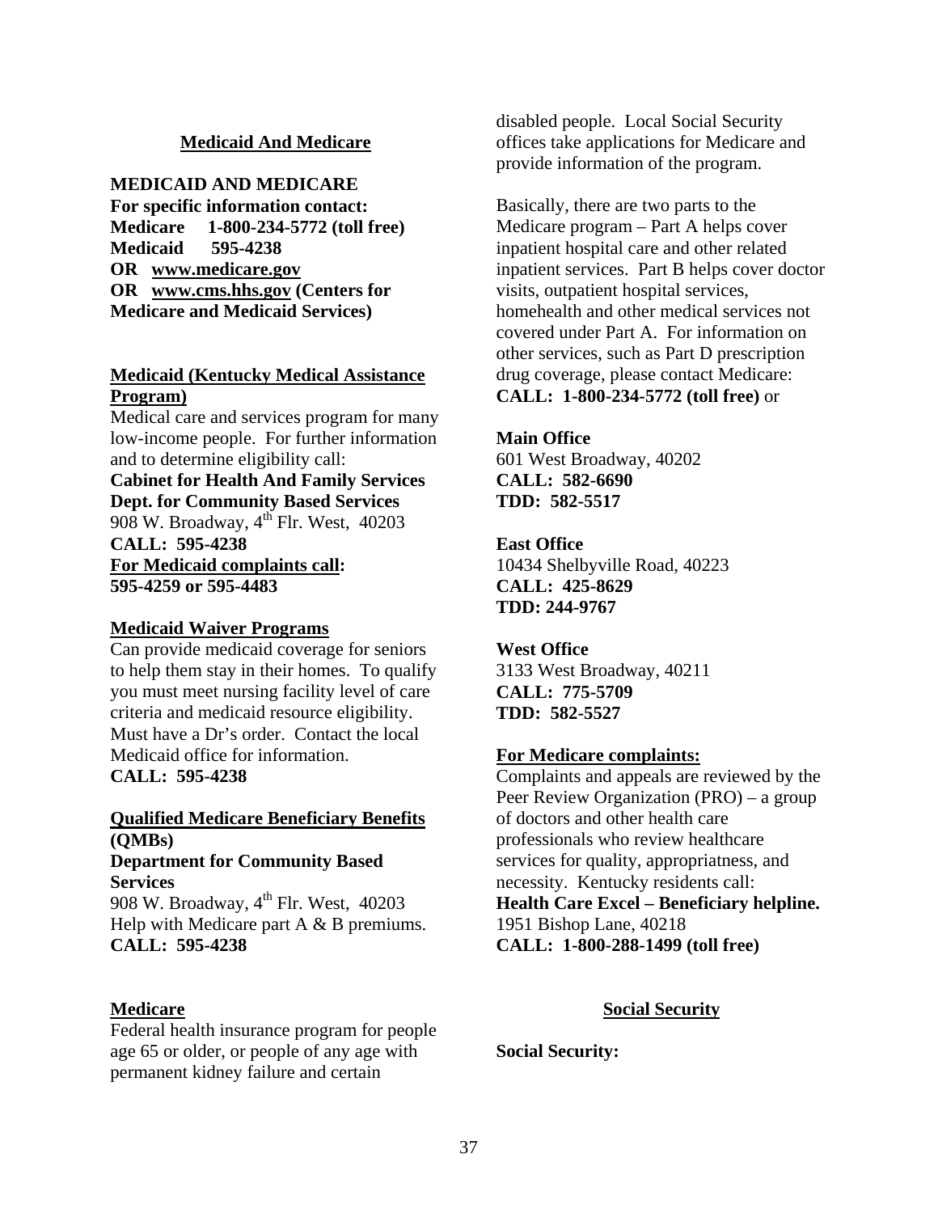## Medicaid And Medicare

**MEDICAID AND MEDICARE**
**For specific information contact:**
**Medicare 1-800-234-5772 (toll free)**
**Medicaid 595-4238**
**OR www.medicare.gov**
**OR www.cms.hhs.gov (Centers for Medicare and Medicaid Services)**

### Medicaid (Kentucky Medical Assistance Program)

Medical care and services program for many low-income people. For further information and to determine eligibility call:
**Cabinet for Health And Family Services**
**Dept. for Community Based Services**
908 W. Broadway, 4th Flr. West, 40203
**CALL: 595-4238**
**For Medicaid complaints call:**
**595-4259 or 595-4483**

### Medicaid Waiver Programs

Can provide medicaid coverage for seniors to help them stay in their homes. To qualify you must meet nursing facility level of care criteria and medicaid resource eligibility. Must have a Dr's order. Contact the local Medicaid office for information.
**CALL: 595-4238**

### Qualified Medicare Beneficiary Benefits (QMBs)

**Department for Community Based Services**
908 W. Broadway, 4th Flr. West, 40203
Help with Medicare part A & B premiums.
**CALL: 595-4238**

### Medicare

Federal health insurance program for people age 65 or older, or people of any age with permanent kidney failure and certain disabled people. Local Social Security offices take applications for Medicare and provide information of the program.

Basically, there are two parts to the Medicare program – Part A helps cover inpatient hospital care and other related inpatient services. Part B helps cover doctor visits, outpatient hospital services, homehealth and other medical services not covered under Part A. For information on other services, such as Part D prescription drug coverage, please contact Medicare:
**CALL: 1-800-234-5772 (toll free)** or

**Main Office**
601 West Broadway, 40202
**CALL: 582-6690**
**TDD: 582-5517**

**East Office**
10434 Shelbyville Road, 40223
**CALL: 425-8629**
**TDD: 244-9767**

**West Office**
3133 West Broadway, 40211
**CALL: 775-5709**
**TDD: 582-5527**

**For Medicare complaints:**
Complaints and appeals are reviewed by the Peer Review Organization (PRO) – a group of doctors and other health care professionals who review healthcare services for quality, appropriatness, and necessity. Kentucky residents call:
**Health Care Excel – Beneficiary helpline.**
1951 Bishop Lane, 40218
**CALL: 1-800-288-1499 (toll free)**

## Social Security

**Social Security:**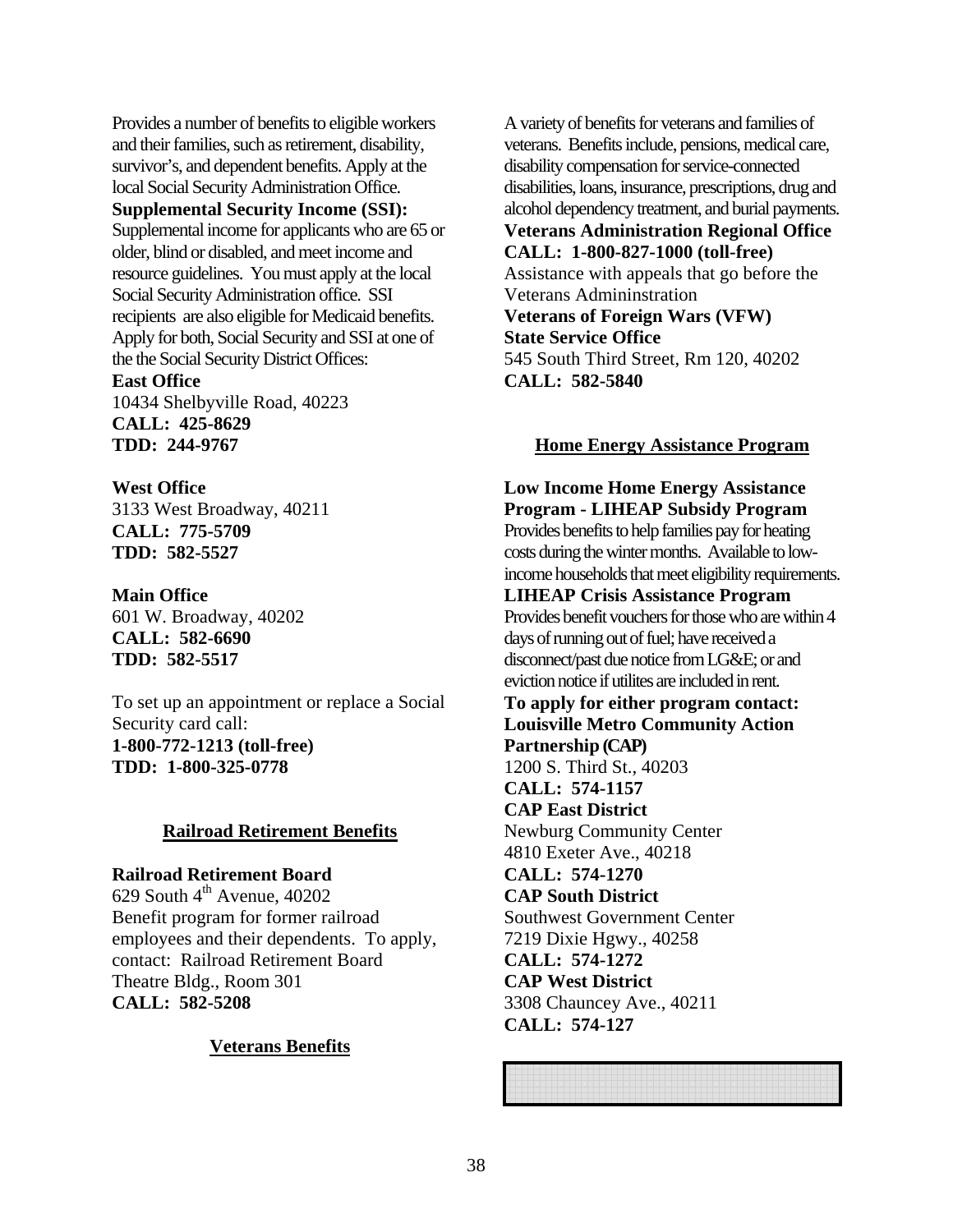Provides a number of benefits to eligible workers and their families, such as retirement, disability, survivor's, and dependent benefits. Apply at the local Social Security Administration Office.

**Supplemental Security Income (SSI):**
Supplemental income for applicants who are 65 or older, blind or disabled, and meet income and resource guidelines. You must apply at the local Social Security Administration office. SSI recipients are also eligible for Medicaid benefits. Apply for both, Social Security and SSI at one of the the Social Security District Offices:

**East Office**
10434 Shelbyville Road, 40223
**CALL: 425-8629**
**TDD: 244-9767**

**West Office**
3133 West Broadway, 40211
**CALL: 775-5709**
**TDD: 582-5527**

**Main Office**
601 W. Broadway, 40202
**CALL: 582-6690**
**TDD: 582-5517**

To set up an appointment or replace a Social Security card call:
**1-800-772-1213 (toll-free)**
**TDD: 1-800-325-0778**

## Railroad Retirement Benefits

**Railroad Retirement Board**
629 South 4th Avenue, 40202
Benefit program for former railroad employees and their dependents. To apply, contact: Railroad Retirement Board Theatre Bldg., Room 301
**CALL: 582-5208**

## Veterans Benefits

A variety of benefits for veterans and families of veterans. Benefits include, pensions, medical care, disability compensation for service-connected disabilities, loans, insurance, prescriptions, drug and alcohol dependency treatment, and burial payments.

**Veterans Administration Regional Office**
**CALL: 1-800-827-1000 (toll-free)**
Assistance with appeals that go before the Veterans Admininstration

**Veterans of Foreign Wars (VFW) State Service Office**
545 South Third Street, Rm 120, 40202
**CALL: 582-5840**

## Home Energy Assistance Program

**Low Income Home Energy Assistance Program - LIHEAP Subsidy Program**
Provides benefits to help families pay for heating costs during the winter months. Available to low-income households that meet eligibility requirements.

**LIHEAP Crisis Assistance Program**
Provides benefit vouchers for those who are within 4 days of running out of fuel; have received a disconnect/past due notice from LG&E; or and eviction notice if utilites are included in rent.

**To apply for either program contact:**
**Louisville Metro Community Action Partnership (CAP)**
1200 S. Third St., 40203
**CALL: 574-1157**

**CAP East District**
Newburg Community Center
4810 Exeter Ave., 40218
**CALL: 574-1270**

**CAP South District**
Southwest Government Center
7219 Dixie Hgwy., 40258
**CALL: 574-1272**

**CAP West District**
3308 Chauncey Ave., 40211
**CALL: 574-127**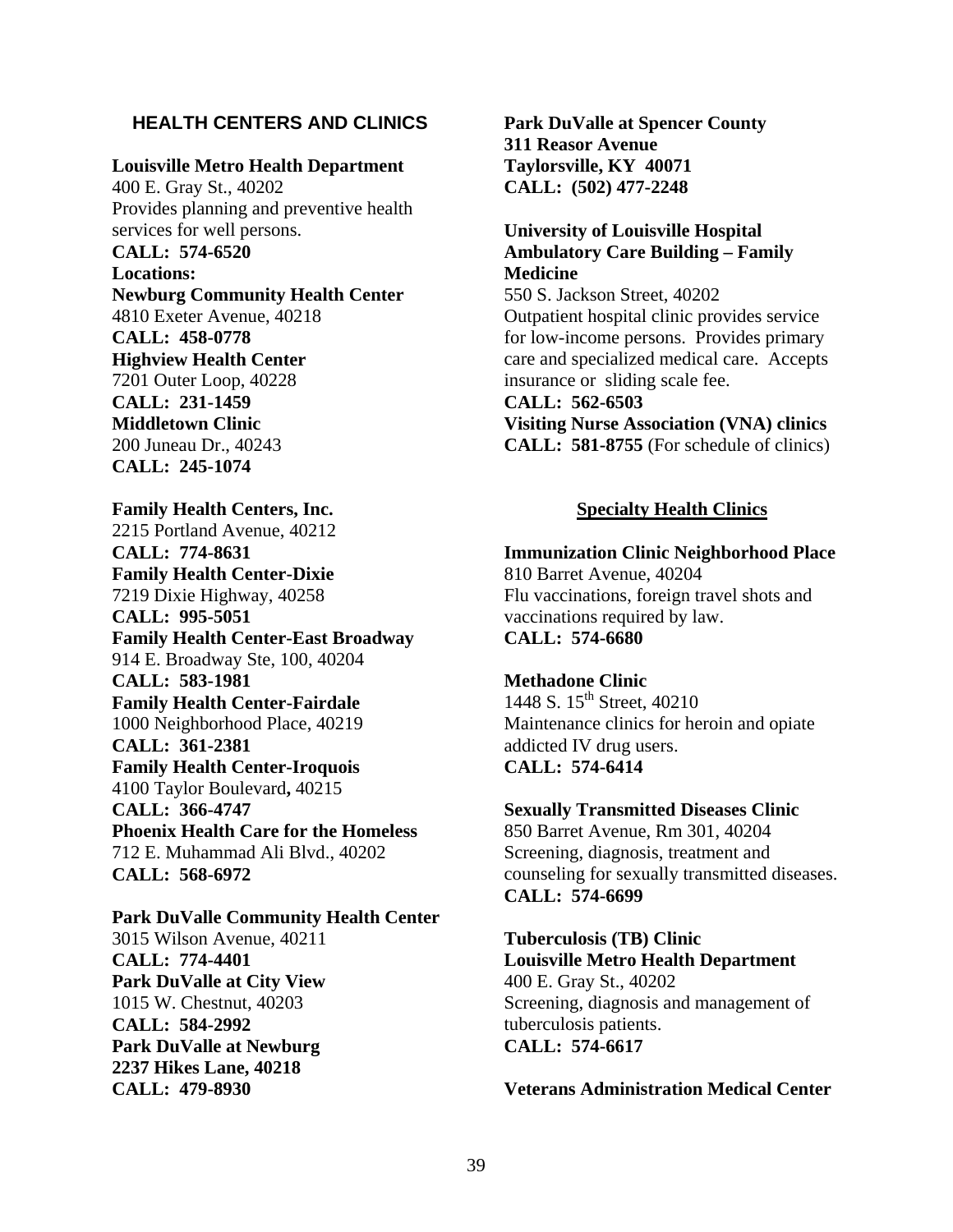## HEALTH CENTERS AND CLINICS

**Louisville Metro Health Department**
400 E. Gray St., 40202
Provides planning and preventive health services for well persons.
**CALL: 574-6520**
**Locations:**
**Newburg Community Health Center**
4810 Exeter Avenue, 40218
**CALL: 458-0778**
**Highview Health Center**
7201 Outer Loop, 40228
**CALL: 231-1459**
**Middletown Clinic**
200 Juneau Dr., 40243
**CALL: 245-1074**

**Family Health Centers, Inc.**
2215 Portland Avenue, 40212
**CALL: 774-8631**
**Family Health Center-Dixie**
7219 Dixie Highway, 40258
**CALL: 995-5051**
**Family Health Center-East Broadway**
914 E. Broadway Ste, 100, 40204
**CALL: 583-1981**
**Family Health Center-Fairdale**
1000 Neighborhood Place, 40219
**CALL: 361-2381**
**Family Health Center-Iroquois**
4100 Taylor Boulevard**,** 40215
**CALL: 366-4747**
**Phoenix Health Care for the Homeless**
712 E. Muhammad Ali Blvd., 40202
**CALL: 568-6972**

**Park DuValle Community Health Center**
3015 Wilson Avenue, 40211
**CALL: 774-4401**
**Park DuValle at City View**
1015 W. Chestnut, 40203
**CALL: 584-2992**
**Park DuValle at Newburg**
**2237 Hikes Lane, 40218**
**CALL: 479-8930**

**Park DuValle at Spencer County**
**311 Reasor Avenue**
**Taylorsville, KY 40071**
**CALL: (502) 477-2248**

**University of Louisville Hospital Ambulatory Care Building – Family Medicine**
550 S. Jackson Street, 40202
Outpatient hospital clinic provides service for low-income persons. Provides primary care and specialized medical care. Accepts insurance or sliding scale fee.
**CALL: 562-6503**
**Visiting Nurse Association (VNA) clinics**
**CALL: 581-8755** (For schedule of clinics)

### Specialty Health Clinics

**Immunization Clinic Neighborhood Place**
810 Barret Avenue, 40204
Flu vaccinations, foreign travel shots and vaccinations required by law.
**CALL: 574-6680**

**Methadone Clinic**
1448 S. 15th Street, 40210
Maintenance clinics for heroin and opiate addicted IV drug users.
**CALL: 574-6414**

**Sexually Transmitted Diseases Clinic**
850 Barret Avenue, Rm 301, 40204
Screening, diagnosis, treatment and counseling for sexually transmitted diseases.
**CALL: 574-6699**

**Tuberculosis (TB) Clinic**
**Louisville Metro Health Department**
400 E. Gray St., 40202
Screening, diagnosis and management of tuberculosis patients.
**CALL: 574-6617**

**Veterans Administration Medical Center**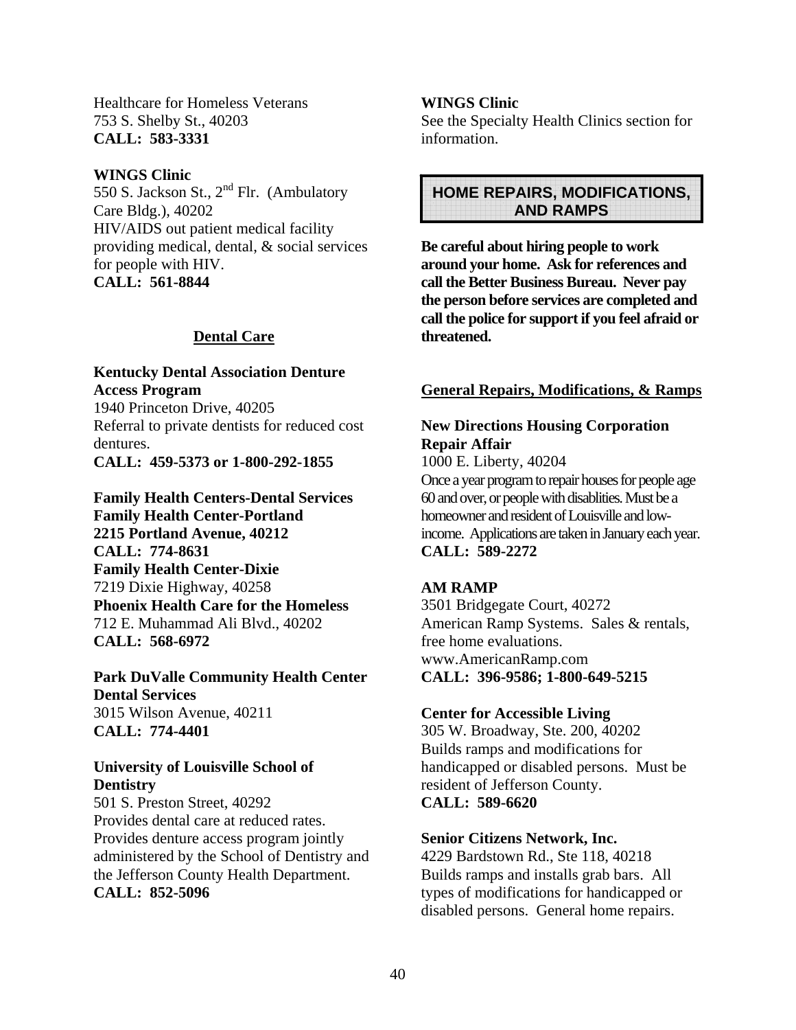Healthcare for Homeless Veterans
753 S. Shelby St., 40203
**CALL: 583-3331**

**WINGS Clinic**
550 S. Jackson St., 2nd Flr. (Ambulatory Care Bldg.), 40202
HIV/AIDS out patient medical facility providing medical, dental, & social services for people with HIV.
**CALL: 561-8844**

## Dental Care

**Kentucky Dental Association Denture Access Program**
1940 Princeton Drive, 40205
Referral to private dentists for reduced cost dentures.
**CALL: 459-5373 or 1-800-292-1855**

**Family Health Centers-Dental Services**
**Family Health Center-Portland**
**2215 Portland Avenue, 40212**
**CALL: 774-8631**
**Family Health Center-Dixie**
7219 Dixie Highway, 40258
**Phoenix Health Care for the Homeless**
712 E. Muhammad Ali Blvd., 40202
**CALL: 568-6972**

**Park DuValle Community Health Center Dental Services**
3015 Wilson Avenue, 40211
**CALL: 774-4401**

**University of Louisville School of Dentistry**
501 S. Preston Street, 40292
Provides dental care at reduced rates. Provides denture access program jointly administered by the School of Dentistry and the Jefferson County Health Department.
**CALL: 852-5096**

**WINGS Clinic**
See the Specialty Health Clinics section for information.

# HOME REPAIRS, MODIFICATIONS, AND RAMPS

**Be careful about hiring people to work around your home. Ask for references and call the Better Business Bureau. Never pay the person before services are completed and call the police for support if you feel afraid or threatened.**

## General Repairs, Modifications, & Ramps

**New Directions Housing Corporation Repair Affair**
1000 E. Liberty, 40204
Once a year program to repair houses for people age 60 and over, or people with disablities. Must be a homeowner and resident of Louisville and low-income. Applications are taken in January each year.
**CALL: 589-2272**

**AM RAMP**
3501 Bridgegate Court, 40272
American Ramp Systems. Sales & rentals, free home evaluations.
www.AmericanRamp.com
**CALL: 396-9586; 1-800-649-5215**

**Center for Accessible Living**
305 W. Broadway, Ste. 200, 40202
Builds ramps and modifications for handicapped or disabled persons. Must be resident of Jefferson County.
**CALL: 589-6620**

**Senior Citizens Network, Inc.**
4229 Bardstown Rd., Ste 118, 40218
Builds ramps and installs grab bars. All types of modifications for handicapped or disabled persons. General home repairs.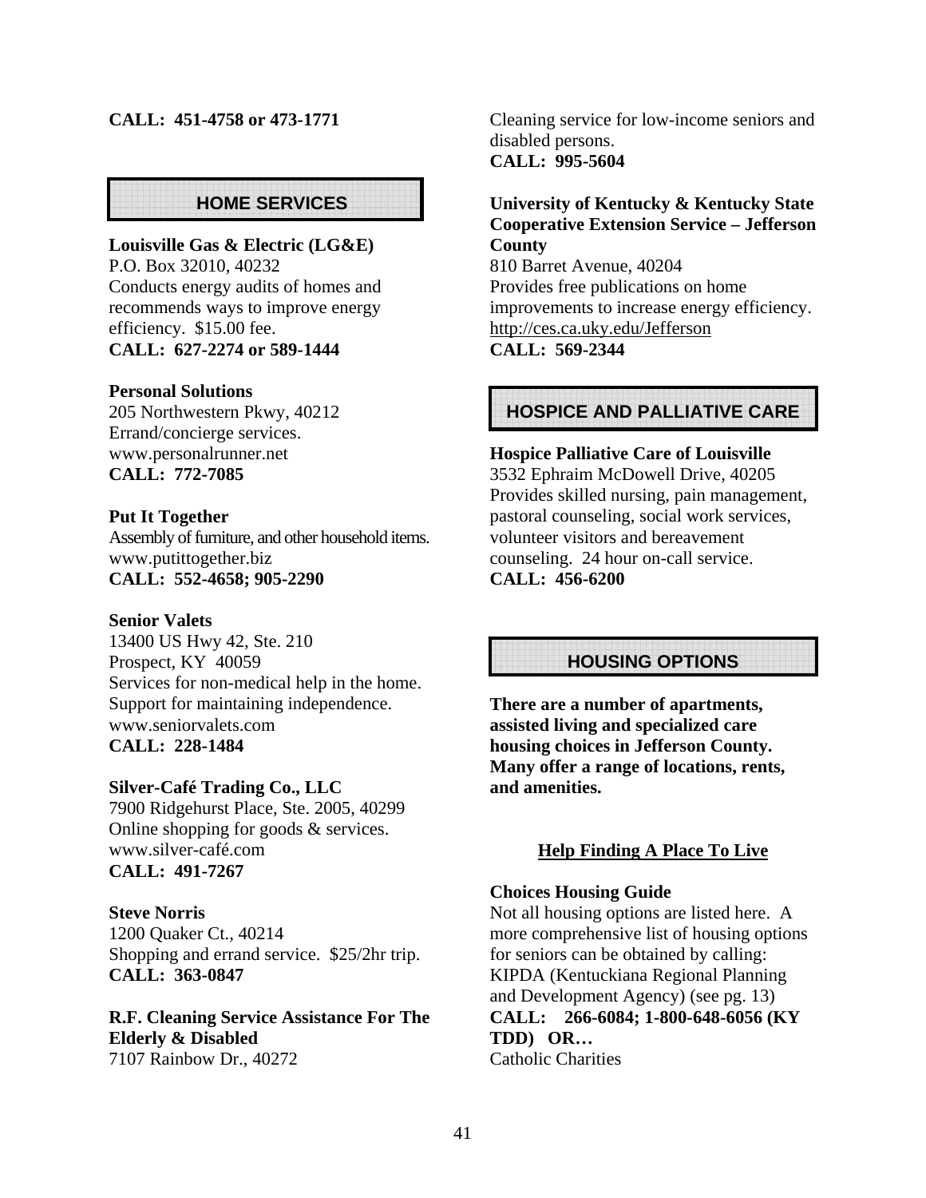**CALL: 451-4758 or 473-1771**

## HOME SERVICES

**Louisville Gas & Electric (LG&E)**
P.O. Box 32010, 40232
Conducts energy audits of homes and recommends ways to improve energy efficiency. $15.00 fee.
**CALL: 627-2274 or 589-1444**

**Personal Solutions**
205 Northwestern Pkwy, 40212
Errand/concierge services.
www.personalrunner.net
**CALL: 772-7085**

**Put It Together**
Assembly of furniture, and other household items.
www.putittogether.biz
**CALL: 552-4658; 905-2290**

**Senior Valets**
13400 US Hwy 42, Ste. 210
Prospect, KY 40059
Services for non-medical help in the home. Support for maintaining independence.
www.seniorvalets.com
**CALL: 228-1484**

**Silver-Café Trading Co., LLC**
7900 Ridgehurst Place, Ste. 2005, 40299
Online shopping for goods & services.
www.silver-café.com
**CALL: 491-7267**

**Steve Norris**
1200 Quaker Ct., 40214
Shopping and errand service. $25/2hr trip.
**CALL: 363-0847**

**R.F. Cleaning Service Assistance For The Elderly & Disabled**
7107 Rainbow Dr., 40272
Cleaning service for low-income seniors and disabled persons.
**CALL: 995-5604**

**University of Kentucky & Kentucky State Cooperative Extension Service – Jefferson County**
810 Barret Avenue, 40204
Provides free publications on home improvements to increase energy efficiency.
http://ces.ca.uky.edu/Jefferson
**CALL: 569-2344**

## HOSPICE AND PALLIATIVE CARE

**Hospice Palliative Care of Louisville**
3532 Ephraim McDowell Drive, 40205
Provides skilled nursing, pain management, pastoral counseling, social work services, volunteer visitors and bereavement counseling. 24 hour on-call service.
**CALL: 456-6200**

## HOUSING OPTIONS

**There are a number of apartments, assisted living and specialized care housing choices in Jefferson County. Many offer a range of locations, rents, and amenities.**

### Help Finding A Place To Live

**Choices Housing Guide**
Not all housing options are listed here. A more comprehensive list of housing options for seniors can be obtained by calling:
KIPDA (Kentuckiana Regional Planning and Development Agency) (see pg. 13)
**CALL: 266-6084; 1-800-648-6056 (KY TDD) OR…**
Catholic Charities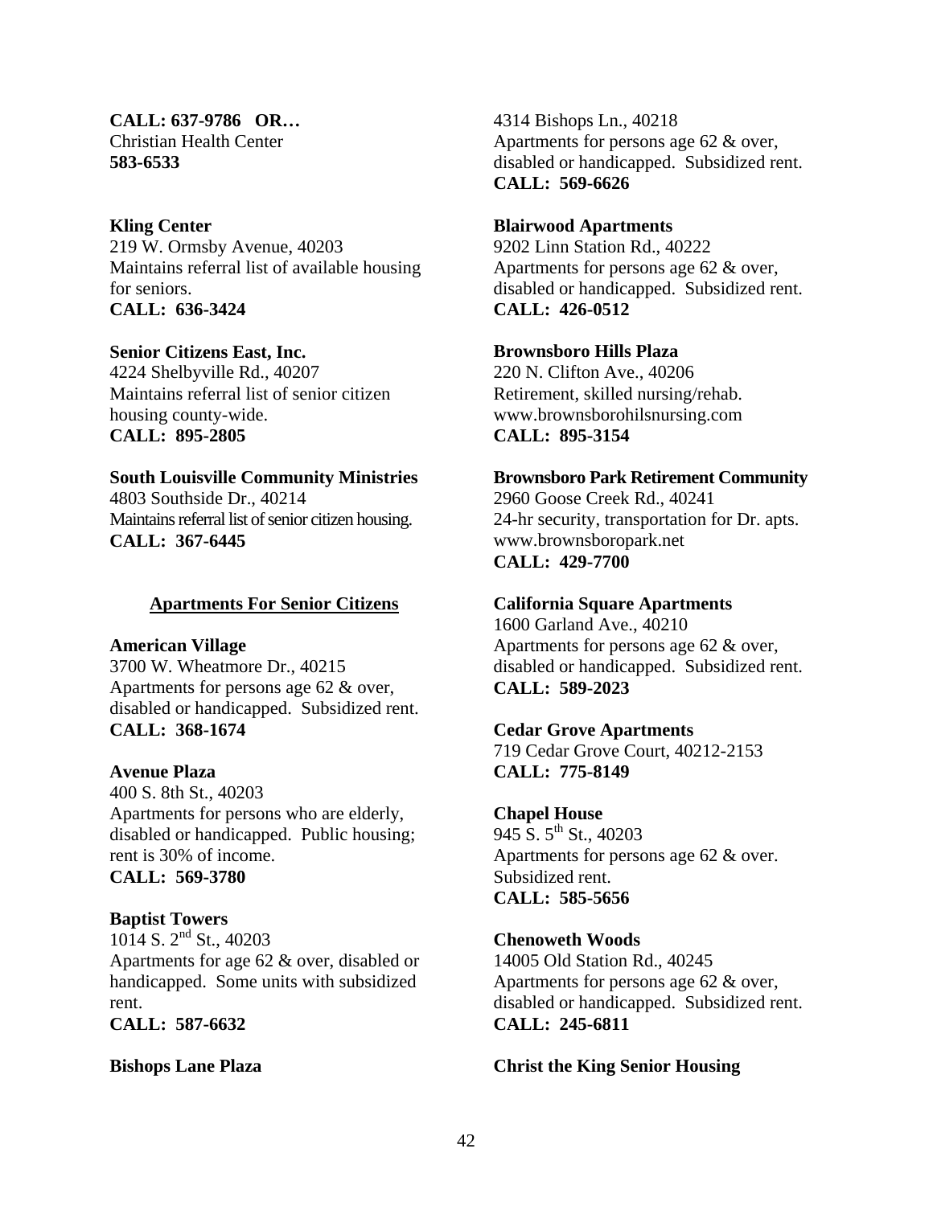**CALL: 637-9786 OR…**
Christian Health Center
**583-6533**

**Kling Center**
219 W. Ormsby Avenue, 40203
Maintains referral list of available housing for seniors.
**CALL: 636-3424**

**Senior Citizens East, Inc.**
4224 Shelbyville Rd., 40207
Maintains referral list of senior citizen housing county-wide.
**CALL: 895-2805**

**South Louisville Community Ministries**
4803 Southside Dr., 40214
Maintains referral list of senior citizen housing.
**CALL: 367-6445**

## Apartments For Senior Citizens

**American Village**
3700 W. Wheatmore Dr., 40215
Apartments for persons age 62 & over, disabled or handicapped. Subsidized rent.
**CALL: 368-1674**

**Avenue Plaza**
400 S. 8th St., 40203
Apartments for persons who are elderly, disabled or handicapped. Public housing; rent is 30% of income.
**CALL: 569-3780**

**Baptist Towers**
1014 S. 2nd St., 40203
Apartments for age 62 & over, disabled or handicapped. Some units with subsidized rent.
**CALL: 587-6632**

**Bishops Lane Plaza**
4314 Bishops Ln., 40218
Apartments for persons age 62 & over, disabled or handicapped. Subsidized rent.
**CALL: 569-6626**

**Blairwood Apartments**
9202 Linn Station Rd., 40222
Apartments for persons age 62 & over, disabled or handicapped. Subsidized rent.
**CALL: 426-0512**

**Brownsboro Hills Plaza**
220 N. Clifton Ave., 40206
Retirement, skilled nursing/rehab.
www.brownsborohilsnursing.com
**CALL: 895-3154**

**Brownsboro Park Retirement Community**
2960 Goose Creek Rd., 40241
24-hr security, transportation for Dr. apts.
www.brownsboropark.net
**CALL: 429-7700**

**California Square Apartments**
1600 Garland Ave., 40210
Apartments for persons age 62 & over, disabled or handicapped. Subsidized rent.
**CALL: 589-2023**

**Cedar Grove Apartments**
719 Cedar Grove Court, 40212-2153
**CALL: 775-8149**

**Chapel House**
945 S. 5th St., 40203
Apartments for persons age 62 & over. Subsidized rent.
**CALL: 585-5656**

**Chenoweth Woods**
14005 Old Station Rd., 40245
Apartments for persons age 62 & over, disabled or handicapped. Subsidized rent.
**CALL: 245-6811**

**Christ the King Senior Housing**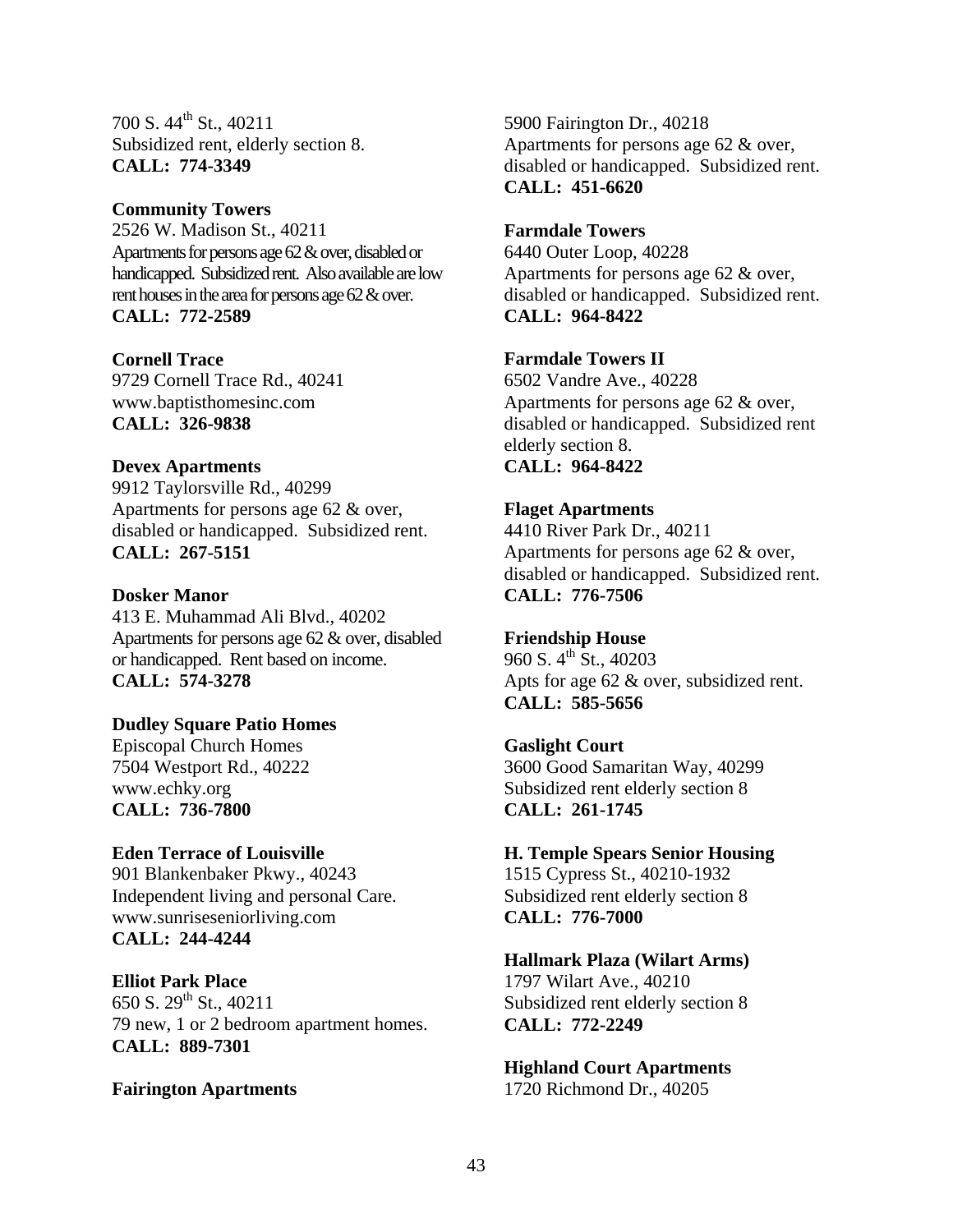700 S. 44th St., 40211
Subsidized rent, elderly section 8.
**CALL: 774-3349**

**Community Towers**
2526 W. Madison St., 40211
Apartments for persons age 62 & over, disabled or handicapped. Subsidized rent. Also available are low rent houses in the area for persons age 62 & over.
**CALL: 772-2589**

**Cornell Trace**
9729 Cornell Trace Rd., 40241
www.baptisthomesinc.com
**CALL: 326-9838**

**Devex Apartments**
9912 Taylorsville Rd., 40299
Apartments for persons age 62 & over, disabled or handicapped. Subsidized rent.
**CALL: 267-5151**

**Dosker Manor**
413 E. Muhammad Ali Blvd., 40202
Apartments for persons age 62 & over, disabled or handicapped. Rent based on income.
**CALL: 574-3278**

**Dudley Square Patio Homes**
Episcopal Church Homes
7504 Westport Rd., 40222
www.echky.org
**CALL: 736-7800**

**Eden Terrace of Louisville**
901 Blankenbaker Pkwy., 40243
Independent living and personal Care.
www.sunriseseniorliving.com
**CALL: 244-4244**

**Elliot Park Place**
650 S. 29th St., 40211
79 new, 1 or 2 bedroom apartment homes.
**CALL: 889-7301**

**Fairington Apartments**
5900 Fairington Dr., 40218
Apartments for persons age 62 & over, disabled or handicapped. Subsidized rent.
**CALL: 451-6620**

**Farmdale Towers**
6440 Outer Loop, 40228
Apartments for persons age 62 & over, disabled or handicapped. Subsidized rent.
**CALL: 964-8422**

**Farmdale Towers II**
6502 Vandre Ave., 40228
Apartments for persons age 62 & over, disabled or handicapped. Subsidized rent elderly section 8.
**CALL: 964-8422**

**Flaget Apartments**
4410 River Park Dr., 40211
Apartments for persons age 62 & over, disabled or handicapped. Subsidized rent.
**CALL: 776-7506**

**Friendship House**
960 S. 4th St., 40203
Apts for age 62 & over, subsidized rent.
**CALL: 585-5656**

**Gaslight Court**
3600 Good Samaritan Way, 40299
Subsidized rent elderly section 8
**CALL: 261-1745**

**H. Temple Spears Senior Housing**
1515 Cypress St., 40210-1932
Subsidized rent elderly section 8
**CALL: 776-7000**

**Hallmark Plaza (Wilart Arms)**
1797 Wilart Ave., 40210
Subsidized rent elderly section 8
**CALL: 772-2249**

**Highland Court Apartments**
1720 Richmond Dr., 40205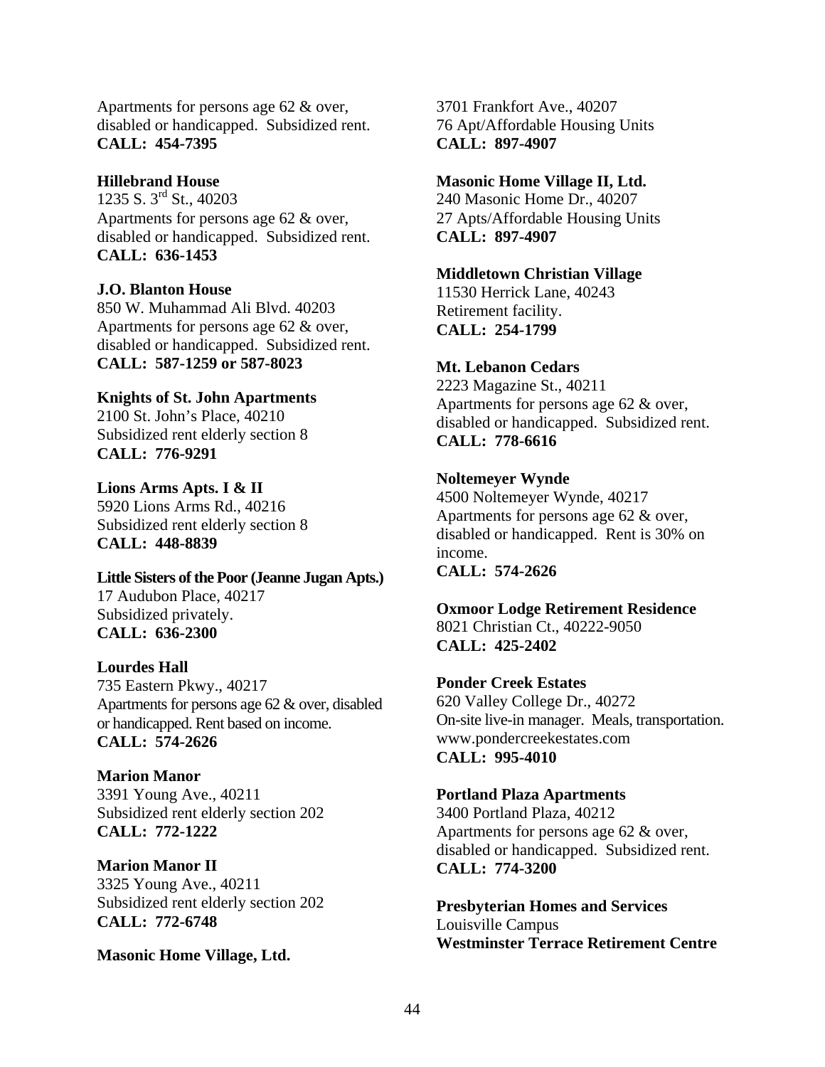Apartments for persons age 62 & over, disabled or handicapped. Subsidized rent.
**CALL: 454-7395**

**Hillebrand House**
1235 S. 3rd St., 40203
Apartments for persons age 62 & over, disabled or handicapped. Subsidized rent.
**CALL: 636-1453**

**J.O. Blanton House**
850 W. Muhammad Ali Blvd. 40203
Apartments for persons age 62 & over, disabled or handicapped. Subsidized rent.
**CALL: 587-1259 or 587-8023**

**Knights of St. John Apartments**
2100 St. John's Place, 40210
Subsidized rent elderly section 8
**CALL: 776-9291**

**Lions Arms Apts. I & II**
5920 Lions Arms Rd., 40216
Subsidized rent elderly section 8
**CALL: 448-8839**

**Little Sisters of the Poor (Jeanne Jugan Apts.)**
17 Audubon Place, 40217
Subsidized privately.
**CALL: 636-2300**

**Lourdes Hall**
735 Eastern Pkwy., 40217
Apartments for persons age 62 & over, disabled or handicapped. Rent based on income.
**CALL: 574-2626**

**Marion Manor**
3391 Young Ave., 40211
Subsidized rent elderly section 202
**CALL: 772-1222**

**Marion Manor II**
3325 Young Ave., 40211
Subsidized rent elderly section 202
**CALL: 772-6748**

**Masonic Home Village, Ltd.**
3701 Frankfort Ave., 40207
76 Apt/Affordable Housing Units
**CALL: 897-4907**

**Masonic Home Village II, Ltd.**
240 Masonic Home Dr., 40207
27 Apts/Affordable Housing Units
**CALL: 897-4907**

**Middletown Christian Village**
11530 Herrick Lane, 40243
Retirement facility.
**CALL: 254-1799**

**Mt. Lebanon Cedars**
2223 Magazine St., 40211
Apartments for persons age 62 & over, disabled or handicapped. Subsidized rent.
**CALL: 778-6616**

**Noltemeyer Wynde**
4500 Noltemeyer Wynde, 40217
Apartments for persons age 62 & over, disabled or handicapped. Rent is 30% on income.
**CALL: 574-2626**

**Oxmoor Lodge Retirement Residence**
8021 Christian Ct., 40222-9050
**CALL: 425-2402**

**Ponder Creek Estates**
620 Valley College Dr., 40272
On-site live-in manager. Meals, transportation.
www.pondercreekestates.com
**CALL: 995-4010**

**Portland Plaza Apartments**
3400 Portland Plaza, 40212
Apartments for persons age 62 & over, disabled or handicapped. Subsidized rent.
**CALL: 774-3200**

**Presbyterian Homes and Services**
Louisville Campus
**Westminster Terrace Retirement Centre**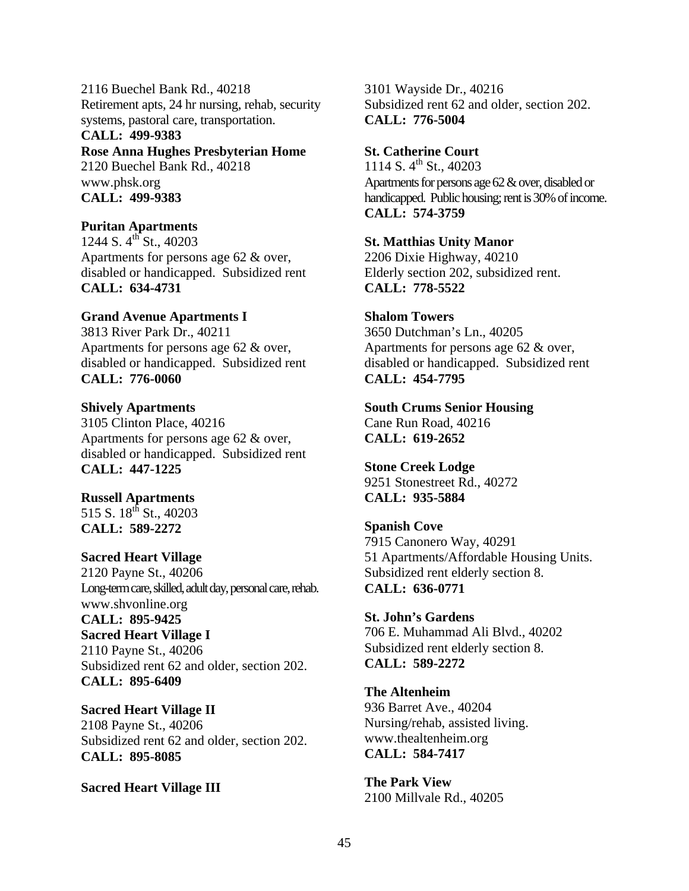2116 Buechel Bank Rd., 40218
Retirement apts, 24 hr nursing, rehab, security systems, pastoral care, transportation.
**CALL: 499-9383**

**Rose Anna Hughes Presbyterian Home**
2120 Buechel Bank Rd., 40218
www.phsk.org
**CALL: 499-9383**

**Puritan Apartments**
1244 S. 4th St., 40203
Apartments for persons age 62 & over, disabled or handicapped. Subsidized rent
**CALL: 634-4731**

**Grand Avenue Apartments I**
3813 River Park Dr., 40211
Apartments for persons age 62 & over, disabled or handicapped. Subsidized rent
**CALL: 776-0060**

**Shively Apartments**
3105 Clinton Place, 40216
Apartments for persons age 62 & over, disabled or handicapped. Subsidized rent
**CALL: 447-1225**

**Russell Apartments**
515 S. 18th St., 40203
**CALL: 589-2272**

**Sacred Heart Village**
2120 Payne St., 40206
Long-term care, skilled, adult day, personal care, rehab.
www.shvonline.org
**CALL: 895-9425**

**Sacred Heart Village I**
2110 Payne St., 40206
Subsidized rent 62 and older, section 202.
**CALL: 895-6409**

**Sacred Heart Village II**
2108 Payne St., 40206
Subsidized rent 62 and older, section 202.
**CALL: 895-8085**

**Sacred Heart Village III**
3101 Wayside Dr., 40216
Subsidized rent 62 and older, section 202.
**CALL: 776-5004**

**St. Catherine Court**
1114 S. 4th St., 40203
Apartments for persons age 62 & over, disabled or handicapped. Public housing; rent is 30% of income.
**CALL: 574-3759**

**St. Matthias Unity Manor**
2206 Dixie Highway, 40210
Elderly section 202, subsidized rent.
**CALL: 778-5522**

**Shalom Towers**
3650 Dutchman's Ln., 40205
Apartments for persons age 62 & over, disabled or handicapped. Subsidized rent
**CALL: 454-7795**

**South Crums Senior Housing**
Cane Run Road, 40216
**CALL: 619-2652**

**Stone Creek Lodge**
9251 Stonestreet Rd., 40272
**CALL: 935-5884**

**Spanish Cove**
7915 Canonero Way, 40291
51 Apartments/Affordable Housing Units. Subsidized rent elderly section 8.
**CALL: 636-0771**

**St. John's Gardens**
706 E. Muhammad Ali Blvd., 40202
Subsidized rent elderly section 8.
**CALL: 589-2272**

**The Altenheim**
936 Barret Ave., 40204
Nursing/rehab, assisted living.
www.thealtenheim.org
**CALL: 584-7417**

**The Park View**
2100 Millvale Rd., 40205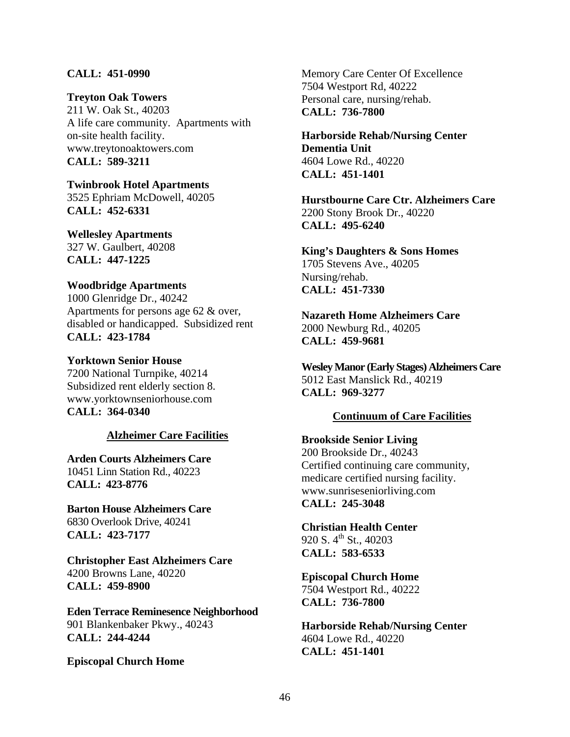**CALL: 451-0990**

**Treyton Oak Towers**
211 W. Oak St., 40203
A life care community. Apartments with on-site health facility.
www.treytonoaktowers.com
**CALL: 589-3211**

**Twinbrook Hotel Apartments**
3525 Ephriam McDowell, 40205
**CALL: 452-6331**

**Wellesley Apartments**
327 W. Gaulbert, 40208
**CALL: 447-1225**

**Woodbridge Apartments**
1000 Glenridge Dr., 40242
Apartments for persons age 62 & over, disabled or handicapped. Subsidized rent
**CALL: 423-1784**

**Yorktown Senior House**
7200 National Turnpike, 40214
Subsidized rent elderly section 8.
www.yorktownseniorhouse.com
**CALL: 364-0340**

## Alzheimer Care Facilities

**Arden Courts Alzheimers Care**
10451 Linn Station Rd., 40223
**CALL: 423-8776**

**Barton House Alzheimers Care**
6830 Overlook Drive, 40241
**CALL: 423-7177**

**Christopher East Alzheimers Care**
4200 Browns Lane, 40220
**CALL: 459-8900**

**Eden Terrace Reminesence Neighborhood**
901 Blankenbaker Pkwy., 40243
**CALL: 244-4244**

**Episcopal Church Home**
Memory Care Center Of Excellence
7504 Westport Rd, 40222
Personal care, nursing/rehab.
**CALL: 736-7800**

**Harborside Rehab/Nursing Center Dementia Unit**
4604 Lowe Rd., 40220
**CALL: 451-1401**

**Hurstbourne Care Ctr. Alzheimers Care**
2200 Stony Brook Dr., 40220
**CALL: 495-6240**

**King's Daughters & Sons Homes**
1705 Stevens Ave., 40205
Nursing/rehab.
**CALL: 451-7330**

**Nazareth Home Alzheimers Care**
2000 Newburg Rd., 40205
**CALL: 459-9681**

**Wesley Manor (Early Stages) Alzheimers Care**
5012 East Manslick Rd., 40219
**CALL: 969-3277**

## Continuum of Care Facilities

**Brookside Senior Living**
200 Brookside Dr., 40243
Certified continuing care community, medicare certified nursing facility.
www.sunriseseniorliving.com
**CALL: 245-3048**

**Christian Health Center**
920 S. 4th St., 40203
**CALL: 583-6533**

**Episcopal Church Home**
7504 Westport Rd., 40222
**CALL: 736-7800**

**Harborside Rehab/Nursing Center**
4604 Lowe Rd., 40220
**CALL: 451-1401**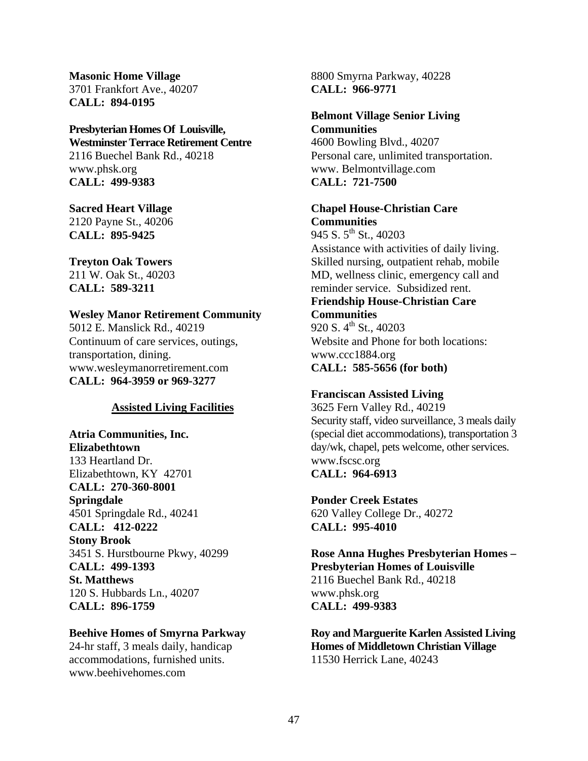**Masonic Home Village**
3701 Frankfort Ave., 40207
**CALL: 894-0195**

**Presbyterian Homes Of Louisville, Westminster Terrace Retirement Centre**
2116 Buechel Bank Rd., 40218
www.phsk.org
**CALL: 499-9383**

**Sacred Heart Village**
2120 Payne St., 40206
**CALL: 895-9425**

**Treyton Oak Towers**
211 W. Oak St., 40203
**CALL: 589-3211**

**Wesley Manor Retirement Community**
5012 E. Manslick Rd., 40219
Continuum of care services, outings, transportation, dining.
www.wesleymanorretirement.com
**CALL: 964-3959 or 969-3277**

## Assisted Living Facilities

**Atria Communities, Inc.**
**Elizabethtown**
133 Heartland Dr.
Elizabethtown, KY 42701
**CALL: 270-360-8001**
**Springdale**
4501 Springdale Rd., 40241
**CALL: 412-0222**
**Stony Brook**
3451 S. Hurstbourne Pkwy, 40299
**CALL: 499-1393**
**St. Matthews**
120 S. Hubbards Ln., 40207
**CALL: 896-1759**

**Beehive Homes of Smyrna Parkway**
24-hr staff, 3 meals daily, handicap accommodations, furnished units.
www.beehivehomes.com
8800 Smyrna Parkway, 40228
**CALL: 966-9771**

**Belmont Village Senior Living Communities**
4600 Bowling Blvd., 40207
Personal care, unlimited transportation.
www. Belmontvillage.com
**CALL: 721-7500**

**Chapel House-Christian Care Communities**
945 S. 5th St., 40203
Assistance with activities of daily living. Skilled nursing, outpatient rehab, mobile MD, wellness clinic, emergency call and reminder service. Subsidized rent.
**Friendship House-Christian Care Communities**
920 S. 4th St., 40203
Website and Phone for both locations:
www.ccc1884.org
**CALL: 585-5656 (for both)**

**Franciscan Assisted Living**
3625 Fern Valley Rd., 40219
Security staff, video surveillance, 3 meals daily (special diet accommodations), transportation 3 day/wk, chapel, pets welcome, other services.
www.fscsc.org
**CALL: 964-6913**

**Ponder Creek Estates**
620 Valley College Dr., 40272
**CALL: 995-4010**

**Rose Anna Hughes Presbyterian Homes – Presbyterian Homes of Louisville**
2116 Buechel Bank Rd., 40218
www.phsk.org
**CALL: 499-9383**

**Roy and Marguerite Karlen Assisted Living Homes of Middletown Christian Village**
11530 Herrick Lane, 40243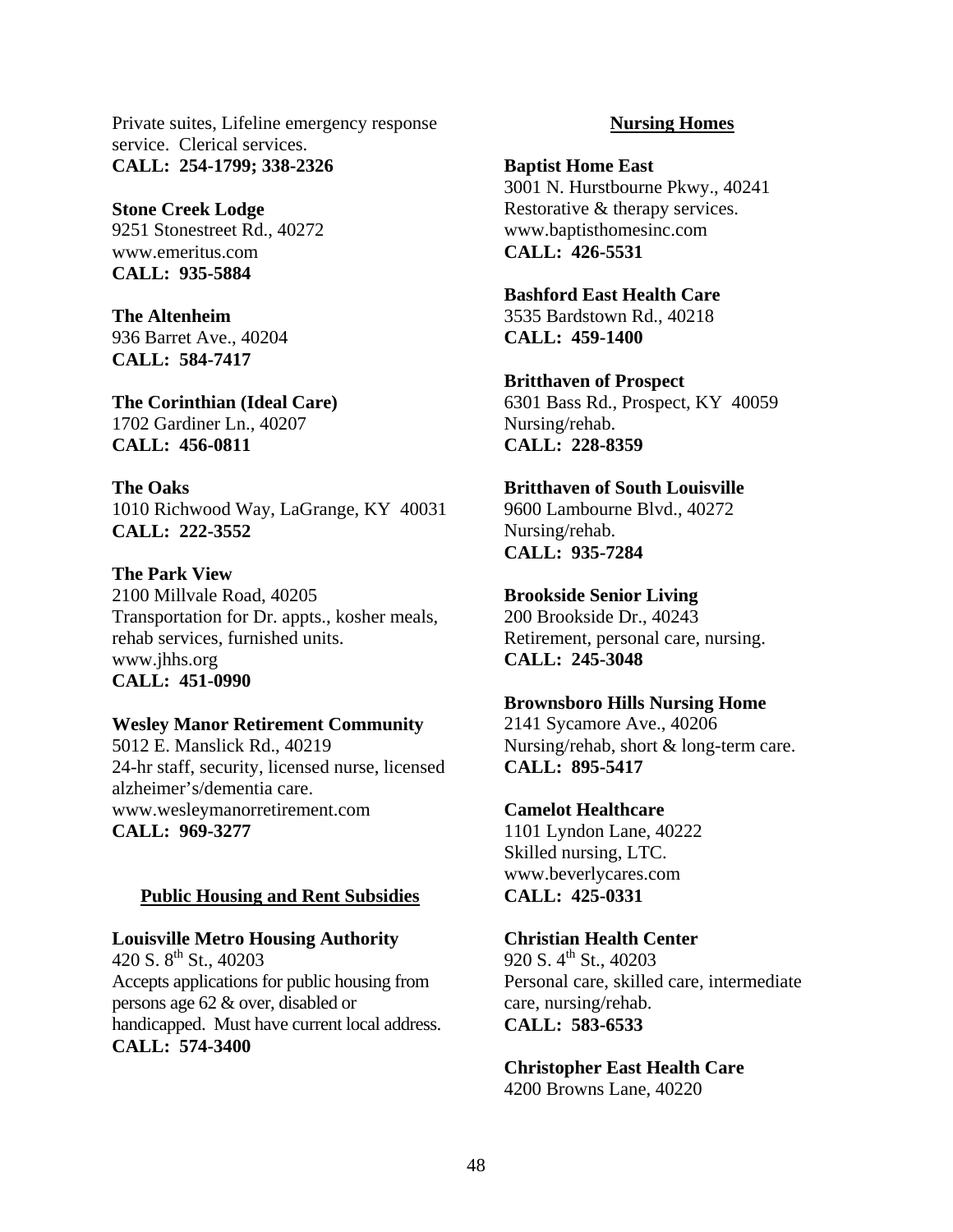Private suites, Lifeline emergency response service. Clerical services.
**CALL: 254-1799; 338-2326**

**Stone Creek Lodge**
9251 Stonestreet Rd., 40272
www.emeritus.com
**CALL: 935-5884**

**The Altenheim**
936 Barret Ave., 40204
**CALL: 584-7417**

**The Corinthian (Ideal Care)**
1702 Gardiner Ln., 40207
**CALL: 456-0811**

**The Oaks**
1010 Richwood Way, LaGrange, KY 40031
**CALL: 222-3552**

**The Park View**
2100 Millvale Road, 40205
Transportation for Dr. appts., kosher meals, rehab services, furnished units.
www.jhhs.org
**CALL: 451-0990**

**Wesley Manor Retirement Community**
5012 E. Manslick Rd., 40219
24-hr staff, security, licensed nurse, licensed alzheimer's/dementia care.
www.wesleymanorretirement.com
**CALL: 969-3277**

## Public Housing and Rent Subsidies

**Louisville Metro Housing Authority**
420 S. 8th St., 40203
Accepts applications for public housing from persons age 62 & over, disabled or handicapped. Must have current local address.
**CALL: 574-3400**

## Nursing Homes

**Baptist Home East**
3001 N. Hurstbourne Pkwy., 40241
Restorative & therapy services.
www.baptisthomesinc.com
**CALL: 426-5531**

**Bashford East Health Care**
3535 Bardstown Rd., 40218
**CALL: 459-1400**

**Britthaven of Prospect**
6301 Bass Rd., Prospect, KY 40059
Nursing/rehab.
**CALL: 228-8359**

**Britthaven of South Louisville**
9600 Lambourne Blvd., 40272
Nursing/rehab.
**CALL: 935-7284**

**Brookside Senior Living**
200 Brookside Dr., 40243
Retirement, personal care, nursing.
**CALL: 245-3048**

**Brownsboro Hills Nursing Home**
2141 Sycamore Ave., 40206
Nursing/rehab, short & long-term care.
**CALL: 895-5417**

**Camelot Healthcare**
1101 Lyndon Lane, 40222
Skilled nursing, LTC.
www.beverlycares.com
**CALL: 425-0331**

**Christian Health Center**
920 S. 4th St., 40203
Personal care, skilled care, intermediate care, nursing/rehab.
**CALL: 583-6533**

**Christopher East Health Care**
4200 Browns Lane, 40220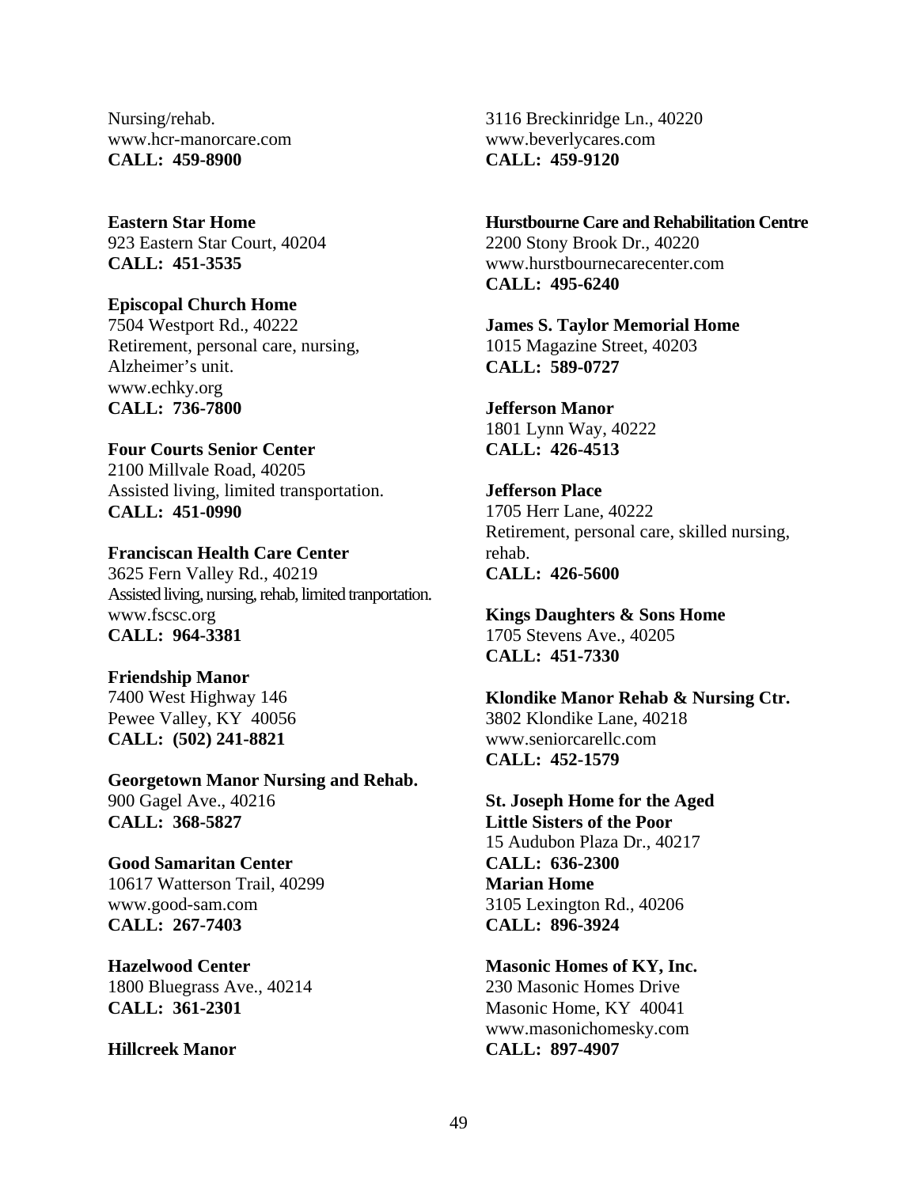Nursing/rehab.
www.hcr-manorcare.com
**CALL: 459-8900**

**Eastern Star Home**
923 Eastern Star Court, 40204
**CALL: 451-3535**

**Episcopal Church Home**
7504 Westport Rd., 40222
Retirement, personal care, nursing, Alzheimer's unit.
www.echky.org
**CALL: 736-7800**

**Four Courts Senior Center**
2100 Millvale Road, 40205
Assisted living, limited transportation.
**CALL: 451-0990**

**Franciscan Health Care Center**
3625 Fern Valley Rd., 40219
Assisted living, nursing, rehab, limited tranportation.
www.fscsc.org
**CALL: 964-3381**

**Friendship Manor**
7400 West Highway 146
Pewee Valley, KY 40056
**CALL: (502) 241-8821**

**Georgetown Manor Nursing and Rehab.**
900 Gagel Ave., 40216
**CALL: 368-5827**

**Good Samaritan Center**
10617 Watterson Trail, 40299
www.good-sam.com
**CALL: 267-7403**

**Hazelwood Center**
1800 Bluegrass Ave., 40214
**CALL: 361-2301**

**Hillcreek Manor**
3116 Breckinridge Ln., 40220
www.beverlycares.com
**CALL: 459-9120**

**Hurstbourne Care and Rehabilitation Centre**
2200 Stony Brook Dr., 40220
www.hurstbournecarecenter.com
**CALL: 495-6240**

**James S. Taylor Memorial Home**
1015 Magazine Street, 40203
**CALL: 589-0727**

**Jefferson Manor**
1801 Lynn Way, 40222
**CALL: 426-4513**

**Jefferson Place**
1705 Herr Lane, 40222
Retirement, personal care, skilled nursing, rehab.
**CALL: 426-5600**

**Kings Daughters & Sons Home**
1705 Stevens Ave., 40205
**CALL: 451-7330**

**Klondike Manor Rehab & Nursing Ctr.**
3802 Klondike Lane, 40218
www.seniorcarellc.com
**CALL: 452-1579**

**St. Joseph Home for the Aged**
**Little Sisters of the Poor**
15 Audubon Plaza Dr., 40217
**CALL: 636-2300**
**Marian Home**
3105 Lexington Rd., 40206
**CALL: 896-3924**

**Masonic Homes of KY, Inc.**
230 Masonic Homes Drive
Masonic Home, KY 40041
www.masonichomesky.com
**CALL: 897-4907**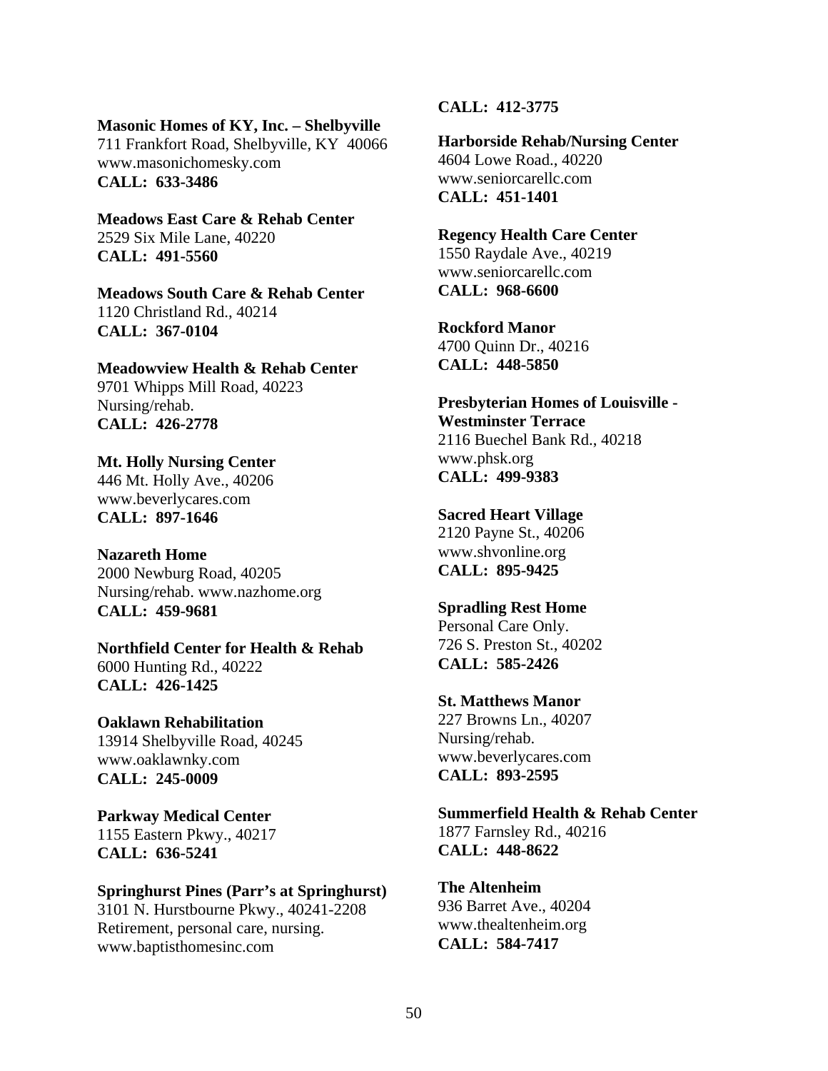**Masonic Homes of KY, Inc. – Shelbyville**
711 Frankfort Road, Shelbyville, KY 40066
www.masonichomesky.com
**CALL: 633-3486**

**Meadows East Care & Rehab Center**
2529 Six Mile Lane, 40220
**CALL: 491-5560**

**Meadows South Care & Rehab Center**
1120 Christland Rd., 40214
**CALL: 367-0104**

**Meadowview Health & Rehab Center**
9701 Whipps Mill Road, 40223
Nursing/rehab.
**CALL: 426-2778**

**Mt. Holly Nursing Center**
446 Mt. Holly Ave., 40206
www.beverlycares.com
**CALL: 897-1646**

**Nazareth Home**
2000 Newburg Road, 40205
Nursing/rehab. www.nazhome.org
**CALL: 459-9681**

**Northfield Center for Health & Rehab**
6000 Hunting Rd., 40222
**CALL: 426-1425**

**Oaklawn Rehabilitation**
13914 Shelbyville Road, 40245
www.oaklawnky.com
**CALL: 245-0009**

**Parkway Medical Center**
1155 Eastern Pkwy., 40217
**CALL: 636-5241**

**Springhurst Pines (Parr's at Springhurst)**
3101 N. Hurstbourne Pkwy., 40241-2208
Retirement, personal care, nursing.
www.baptisthomesinc.com
**CALL: 412-3775**

**Harborside Rehab/Nursing Center**
4604 Lowe Road., 40220
www.seniorcarellc.com
**CALL: 451-1401**

**Regency Health Care Center**
1550 Raydale Ave., 40219
www.seniorcarellc.com
**CALL: 968-6600**

**Rockford Manor**
4700 Quinn Dr., 40216
**CALL: 448-5850**

**Presbyterian Homes of Louisville - Westminster Terrace**
2116 Buechel Bank Rd., 40218
www.phsk.org
**CALL: 499-9383**

**Sacred Heart Village**
2120 Payne St., 40206
www.shvonline.org
**CALL: 895-9425**

**Spradling Rest Home**
Personal Care Only.
726 S. Preston St., 40202
**CALL: 585-2426**

**St. Matthews Manor**
227 Browns Ln., 40207
Nursing/rehab.
www.beverlycares.com
**CALL: 893-2595**

**Summerfield Health & Rehab Center**
1877 Farnsley Rd., 40216
**CALL: 448-8622**

**The Altenheim**
936 Barret Ave., 40204
www.thealtenheim.org
**CALL: 584-7417**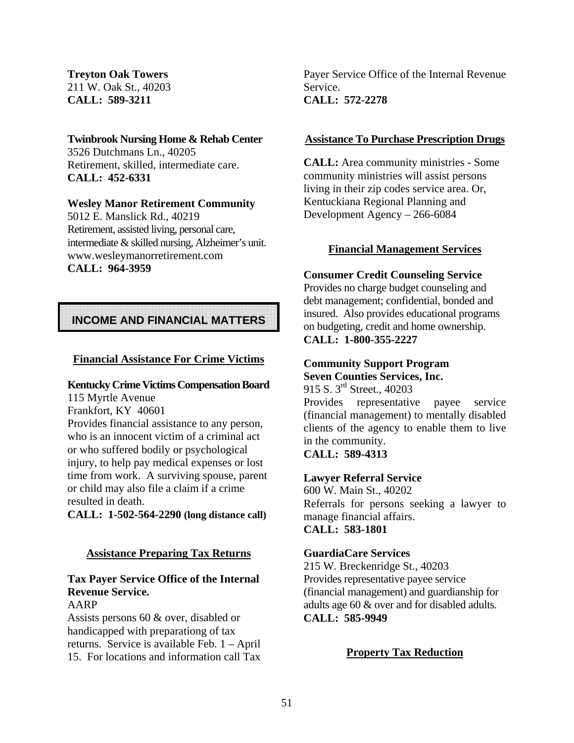**Treyton Oak Towers**
211 W. Oak St., 40203
**CALL: 589-3211**

**Twinbrook Nursing Home & Rehab Center**
3526 Dutchmans Ln., 40205
Retirement, skilled, intermediate care.
**CALL: 452-6331**

**Wesley Manor Retirement Community**
5012 E. Manslick Rd., 40219
Retirement, assisted living, personal care, intermediate & skilled nursing, Alzheimer's unit.
www.wesleymanorretirement.com
**CALL: 964-3959**

# INCOME AND FINANCIAL MATTERS

## Financial Assistance For Crime Victims

**Kentucky Crime Victims Compensation Board**
115 Myrtle Avenue
Frankfort, KY 40601
Provides financial assistance to any person, who is an innocent victim of a criminal act or who suffered bodily or psychological injury, to help pay medical expenses or lost time from work. A surviving spouse, parent or child may also file a claim if a crime resulted in death.
**CALL: 1-502-564-2290 (long distance call)**

## Assistance Preparing Tax Returns

**Tax Payer Service Office of the Internal Revenue Service.**
AARP
Assists persons 60 & over, disabled or handicapped with preparationg of tax returns. Service is available Feb. 1 – April 15. For locations and information call Tax Payer Service Office of the Internal Revenue Service.
**CALL: 572-2278**

## Assistance To Purchase Prescription Drugs

**CALL:** Area community ministries - Some community ministries will assist persons living in their zip codes service area. Or, Kentuckiana Regional Planning and Development Agency – 266-6084

## Financial Management Services

**Consumer Credit Counseling Service**
Provides no charge budget counseling and debt management; confidential, bonded and insured. Also provides educational programs on budgeting, credit and home ownership.
**CALL: 1-800-355-2227**

**Community Support Program**
**Seven Counties Services, Inc.**
915 S. 3rd Street., 40203
Provides representative payee service (financial management) to mentally disabled clients of the agency to enable them to live in the community.
**CALL: 589-4313**

**Lawyer Referral Service**
600 W. Main St., 40202
Referrals for persons seeking a lawyer to manage financial affairs.
**CALL: 583-1801**

**GuardiaCare Services**
215 W. Breckenridge St., 40203
Provides representative payee service (financial management) and guardianship for adults age 60 & over and for disabled adults.
**CALL: 585-9949**

## Property Tax Reduction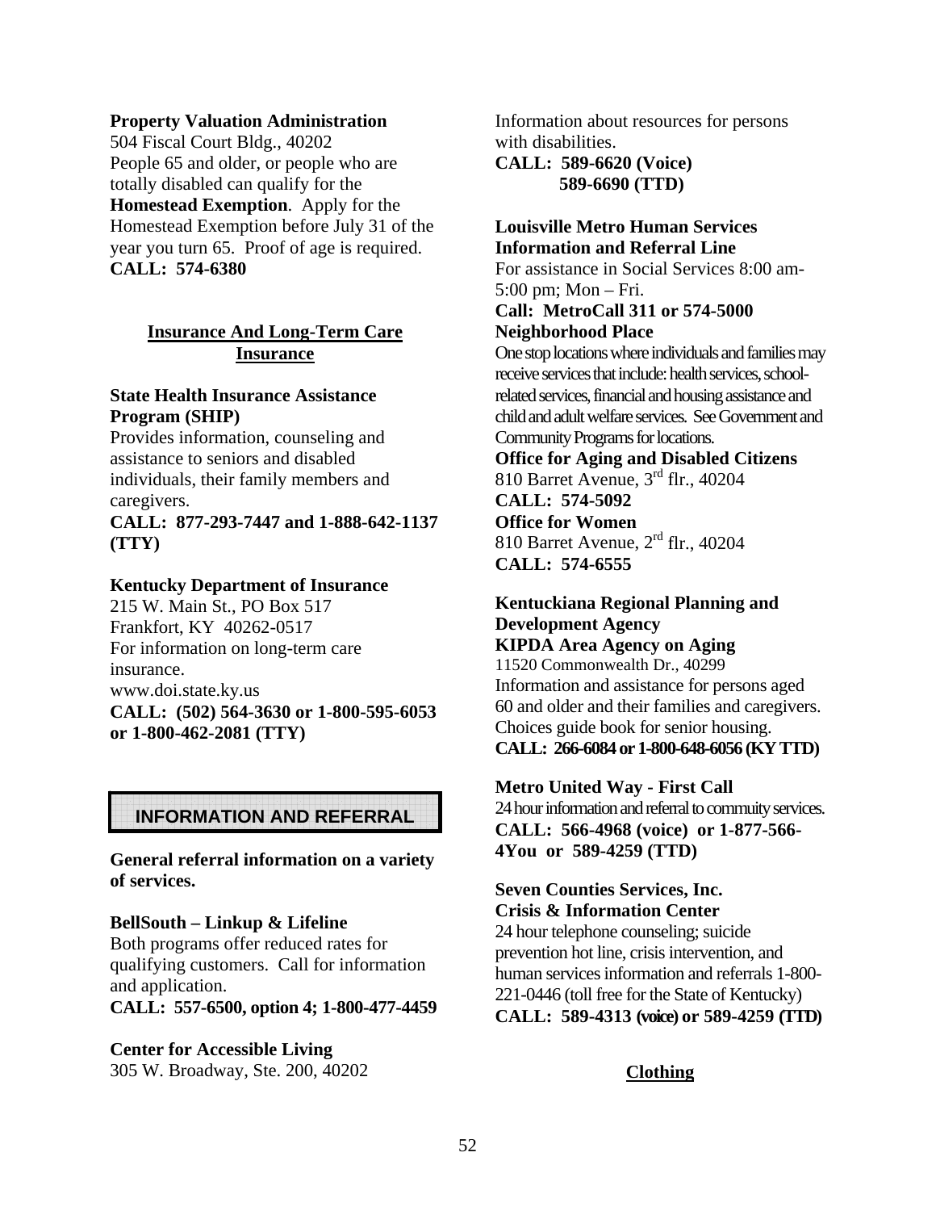**Property Valuation Administration**
504 Fiscal Court Bldg., 40202
People 65 and older, or people who are totally disabled can qualify for the **Homestead Exemption**. Apply for the Homestead Exemption before July 31 of the year you turn 65. Proof of age is required.
**CALL: 574-6380**

## Insurance And Long-Term Care Insurance

**State Health Insurance Assistance Program (SHIP)**
Provides information, counseling and assistance to seniors and disabled individuals, their family members and caregivers.
**CALL: 877-293-7447 and 1-888-642-1137 (TTY)**

**Kentucky Department of Insurance**
215 W. Main St., PO Box 517
Frankfort, KY 40262-0517
For information on long-term care insurance.
www.doi.state.ky.us
**CALL: (502) 564-3630 or 1-800-595-6053 or 1-800-462-2081 (TTY)**

# INFORMATION AND REFERRAL

**General referral information on a variety of services.**

**BellSouth – Linkup & Lifeline**
Both programs offer reduced rates for qualifying customers. Call for information and application.
**CALL: 557-6500, option 4; 1-800-477-4459**

**Center for Accessible Living**
305 W. Broadway, Ste. 200, 40202
Information about resources for persons with disabilities.
**CALL: 589-6620 (Voice)**
**589-6690 (TTD)**

**Louisville Metro Human Services Information and Referral Line**
For assistance in Social Services 8:00 am-5:00 pm; Mon – Fri.
**Call: MetroCall 311 or 574-5000**

**Neighborhood Place**
One stop locations where individuals and families may receive services that include: health services, school-related services, financial and housing assistance and child and adult welfare services. See Government and Community Programs for locations.

**Office for Aging and Disabled Citizens**
810 Barret Avenue, 3rd flr., 40204
**CALL: 574-5092**

**Office for Women**
810 Barret Avenue, 2rd flr., 40204
**CALL: 574-6555**

**Kentuckiana Regional Planning and Development Agency**
**KIPDA Area Agency on Aging**
11520 Commonwealth Dr., 40299
Information and assistance for persons aged 60 and older and their families and caregivers. Choices guide book for senior housing.
**CALL: 266-6084 or 1-800-648-6056 (KY TTD)**

**Metro United Way - First Call**
24 hour information and referral to commuity services.
**CALL: 566-4968 (voice) or 1-877-566-4You or 589-4259 (TTD)**

**Seven Counties Services, Inc.**
**Crisis & Information Center**
24 hour telephone counseling; suicide prevention hot line, crisis intervention, and human services information and referrals 1-800-221-0446 (toll free for the State of Kentucky)
**CALL: 589-4313 (voice) or 589-4259 (TTD)**

## Clothing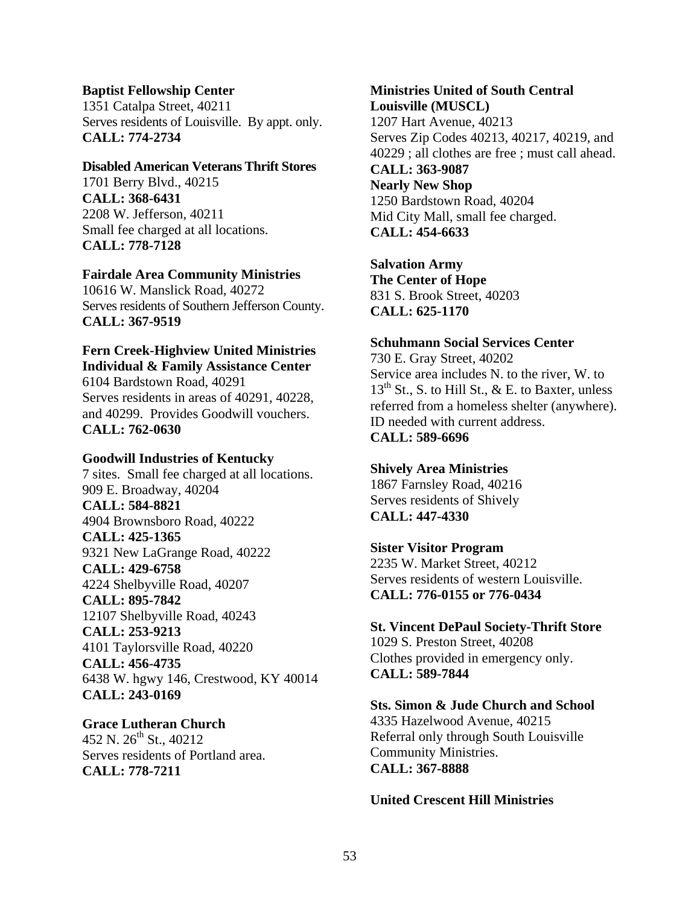**Baptist Fellowship Center**
1351 Catalpa Street, 40211
Serves residents of Louisville. By appt. only.
**CALL: 774-2734**

**Disabled American Veterans Thrift Stores**
1701 Berry Blvd., 40215
**CALL: 368-6431**
2208 W. Jefferson, 40211
Small fee charged at all locations.
**CALL: 778-7128**

**Fairdale Area Community Ministries**
10616 W. Manslick Road, 40272
Serves residents of Southern Jefferson County.
**CALL: 367-9519**

**Fern Creek-Highview United Ministries Individual & Family Assistance Center**
6104 Bardstown Road, 40291
Serves residents in areas of 40291, 40228, and 40299. Provides Goodwill vouchers.
**CALL: 762-0630**

**Goodwill Industries of Kentucky**
7 sites. Small fee charged at all locations.
909 E. Broadway, 40204
**CALL: 584-8821**
4904 Brownsboro Road, 40222
**CALL: 425-1365**
9321 New LaGrange Road, 40222
**CALL: 429-6758**
4224 Shelbyville Road, 40207
**CALL: 895-7842**
12107 Shelbyville Road, 40243
**CALL: 253-9213**
4101 Taylorsville Road, 40220
**CALL: 456-4735**
6438 W. hgwy 146, Crestwood, KY 40014
**CALL: 243-0169**

**Grace Lutheran Church**
452 N. 26th St., 40212
Serves residents of Portland area.
**CALL: 778-7211**

**Ministries United of South Central Louisville (MUSCL)**
1207 Hart Avenue, 40213
Serves Zip Codes 40213, 40217, 40219, and 40229 ; all clothes are free ; must call ahead.
**CALL: 363-9087**
**Nearly New Shop**
1250 Bardstown Road, 40204
Mid City Mall, small fee charged.
**CALL: 454-6633**

**Salvation Army**
**The Center of Hope**
831 S. Brook Street, 40203
**CALL: 625-1170**

**Schuhmann Social Services Center**
730 E. Gray Street, 40202
Service area includes N. to the river, W. to 13th St., S. to Hill St., & E. to Baxter, unless referred from a homeless shelter (anywhere). ID needed with current address.
**CALL: 589-6696**

**Shively Area Ministries**
1867 Farnsley Road, 40216
Serves residents of Shively
**CALL: 447-4330**

**Sister Visitor Program**
2235 W. Market Street, 40212
Serves residents of western Louisville.
**CALL: 776-0155 or 776-0434**

**St. Vincent DePaul Society-Thrift Store**
1029 S. Preston Street, 40208
Clothes provided in emergency only.
**CALL: 589-7844**

**Sts. Simon & Jude Church and School**
4335 Hazelwood Avenue, 40215
Referral only through South Louisville Community Ministries.
**CALL: 367-8888**

**United Crescent Hill Ministries**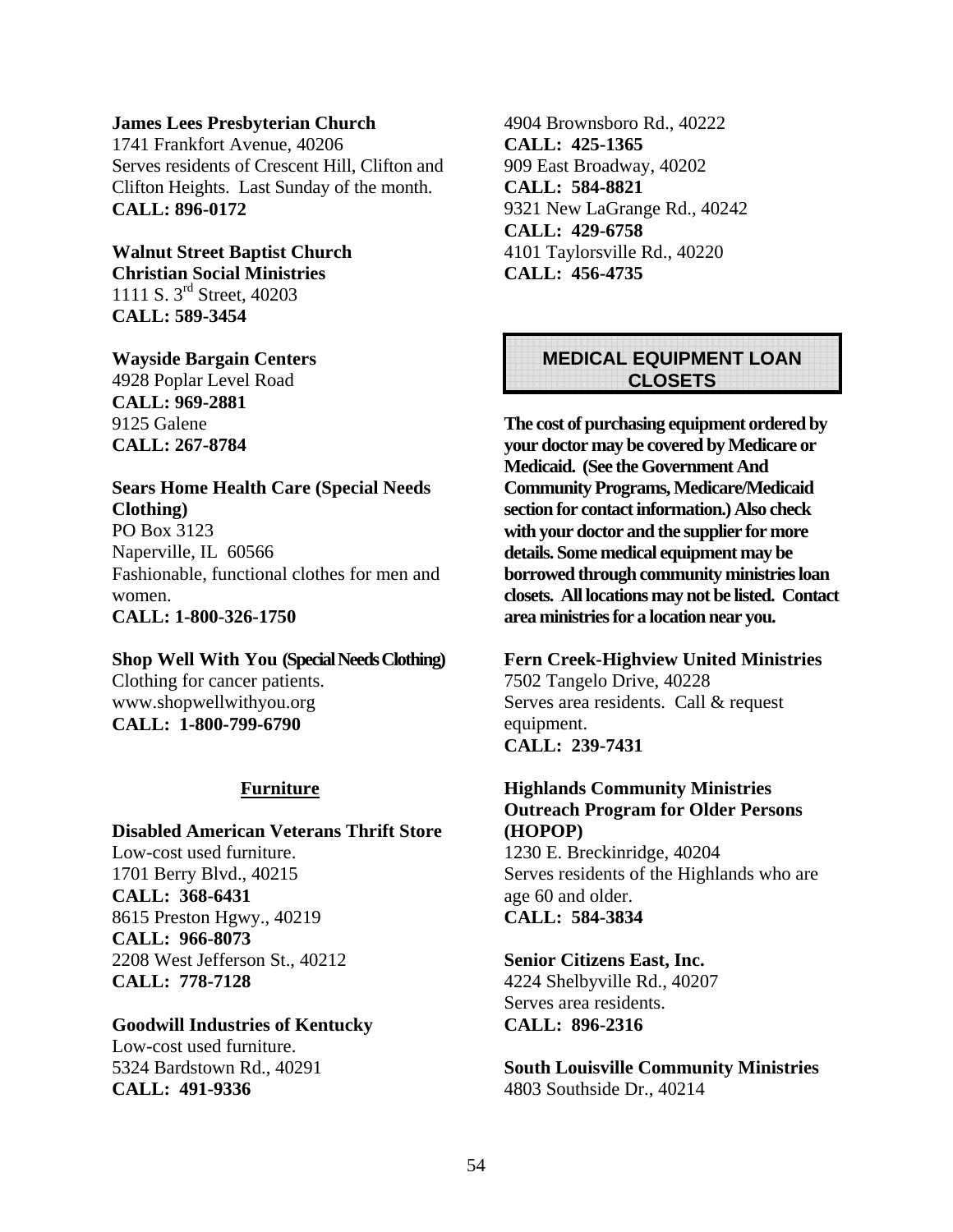**James Lees Presbyterian Church**
1741 Frankfort Avenue, 40206
Serves residents of Crescent Hill, Clifton and Clifton Heights. Last Sunday of the month.
**CALL: 896-0172**

**Walnut Street Baptist Church Christian Social Ministries**
1111 S. 3rd Street, 40203
**CALL: 589-3454**

**Wayside Bargain Centers**
4928 Poplar Level Road
**CALL: 969-2881**
9125 Galene
**CALL: 267-8784**

**Sears Home Health Care (Special Needs Clothing)**
PO Box 3123
Naperville, IL 60566
Fashionable, functional clothes for men and women.
**CALL: 1-800-326-1750**

**Shop Well With You (Special Needs Clothing)**
Clothing for cancer patients.
www.shopwellwithyou.org
**CALL: 1-800-799-6790**

## Furniture

**Disabled American Veterans Thrift Store**
Low-cost used furniture.
1701 Berry Blvd., 40215
**CALL: 368-6431**
8615 Preston Hgwy., 40219
**CALL: 966-8073**
2208 West Jefferson St., 40212
**CALL: 778-7128**

**Goodwill Industries of Kentucky**
Low-cost used furniture.
5324 Bardstown Rd., 40291
**CALL: 491-9336**
4904 Brownsboro Rd., 40222
**CALL: 425-1365**
909 East Broadway, 40202
**CALL: 584-8821**
9321 New LaGrange Rd., 40242
**CALL: 429-6758**
4101 Taylorsville Rd., 40220
**CALL: 456-4735**

## MEDICAL EQUIPMENT LOAN CLOSETS

**The cost of purchasing equipment ordered by your doctor may be covered by Medicare or Medicaid. (See the Government And Community Programs, Medicare/Medicaid section for contact information.) Also check with your doctor and the supplier for more details. Some medical equipment may be borrowed through community ministries loan closets. All locations may not be listed. Contact area ministries for a location near you.**

**Fern Creek-Highview United Ministries**
7502 Tangelo Drive, 40228
Serves area residents. Call & request equipment.
**CALL: 239-7431**

**Highlands Community Ministries Outreach Program for Older Persons (HOPOP)**
1230 E. Breckinridge, 40204
Serves residents of the Highlands who are age 60 and older.
**CALL: 584-3834**

**Senior Citizens East, Inc.**
4224 Shelbyville Rd., 40207
Serves area residents.
**CALL: 896-2316**

**South Louisville Community Ministries**
4803 Southside Dr., 40214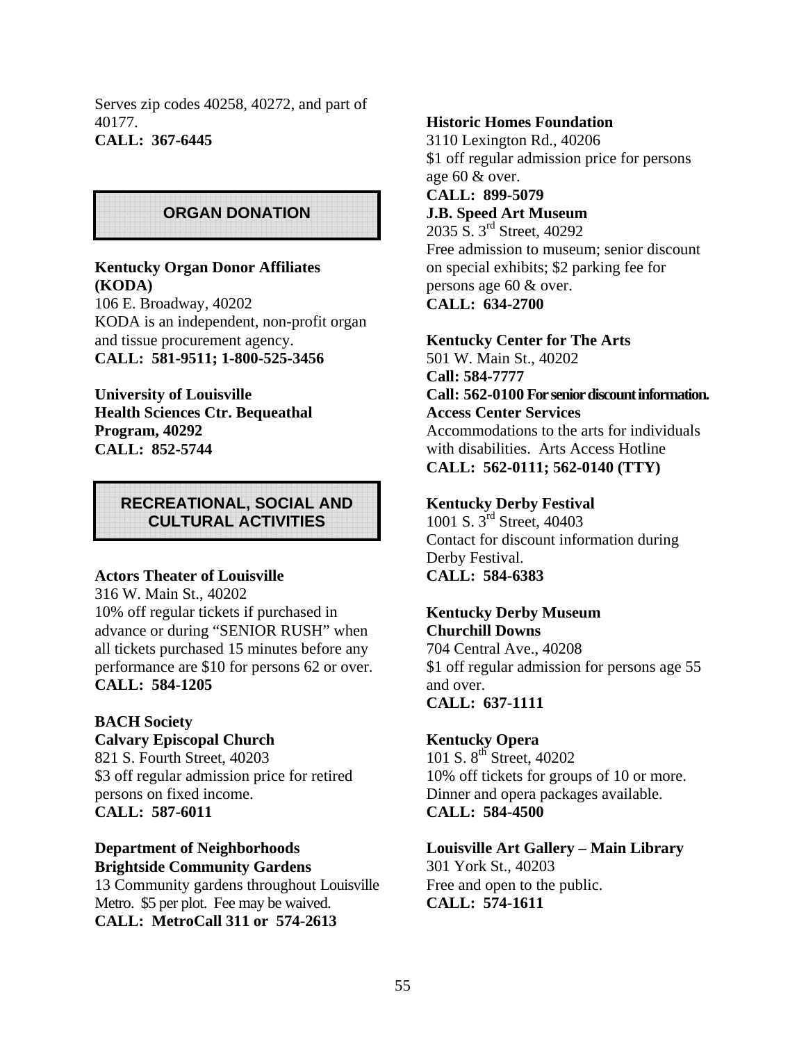Serves zip codes 40258, 40272, and part of 40177.
**CALL: 367-6445**

## ORGAN DONATION

**Kentucky Organ Donor Affiliates (KODA)**
106 E. Broadway, 40202
KODA is an independent, non-profit organ and tissue procurement agency.
**CALL: 581-9511; 1-800-525-3456**

**University of Louisville**
**Health Sciences Ctr. Bequeathal Program, 40292**
**CALL: 852-5744**

## RECREATIONAL, SOCIAL AND CULTURAL ACTIVITIES

**Actors Theater of Louisville**
316 W. Main St., 40202
10% off regular tickets if purchased in advance or during "SENIOR RUSH" when all tickets purchased 15 minutes before any performance are $10 for persons 62 or over.
**CALL: 584-1205**

**BACH Society**
**Calvary Episcopal Church**
821 S. Fourth Street, 40203
$3 off regular admission price for retired persons on fixed income.
**CALL: 587-6011**

**Department of Neighborhoods**
**Brightside Community Gardens**
13 Community gardens throughout Louisville Metro. $5 per plot. Fee may be waived.
**CALL: MetroCall 311 or 574-2613**

**Historic Homes Foundation**
3110 Lexington Rd., 40206
$1 off regular admission price for persons age 60 & over.
**CALL: 899-5079**

**J.B. Speed Art Museum**
2035 S. 3rd Street, 40292
Free admission to museum; senior discount on special exhibits; $2 parking fee for persons age 60 & over.
**CALL: 634-2700**

**Kentucky Center for The Arts**
501 W. Main St., 40202
**Call: 584-7777**
**Call: 562-0100 For senior discount information.**
**Access Center Services**
Accommodations to the arts for individuals with disabilities. Arts Access Hotline
**CALL: 562-0111; 562-0140 (TTY)**

**Kentucky Derby Festival**
1001 S. 3rd Street, 40403
Contact for discount information during Derby Festival.
**CALL: 584-6383**

**Kentucky Derby Museum**
**Churchill Downs**
704 Central Ave., 40208
$1 off regular admission for persons age 55 and over.
**CALL: 637-1111**

**Kentucky Opera**
101 S. 8th Street, 40202
10% off tickets for groups of 10 or more. Dinner and opera packages available.
**CALL: 584-4500**

**Louisville Art Gallery – Main Library**
301 York St., 40203
Free and open to the public.
**CALL: 574-1611**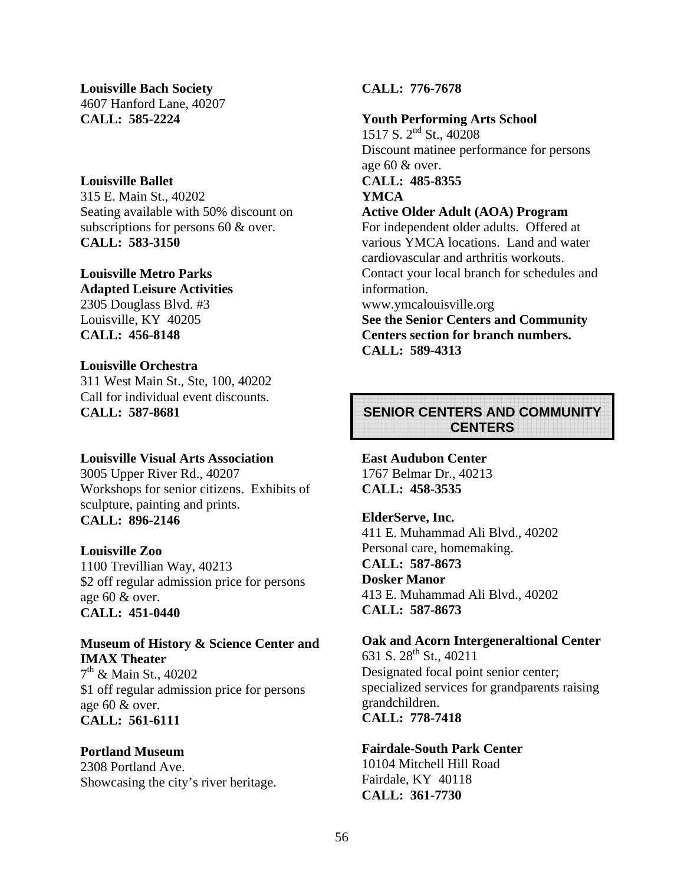**Louisville Bach Society**
4607 Hanford Lane, 40207
**CALL: 585-2224**

**Louisville Ballet**
315 E. Main St., 40202
Seating available with 50% discount on subscriptions for persons 60 & over.
**CALL: 583-3150**

**Louisville Metro Parks**
**Adapted Leisure Activities**
2305 Douglass Blvd. #3
Louisville, KY 40205
**CALL: 456-8148**

**Louisville Orchestra**
311 West Main St., Ste, 100, 40202
Call for individual event discounts.
**CALL: 587-8681**

**Louisville Visual Arts Association**
3005 Upper River Rd., 40207
Workshops for senior citizens. Exhibits of sculpture, painting and prints.
**CALL: 896-2146**

**Louisville Zoo**
1100 Trevillian Way, 40213
$2 off regular admission price for persons age 60 & over.
**CALL: 451-0440**

**Museum of History & Science Center and IMAX Theater**
7th & Main St., 40202
$1 off regular admission price for persons age 60 & over.
**CALL: 561-6111**

**Portland Museum**
2308 Portland Ave.
Showcasing the city's river heritage.
**CALL: 776-7678**

**Youth Performing Arts School**
1517 S. 2nd St., 40208
Discount matinee performance for persons age 60 & over.
**CALL: 485-8355**

**YMCA**
**Active Older Adult (AOA) Program**
For independent older adults. Offered at various YMCA locations. Land and water cardiovascular and arthritis workouts. Contact your local branch for schedules and information.
www.ymcalouisville.org
**See the Senior Centers and Community Centers section for branch numbers.**
**CALL: 589-4313**

## SENIOR CENTERS AND COMMUNITY CENTERS

**East Audubon Center**
1767 Belmar Dr., 40213
**CALL: 458-3535**

**ElderServe, Inc.**
411 E. Muhammad Ali Blvd., 40202
Personal care, homemaking.
**CALL: 587-8673**
**Dosker Manor**
413 E. Muhammad Ali Blvd., 40202
**CALL: 587-8673**

**Oak and Acorn Intergeneraltional Center**
631 S. 28th St., 40211
Designated focal point senior center; specialized services for grandparents raising grandchildren.
**CALL: 778-7418**

**Fairdale-South Park Center**
10104 Mitchell Hill Road
Fairdale, KY 40118
**CALL: 361-7730**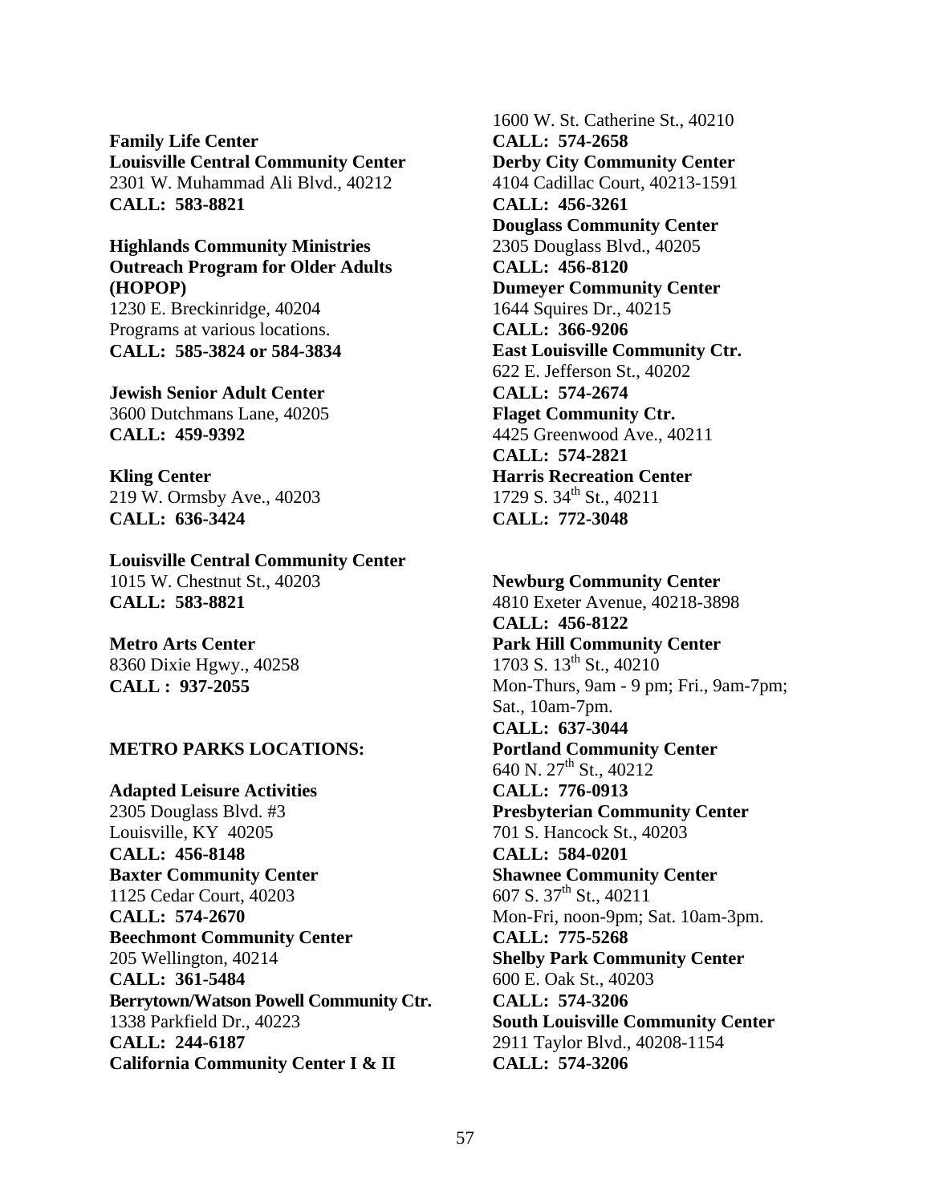**Family Life Center**
**Louisville Central Community Center**
2301 W. Muhammad Ali Blvd., 40212
**CALL: 583-8821**

**Highlands Community Ministries Outreach Program for Older Adults (HOPOP)**
1230 E. Breckinridge, 40204
Programs at various locations.
**CALL: 585-3824 or 584-3834**

**Jewish Senior Adult Center**
3600 Dutchmans Lane, 40205
**CALL: 459-9392**

**Kling Center**
219 W. Ormsby Ave., 40203
**CALL: 636-3424**

**Louisville Central Community Center**
1015 W. Chestnut St., 40203
**CALL: 583-8821**

**Metro Arts Center**
8360 Dixie Hgwy., 40258
**CALL : 937-2055**

**METRO PARKS LOCATIONS:**

**Adapted Leisure Activities**
2305 Douglass Blvd. #3
Louisville, KY 40205
**CALL: 456-8148**
**Baxter Community Center**
1125 Cedar Court, 40203
**CALL: 574-2670**
**Beechmont Community Center**
205 Wellington, 40214
**CALL: 361-5484**
**Berrytown/Watson Powell Community Ctr.**
1338 Parkfield Dr., 40223
**CALL: 244-6187**
**California Community Center I & II**
1600 W. St. Catherine St., 40210
**CALL: 574-2658**
**Derby City Community Center**
4104 Cadillac Court, 40213-1591
**CALL: 456-3261**
**Douglass Community Center**
2305 Douglass Blvd., 40205
**CALL: 456-8120**
**Dumeyer Community Center**
1644 Squires Dr., 40215
**CALL: 366-9206**
**East Louisville Community Ctr.**
622 E. Jefferson St., 40202
**CALL: 574-2674**
**Flaget Community Ctr.**
4425 Greenwood Ave., 40211
**CALL: 574-2821**
**Harris Recreation Center**
1729 S. 34th St., 40211
**CALL: 772-3048**

**Newburg Community Center**
4810 Exeter Avenue, 40218-3898
**CALL: 456-8122**
**Park Hill Community Center**
1703 S. 13th St., 40210
Mon-Thurs, 9am - 9 pm; Fri., 9am-7pm; Sat., 10am-7pm.
**CALL: 637-3044**
**Portland Community Center**
640 N. 27th St., 40212
**CALL: 776-0913**
**Presbyterian Community Center**
701 S. Hancock St., 40203
**CALL: 584-0201**
**Shawnee Community Center**
607 S. 37th St., 40211
Mon-Fri, noon-9pm; Sat. 10am-3pm.
**CALL: 775-5268**
**Shelby Park Community Center**
600 E. Oak St., 40203
**CALL: 574-3206**
**South Louisville Community Center**
2911 Taylor Blvd., 40208-1154
**CALL: 574-3206**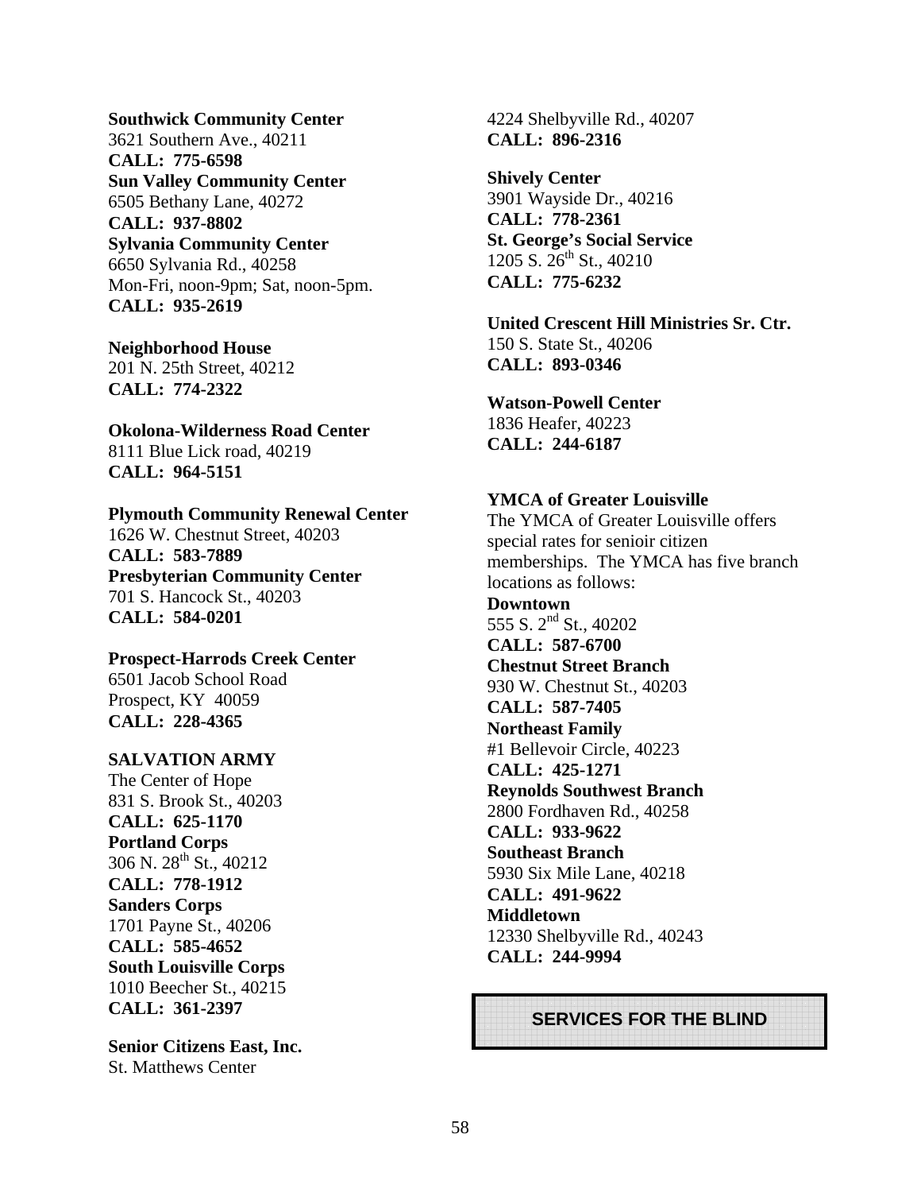**Southwick Community Center**
3621 Southern Ave., 40211
**CALL: 775-6598**
**Sun Valley Community Center**
6505 Bethany Lane, 40272
**CALL: 937-8802**
**Sylvania Community Center**
6650 Sylvania Rd., 40258
Mon-Fri, noon-9pm; Sat, noon-5pm.
**CALL: 935-2619**

**Neighborhood House**
201 N. 25th Street, 40212
**CALL: 774-2322**

**Okolona-Wilderness Road Center**
8111 Blue Lick road, 40219
**CALL: 964-5151**

**Plymouth Community Renewal Center**
1626 W. Chestnut Street, 40203
**CALL: 583-7889**
**Presbyterian Community Center**
701 S. Hancock St., 40203
**CALL: 584-0201**

**Prospect-Harrods Creek Center**
6501 Jacob School Road
Prospect, KY 40059
**CALL: 228-4365**

**SALVATION ARMY**
The Center of Hope
831 S. Brook St., 40203
**CALL: 625-1170**
**Portland Corps**
306 N. 28th St., 40212
**CALL: 778-1912**
**Sanders Corps**
1701 Payne St., 40206
**CALL: 585-4652**
**South Louisville Corps**
1010 Beecher St., 40215
**CALL: 361-2397**

**Senior Citizens East, Inc.**
St. Matthews Center
4224 Shelbyville Rd., 40207
**CALL: 896-2316**

**Shively Center**
3901 Wayside Dr., 40216
**CALL: 778-2361**
**St. George's Social Service**
1205 S. 26th St., 40210
**CALL: 775-6232**

**United Crescent Hill Ministries Sr. Ctr.**
150 S. State St., 40206
**CALL: 893-0346**

**Watson-Powell Center**
1836 Heafer, 40223
**CALL: 244-6187**

**YMCA of Greater Louisville**
The YMCA of Greater Louisville offers special rates for senioir citizen memberships. The YMCA has five branch locations as follows:
**Downtown**
555 S. 2nd St., 40202
**CALL: 587-6700**
**Chestnut Street Branch**
930 W. Chestnut St., 40203
**CALL: 587-7405**
**Northeast Family**
#1 Bellevoir Circle, 40223
**CALL: 425-1271**
**Reynolds Southwest Branch**
2800 Fordhaven Rd., 40258
**CALL: 933-9622**
**Southeast Branch**
5930 Six Mile Lane, 40218
**CALL: 491-9622**
**Middletown**
12330 Shelbyville Rd., 40243
**CALL: 244-9994**

## SERVICES FOR THE BLIND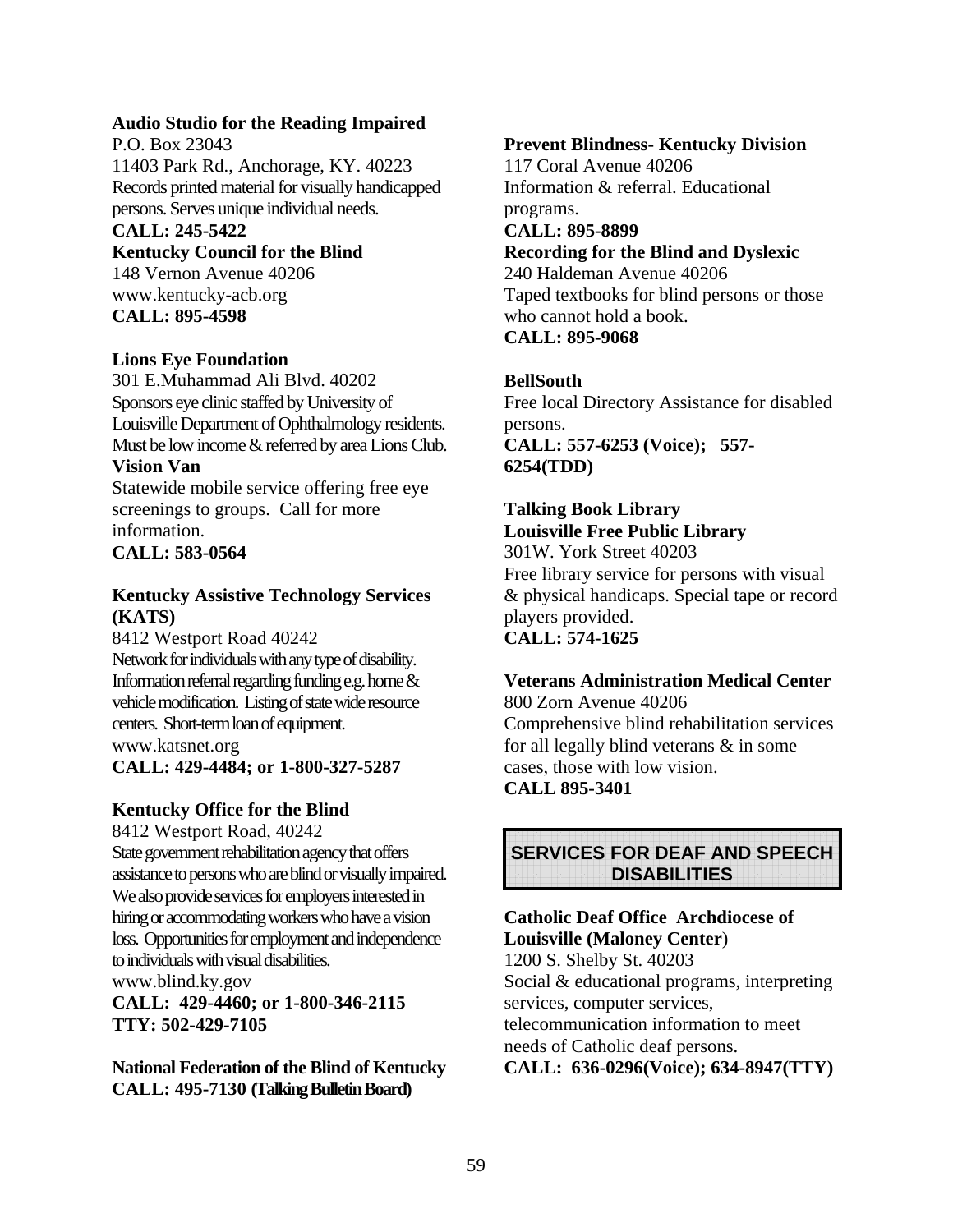**Audio Studio for the Reading Impaired**
P.O. Box 23043
11403 Park Rd., Anchorage, KY. 40223
Records printed material for visually handicapped persons. Serves unique individual needs.
**CALL: 245-5422**

**Kentucky Council for the Blind**
148 Vernon Avenue 40206
www.kentucky-acb.org
**CALL: 895-4598**

**Lions Eye Foundation**
301 E.Muhammad Ali Blvd. 40202
Sponsors eye clinic staffed by University of Louisville Department of Ophthalmology residents. Must be low income & referred by area Lions Club.

**Vision Van**
Statewide mobile service offering free eye screenings to groups. Call for more information.
**CALL: 583-0564**

**Kentucky Assistive Technology Services (KATS)**
8412 Westport Road 40242
Network for individuals with any type of disability. Information referral regarding funding e.g. home & vehicle modification. Listing of state wide resource centers. Short-term loan of equipment.
www.katsnet.org
**CALL: 429-4484; or 1-800-327-5287**

**Kentucky Office for the Blind**
8412 Westport Road, 40242
State government rehabilitation agency that offers assistance to persons who are blind or visually impaired. We also provide services for employers interested in hiring or accommodating workers who have a vision loss. Opportunities for employment and independence to individuals with visual disabilities.
www.blind.ky.gov
**CALL: 429-4460; or 1-800-346-2115**
**TTY: 502-429-7105**

**National Federation of the Blind of Kentucky**
**CALL: 495-7130 (Talking Bulletin Board)**

**Prevent Blindness- Kentucky Division**
117 Coral Avenue 40206
Information & referral. Educational programs.
**CALL: 895-8899**

**Recording for the Blind and Dyslexic**
240 Haldeman Avenue 40206
Taped textbooks for blind persons or those who cannot hold a book.
**CALL: 895-9068**

**BellSouth**
Free local Directory Assistance for disabled persons.
**CALL: 557-6253 (Voice); 557-6254(TDD)**

**Talking Book Library**
**Louisville Free Public Library**
301W. York Street 40203
Free library service for persons with visual & physical handicaps. Special tape or record players provided.
**CALL: 574-1625**

**Veterans Administration Medical Center**
800 Zorn Avenue 40206
Comprehensive blind rehabilitation services for all legally blind veterans & in some cases, those with low vision.
**CALL 895-3401**

## SERVICES FOR DEAF AND SPEECH DISABILITIES

**Catholic Deaf Office Archdiocese of Louisville (Maloney Center**)
1200 S. Shelby St. 40203
Social & educational programs, interpreting services, computer services, telecommunication information to meet needs of Catholic deaf persons.
**CALL: 636-0296(Voice); 634-8947(TTY)**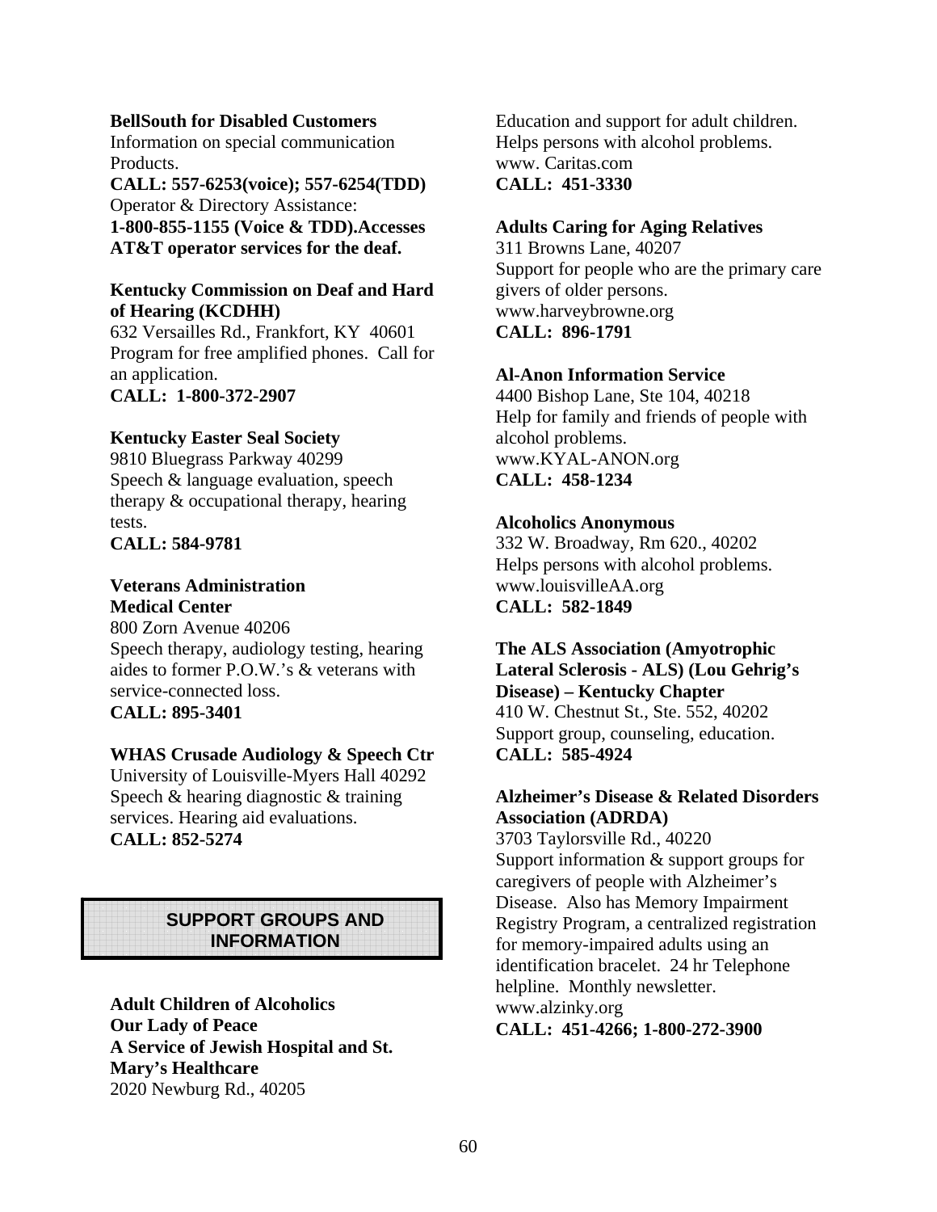**BellSouth for Disabled Customers**
Information on special communication Products.
**CALL: 557-6253(voice); 557-6254(TDD)**
Operator & Directory Assistance:
**1-800-855-1155 (Voice & TDD).Accesses AT&T operator services for the deaf.**

**Kentucky Commission on Deaf and Hard of Hearing (KCDHH)**
632 Versailles Rd., Frankfort, KY 40601
Program for free amplified phones. Call for an application.
**CALL: 1-800-372-2907**

**Kentucky Easter Seal Society**
9810 Bluegrass Parkway 40299
Speech & language evaluation, speech therapy & occupational therapy, hearing tests.
**CALL: 584-9781**

**Veterans Administration Medical Center**
800 Zorn Avenue 40206
Speech therapy, audiology testing, hearing aides to former P.O.W.'s & veterans with service-connected loss.
**CALL: 895-3401**

**WHAS Crusade Audiology & Speech Ctr**
University of Louisville-Myers Hall 40292
Speech & hearing diagnostic & training services. Hearing aid evaluations.
**CALL: 852-5274**

## SUPPORT GROUPS AND INFORMATION

**Adult Children of Alcoholics**
**Our Lady of Peace**
**A Service of Jewish Hospital and St. Mary's Healthcare**
2020 Newburg Rd., 40205
Education and support for adult children. Helps persons with alcohol problems.
www. Caritas.com
**CALL: 451-3330**

**Adults Caring for Aging Relatives**
311 Browns Lane, 40207
Support for people who are the primary care givers of older persons.
www.harveybrowne.org
**CALL: 896-1791**

**Al-Anon Information Service**
4400 Bishop Lane, Ste 104, 40218
Help for family and friends of people with alcohol problems.
www.KYAL-ANON.org
**CALL: 458-1234**

**Alcoholics Anonymous**
332 W. Broadway, Rm 620., 40202
Helps persons with alcohol problems.
www.louisvilleAA.org
**CALL: 582-1849**

**The ALS Association (Amyotrophic Lateral Sclerosis - ALS) (Lou Gehrig's Disease) – Kentucky Chapter**
410 W. Chestnut St., Ste. 552, 40202
Support group, counseling, education.
**CALL: 585-4924**

**Alzheimer's Disease & Related Disorders Association (ADRDA)**
3703 Taylorsville Rd., 40220
Support information & support groups for caregivers of people with Alzheimer's Disease. Also has Memory Impairment Registry Program, a centralized registration for memory-impaired adults using an identification bracelet. 24 hr Telephone helpline. Monthly newsletter.
www.alzinky.org
**CALL: 451-4266; 1-800-272-3900**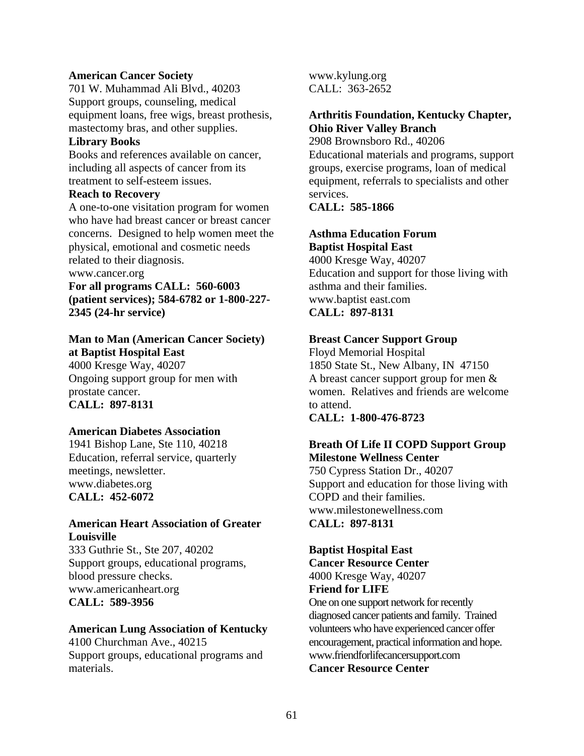**American Cancer Society**
701 W. Muhammad Ali Blvd., 40203
Support groups, counseling, medical equipment loans, free wigs, breast prothesis, mastectomy bras, and other supplies.
**Library Books**
Books and references available on cancer, including all aspects of cancer from its treatment to self-esteem issues.
**Reach to Recovery**
A one-to-one visitation program for women who have had breast cancer or breast cancer concerns. Designed to help women meet the physical, emotional and cosmetic needs related to their diagnosis.
www.cancer.org
**For all programs CALL: 560-6003 (patient services); 584-6782 or 1-800-227-2345 (24-hr service)**

**Man to Man (American Cancer Society) at Baptist Hospital East**
4000 Kresge Way, 40207
Ongoing support group for men with prostate cancer.
**CALL: 897-8131**

**American Diabetes Association**
1941 Bishop Lane, Ste 110, 40218
Education, referral service, quarterly meetings, newsletter.
www.diabetes.org
**CALL: 452-6072**

**American Heart Association of Greater Louisville**
333 Guthrie St., Ste 207, 40202
Support groups, educational programs, blood pressure checks.
www.americanheart.org
**CALL: 589-3956**

**American Lung Association of Kentucky**
4100 Churchman Ave., 40215
Support groups, educational programs and materials.
www.kylung.org
CALL: 363-2652

**Arthritis Foundation, Kentucky Chapter, Ohio River Valley Branch**
2908 Brownsboro Rd., 40206
Educational materials and programs, support groups, exercise programs, loan of medical equipment, referrals to specialists and other services.
**CALL: 585-1866**

**Asthma Education Forum**
**Baptist Hospital East**
4000 Kresge Way, 40207
Education and support for those living with asthma and their families.
www.baptist east.com
**CALL: 897-8131**

**Breast Cancer Support Group**
Floyd Memorial Hospital
1850 State St., New Albany, IN 47150
A breast cancer support group for men & women. Relatives and friends are welcome to attend.
**CALL: 1-800-476-8723**

**Breath Of Life II COPD Support Group**
**Milestone Wellness Center**
750 Cypress Station Dr., 40207
Support and education for those living with COPD and their families.
www.milestonewellness.com
**CALL: 897-8131**

**Baptist Hospital East**
**Cancer Resource Center**
4000 Kresge Way, 40207
**Friend for LIFE**
One on one support network for recently diagnosed cancer patients and family. Trained volunteers who have experienced cancer offer encouragement, practical information and hope.
www.friendforlifecancersupport.com
**Cancer Resource Center**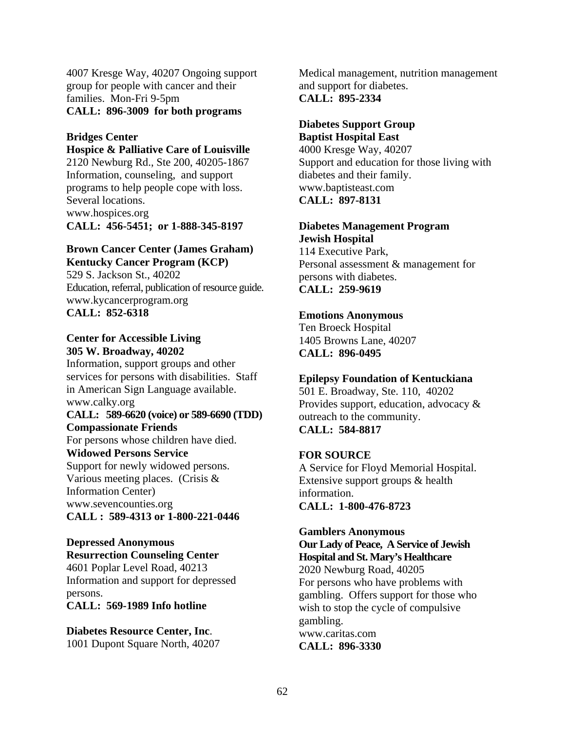4007 Kresge Way, 40207 Ongoing support group for people with cancer and their families. Mon-Fri 9-5pm
**CALL: 896-3009 for both programs**

**Bridges Center**
**Hospice & Palliative Care of Louisville**
2120 Newburg Rd., Ste 200, 40205-1867
Information, counseling, and support programs to help people cope with loss. Several locations.
www.hospices.org
**CALL: 456-5451; or 1-888-345-8197**

**Brown Cancer Center (James Graham)**
**Kentucky Cancer Program (KCP)**
529 S. Jackson St., 40202
Education, referral, publication of resource guide.
www.kycancerprogram.org
**CALL: 852-6318**

**Center for Accessible Living**
**305 W. Broadway, 40202**
Information, support groups and other services for persons with disabilities. Staff in American Sign Language available.
www.calky.org
**CALL: 589-6620 (voice) or 589-6690 (TDD)**
**Compassionate Friends**
For persons whose children have died.
**Widowed Persons Service**
Support for newly widowed persons. Various meeting places. (Crisis & Information Center)
www.sevencounties.org
**CALL : 589-4313 or 1-800-221-0446**

**Depressed Anonymous**
**Resurrection Counseling Center**
4601 Poplar Level Road, 40213
Information and support for depressed persons.
**CALL: 569-1989 Info hotline**

**Diabetes Resource Center, Inc**.
1001 Dupont Square North, 40207
Medical management, nutrition management and support for diabetes.
**CALL: 895-2334**

**Diabetes Support Group**
**Baptist Hospital East**
4000 Kresge Way, 40207
Support and education for those living with diabetes and their family.
www.baptisteast.com
**CALL: 897-8131**

**Diabetes Management Program**
**Jewish Hospital**
114 Executive Park,
Personal assessment & management for persons with diabetes.
**CALL: 259-9619**

**Emotions Anonymous**
Ten Broeck Hospital
1405 Browns Lane, 40207
**CALL: 896-0495**

**Epilepsy Foundation of Kentuckiana**
501 E. Broadway, Ste. 110, 40202
Provides support, education, advocacy & outreach to the community.
**CALL: 584-8817**

**FOR SOURCE**
A Service for Floyd Memorial Hospital. Extensive support groups & health information.
**CALL: 1-800-476-8723**

**Gamblers Anonymous**
**Our Lady of Peace, A Service of Jewish Hospital and St. Mary's Healthcare**
2020 Newburg Road, 40205
For persons who have problems with gambling. Offers support for those who wish to stop the cycle of compulsive gambling.
www.caritas.com
**CALL: 896-3330**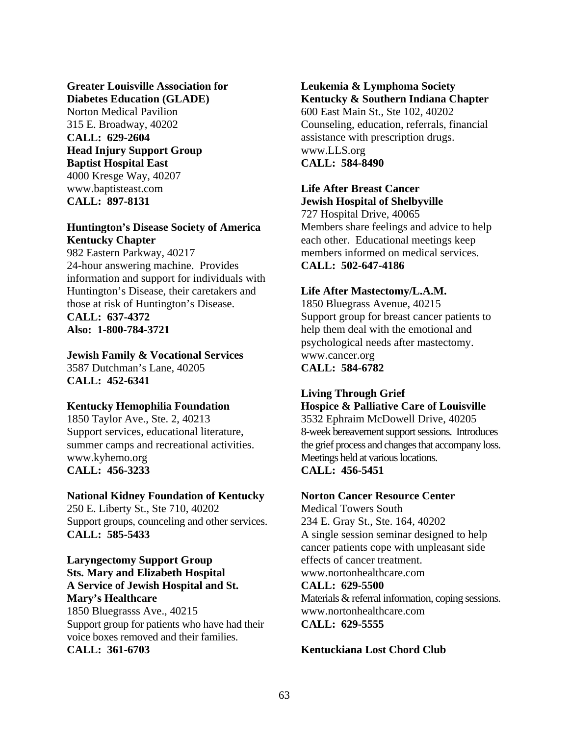**Greater Louisville Association for Diabetes Education (GLADE)**
Norton Medical Pavilion
315 E. Broadway, 40202
**CALL: 629-2604**

**Head Injury Support Group**
**Baptist Hospital East**
4000 Kresge Way, 40207
www.baptisteast.com
**CALL: 897-8131**

**Huntington's Disease Society of America**
**Kentucky Chapter**
982 Eastern Parkway, 40217
24-hour answering machine. Provides information and support for individuals with Huntington's Disease, their caretakers and those at risk of Huntington's Disease.
**CALL: 637-4372**
**Also: 1-800-784-3721**

**Jewish Family & Vocational Services**
3587 Dutchman's Lane, 40205
**CALL: 452-6341**

**Kentucky Hemophilia Foundation**
1850 Taylor Ave., Ste. 2, 40213
Support services, educational literature, summer camps and recreational activities.
www.kyhemo.org
**CALL: 456-3233**

**National Kidney Foundation of Kentucky**
250 E. Liberty St., Ste 710, 40202
Support groups, counceling and other services.
**CALL: 585-5433**

**Laryngectomy Support Group**
**Sts. Mary and Elizabeth Hospital**
**A Service of Jewish Hospital and St. Mary's Healthcare**
1850 Bluegrasss Ave., 40215
Support group for patients who have had their voice boxes removed and their families.
**CALL: 361-6703**

**Leukemia & Lymphoma Society**
**Kentucky & Southern Indiana Chapter**
600 East Main St., Ste 102, 40202
Counseling, education, referrals, financial assistance with prescription drugs.
www.LLS.org
**CALL: 584-8490**

**Life After Breast Cancer**
**Jewish Hospital of Shelbyville**
727 Hospital Drive, 40065
Members share feelings and advice to help each other. Educational meetings keep members informed on medical services.
**CALL: 502-647-4186**

**Life After Mastectomy/L.A.M.**
1850 Bluegrass Avenue, 40215
Support group for breast cancer patients to help them deal with the emotional and psychological needs after mastectomy.
www.cancer.org
**CALL: 584-6782**

**Living Through Grief**
**Hospice & Palliative Care of Louisville**
3532 Ephraim McDowell Drive, 40205
8-week bereavement support sessions. Introduces the grief process and changes that accompany loss. Meetings held at various locations.
**CALL: 456-5451**

**Norton Cancer Resource Center**
Medical Towers South
234 E. Gray St., Ste. 164, 40202
A single session seminar designed to help cancer patients cope with unpleasant side effects of cancer treatment.
www.nortonhealthcare.com
**CALL: 629-5500**
Materials & referral information, coping sessions.
www.nortonhealthcare.com
**CALL: 629-5555**

**Kentuckiana Lost Chord Club**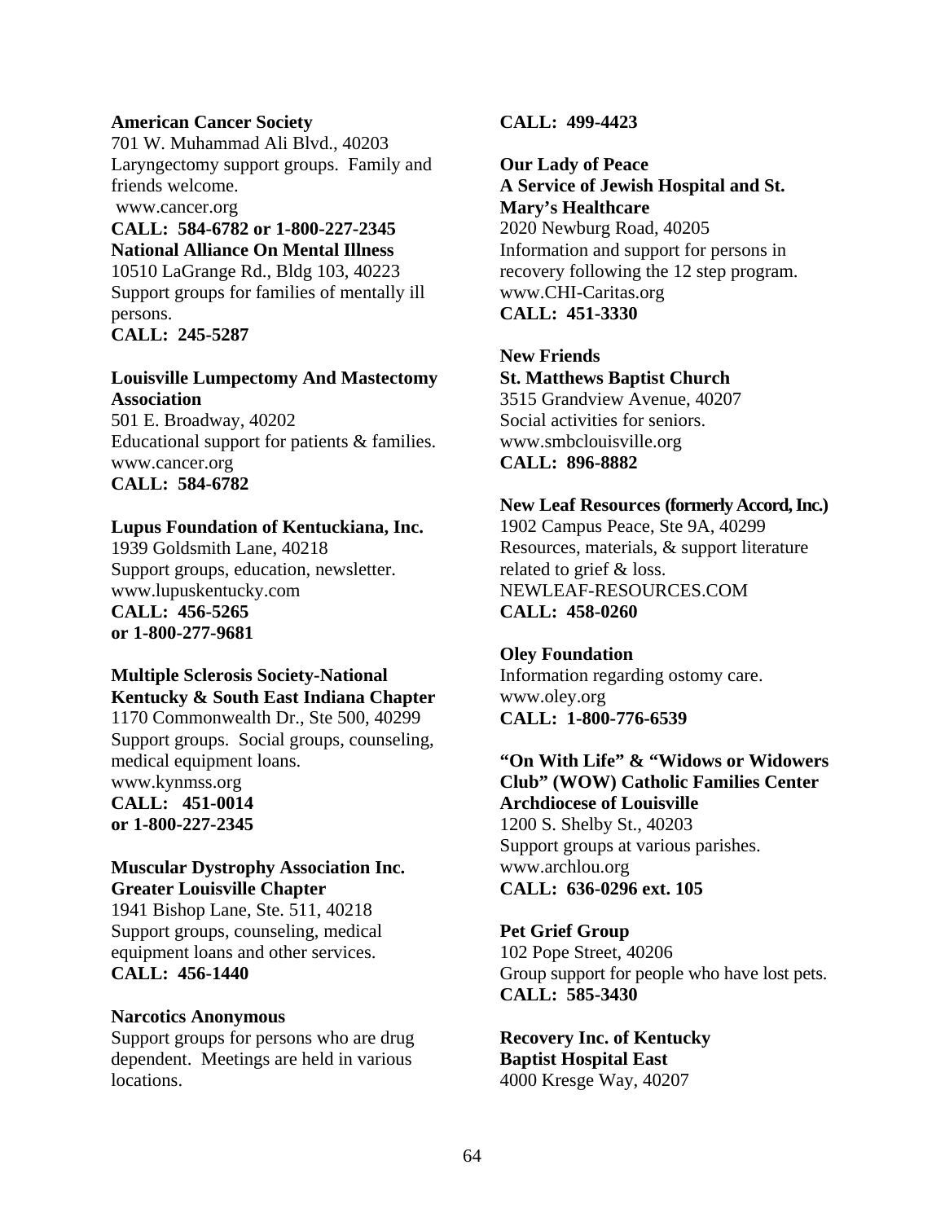**American Cancer Society**
701 W. Muhammad Ali Blvd., 40203
Laryngectomy support groups. Family and friends welcome.
www.cancer.org
**CALL: 584-6782 or 1-800-227-2345**

**National Alliance On Mental Illness**
10510 LaGrange Rd., Bldg 103, 40223
Support groups for families of mentally ill persons.
**CALL: 245-5287**

**Louisville Lumpectomy And Mastectomy Association**
501 E. Broadway, 40202
Educational support for patients & families.
www.cancer.org
**CALL: 584-6782**

**Lupus Foundation of Kentuckiana, Inc.**
1939 Goldsmith Lane, 40218
Support groups, education, newsletter.
www.lupuskentucky.com
**CALL: 456-5265**
**or 1-800-277-9681**

**Multiple Sclerosis Society-National Kentucky & South East Indiana Chapter**
1170 Commonwealth Dr., Ste 500, 40299
Support groups. Social groups, counseling, medical equipment loans.
www.kynmss.org
**CALL: 451-0014**
**or 1-800-227-2345**

**Muscular Dystrophy Association Inc. Greater Louisville Chapter**
1941 Bishop Lane, Ste. 511, 40218
Support groups, counseling, medical equipment loans and other services.
**CALL: 456-1440**

**Narcotics Anonymous**
Support groups for persons who are drug dependent. Meetings are held in various locations.
**CALL: 499-4423**

**Our Lady of Peace**
**A Service of Jewish Hospital and St. Mary's Healthcare**
2020 Newburg Road, 40205
Information and support for persons in recovery following the 12 step program.
www.CHI-Caritas.org
**CALL: 451-3330**

**New Friends**
**St. Matthews Baptist Church**
3515 Grandview Avenue, 40207
Social activities for seniors.
www.smbclouisville.org
**CALL: 896-8882**

**New Leaf Resources (formerly Accord, Inc.)**
1902 Campus Peace, Ste 9A, 40299
Resources, materials, & support literature related to grief & loss.
NEWLEAF-RESOURCES.COM
**CALL: 458-0260**

**Oley Foundation**
Information regarding ostomy care.
www.oley.org
**CALL: 1-800-776-6539**

**"On With Life" & "Widows or Widowers Club" (WOW) Catholic Families Center Archdiocese of Louisville**
1200 S. Shelby St., 40203
Support groups at various parishes.
www.archlou.org
**CALL: 636-0296 ext. 105**

**Pet Grief Group**
102 Pope Street, 40206
Group support for people who have lost pets.
**CALL: 585-3430**

**Recovery Inc. of Kentucky**
**Baptist Hospital East**
4000 Kresge Way, 40207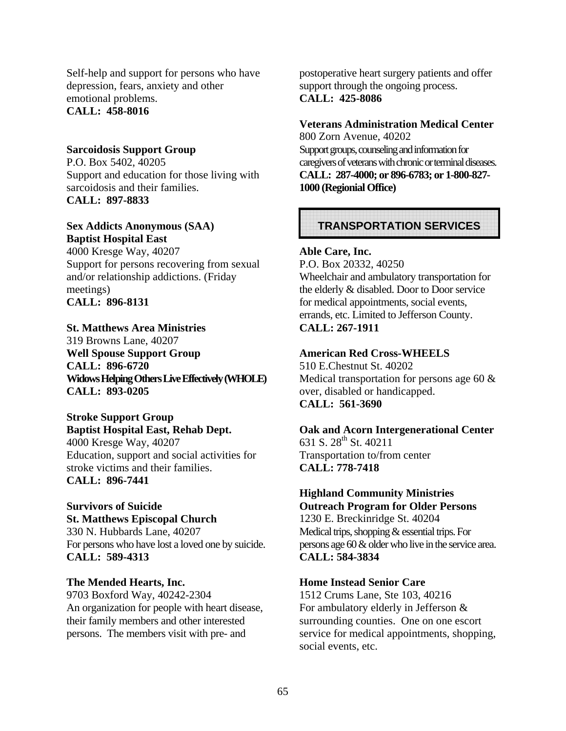Self-help and support for persons who have depression, fears, anxiety and other emotional problems.
**CALL: 458-8016**

**Sarcoidosis Support Group**
P.O. Box 5402, 40205
Support and education for those living with sarcoidosis and their families.
**CALL: 897-8833**

**Sex Addicts Anonymous (SAA)**
**Baptist Hospital East**
4000 Kresge Way, 40207
Support for persons recovering from sexual and/or relationship addictions. (Friday meetings)
**CALL: 896-8131**

**St. Matthews Area Ministries**
319 Browns Lane, 40207
**Well Spouse Support Group**
**CALL: 896-6720**
**Widows Helping Others Live Effectively (WHOLE)**
**CALL: 893-0205**

**Stroke Support Group**
**Baptist Hospital East, Rehab Dept.**
4000 Kresge Way, 40207
Education, support and social activities for stroke victims and their families.
**CALL: 896-7441**

**Survivors of Suicide**
**St. Matthews Episcopal Church**
330 N. Hubbards Lane, 40207
For persons who have lost a loved one by suicide.
**CALL: 589-4313**

**The Mended Hearts, Inc.**
9703 Boxford Way, 40242-2304
An organization for people with heart disease, their family members and other interested persons. The members visit with pre- and postoperative heart surgery patients and offer support through the ongoing process.
**CALL: 425-8086**

**Veterans Administration Medical Center**
800 Zorn Avenue, 40202
Support groups, counseling and information for caregivers of veterans with chronic or terminal diseases.
**CALL: 287-4000; or 896-6783; or 1-800-827-1000 (Regionial Office)**

## TRANSPORTATION SERVICES

**Able Care, Inc.**
P.O. Box 20332, 40250
Wheelchair and ambulatory transportation for the elderly & disabled. Door to Door service for medical appointments, social events, errands, etc. Limited to Jefferson County.
**CALL: 267-1911**

**American Red Cross-WHEELS**
510 E.Chestnut St. 40202
Medical transportation for persons age 60 & over, disabled or handicapped.
**CALL: 561-3690**

**Oak and Acorn Intergenerational Center**
631 S. 28th St. 40211
Transportation to/from center
**CALL: 778-7418**

**Highland Community Ministries**
**Outreach Program for Older Persons**
1230 E. Breckinridge St. 40204
Medical trips, shopping & essential trips. For persons age 60 & older who live in the service area.
**CALL: 584-3834**

**Home Instead Senior Care**
1512 Crums Lane, Ste 103, 40216
For ambulatory elderly in Jefferson & surrounding counties. One on one escort service for medical appointments, shopping, social events, etc.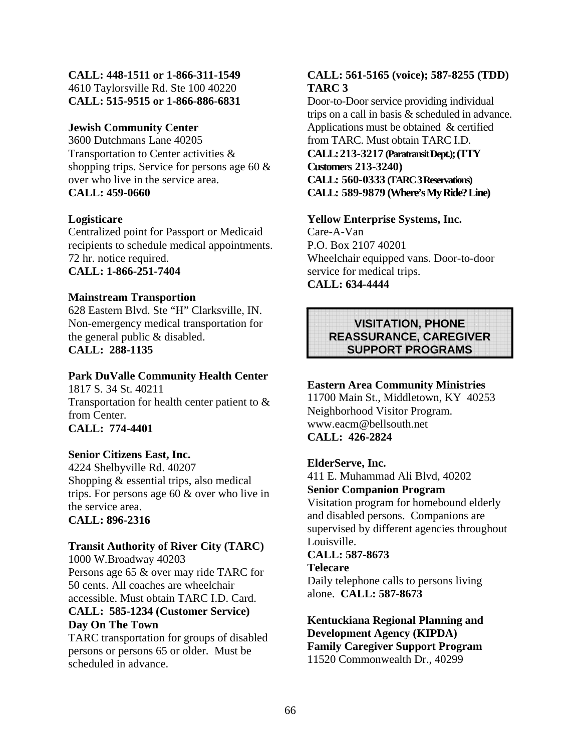**CALL: 448-1511 or 1-866-311-1549**
4610 Taylorsville Rd. Ste 100 40220
**CALL: 515-9515 or 1-866-886-6831**

**Jewish Community Center**
3600 Dutchmans Lane 40205
Transportation to Center activities & shopping trips. Service for persons age 60 & over who live in the service area.
**CALL: 459-0660**

**Logisticare**
Centralized point for Passport or Medicaid recipients to schedule medical appointments. 72 hr. notice required.
**CALL: 1-866-251-7404**

**Mainstream Transportion**
628 Eastern Blvd. Ste "H" Clarksville, IN.
Non-emergency medical transportation for the general public & disabled.
**CALL: 288-1135**

**Park DuValle Community Health Center**
1817 S. 34 St. 40211
Transportation for health center patient to & from Center.
**CALL: 774-4401**

**Senior Citizens East, Inc.**
4224 Shelbyville Rd. 40207
Shopping & essential trips, also medical trips. For persons age 60 & over who live in the service area.
**CALL: 896-2316**

**Transit Authority of River City (TARC)**
1000 W.Broadway 40203
Persons age 65 & over may ride TARC for 50 cents. All coaches are wheelchair accessible. Must obtain TARC I.D. Card.
**CALL: 585-1234 (Customer Service)**
**Day On The Town**
TARC transportation for groups of disabled persons or persons 65 or older. Must be scheduled in advance.
**CALL: 561-5165 (voice); 587-8255 (TDD)**
**TARC 3**
Door-to-Door service providing individual trips on a call in basis & scheduled in advance. Applications must be obtained & certified from TARC. Must obtain TARC I.D.
**CALL: 213-3217 (Paratransit Dept.); (TTY Customers 213-3240)**
**CALL: 560-0333 (TARC 3 Reservations)**
**CALL: 589-9879 (Where's My Ride? Line)**

**Yellow Enterprise Systems, Inc.**
Care-A-Van
P.O. Box 2107 40201
Wheelchair equipped vans. Door-to-door service for medical trips.
**CALL: 634-4444**

## VISITATION, PHONE REASSURANCE, CAREGIVER SUPPORT PROGRAMS

**Eastern Area Community Ministries**
11700 Main St., Middletown, KY 40253
Neighborhood Visitor Program.
www.eacm@bellsouth.net
**CALL: 426-2824**

**ElderServe, Inc.**
411 E. Muhammad Ali Blvd, 40202
**Senior Companion Program**
Visitation program for homebound elderly and disabled persons. Companions are supervised by different agencies throughout Louisville.
**CALL: 587-8673**
**Telecare**
Daily telephone calls to persons living alone. **CALL: 587-8673**

**Kentuckiana Regional Planning and Development Agency (KIPDA)**
**Family Caregiver Support Program**
11520 Commonwealth Dr., 40299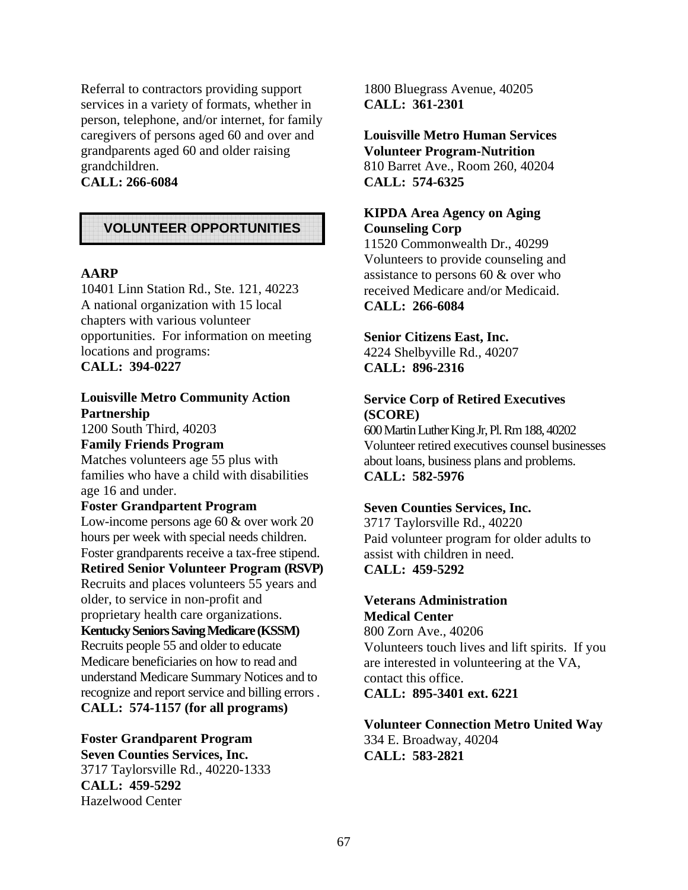Referral to contractors providing support services in a variety of formats, whether in person, telephone, and/or internet, for family caregivers of persons aged 60 and over and grandparents aged 60 and older raising grandchildren.
**CALL: 266-6084**

## VOLUNTEER OPPORTUNITIES

**AARP**
10401 Linn Station Rd., Ste. 121, 40223
A national organization with 15 local chapters with various volunteer opportunities. For information on meeting locations and programs:
**CALL: 394-0227**

**Louisville Metro Community Action Partnership**
1200 South Third, 40203
**Family Friends Program**
Matches volunteers age 55 plus with families who have a child with disabilities age 16 and under.
**Foster Grandpartent Program**
Low-income persons age 60 & over work 20 hours per week with special needs children. Foster grandparents receive a tax-free stipend.
**Retired Senior Volunteer Program (RSVP)**
Recruits and places volunteers 55 years and older, to service in non-profit and proprietary health care organizations.
**Kentucky Seniors Saving Medicare (KSSM)**
Recruits people 55 and older to educate Medicare beneficiaries on how to read and understand Medicare Summary Notices and to recognize and report service and billing errors .
**CALL: 574-1157 (for all programs)**

**Foster Grandparent Program**
**Seven Counties Services, Inc.**
3717 Taylorsville Rd., 40220-1333
**CALL: 459-5292**
Hazelwood Center
1800 Bluegrass Avenue, 40205
**CALL: 361-2301**

**Louisville Metro Human Services Volunteer Program-Nutrition**
810 Barret Ave., Room 260, 40204
**CALL: 574-6325**

**KIPDA Area Agency on Aging Counseling Corp**
11520 Commonwealth Dr., 40299
Volunteers to provide counseling and assistance to persons 60 & over who received Medicare and/or Medicaid.
**CALL: 266-6084**

**Senior Citizens East, Inc.**
4224 Shelbyville Rd., 40207
**CALL: 896-2316**

**Service Corp of Retired Executives (SCORE)**
600 Martin Luther King Jr, Pl. Rm 188, 40202
Volunteer retired executives counsel businesses about loans, business plans and problems.
**CALL: 582-5976**

**Seven Counties Services, Inc.**
3717 Taylorsville Rd., 40220
Paid volunteer program for older adults to assist with children in need.
**CALL: 459-5292**

**Veterans Administration Medical Center**
800 Zorn Ave., 40206
Volunteers touch lives and lift spirits. If you are interested in volunteering at the VA, contact this office.
**CALL: 895-3401 ext. 6221**

**Volunteer Connection Metro United Way**
334 E. Broadway, 40204
**CALL: 583-2821**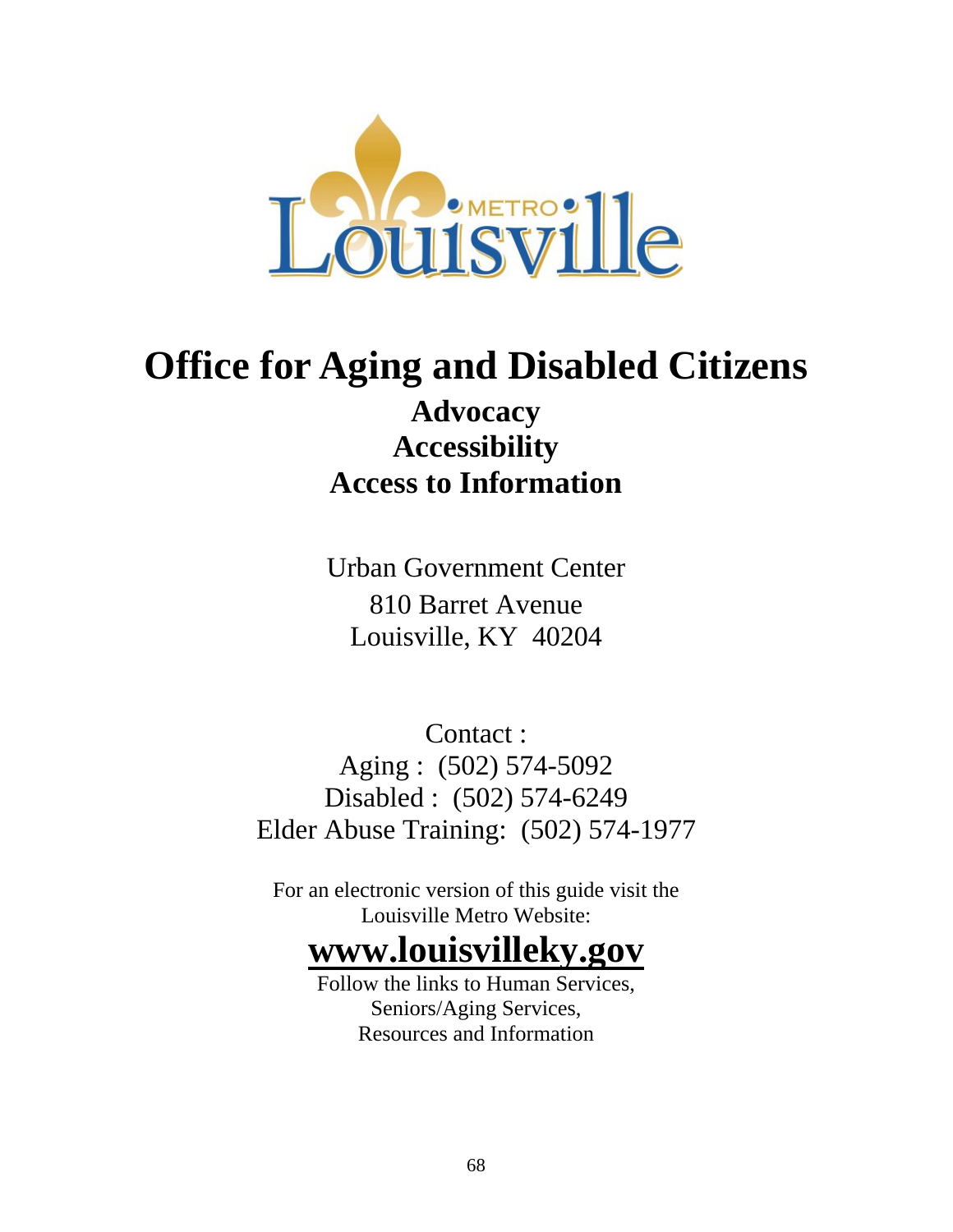# Office for Aging and Disabled Citizens

**Advocacy**
**Accessibility**
**Access to Information**

Urban Government Center
810 Barret Avenue
Louisville, KY 40204

Contact :
Aging : (502) 574-5092
Disabled : (502) 574-6249
Elder Abuse Training: (502) 574-1977

For an electronic version of this guide visit the Louisville Metro Website:

**www.louisvilleky.gov**

Follow the links to Human Services, Seniors/Aging Services, Resources and Information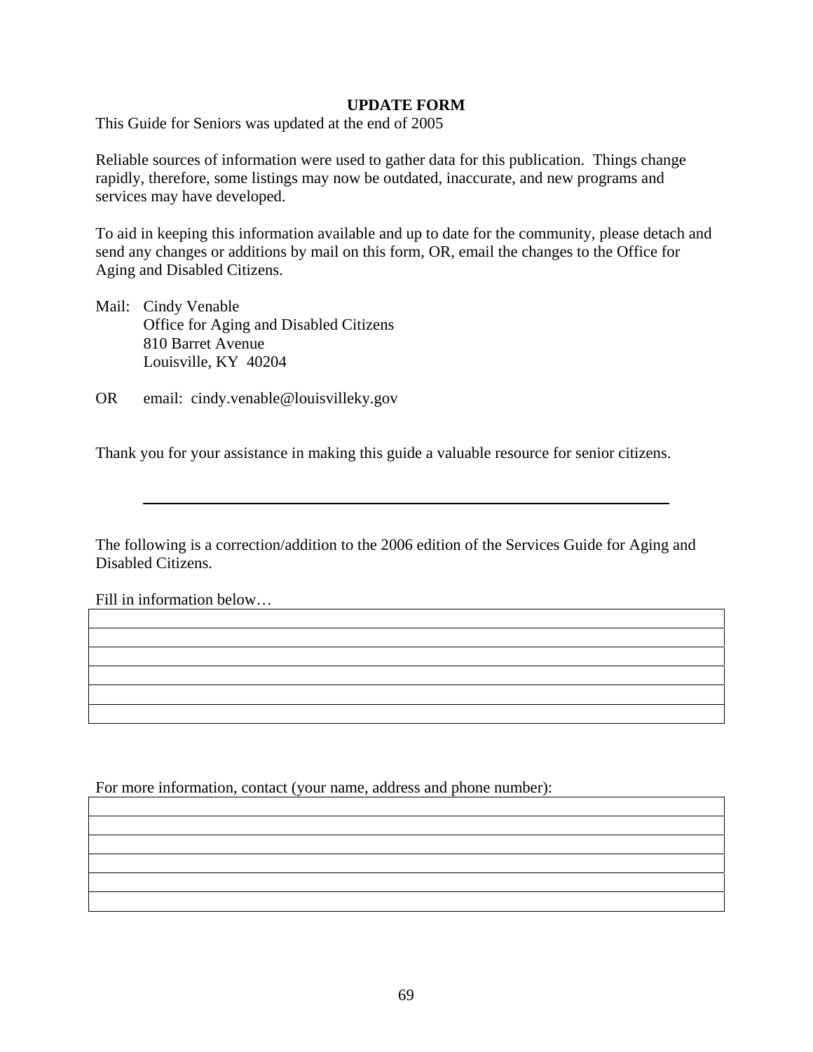## UPDATE FORM

This Guide for Seniors was updated at the end of 2005

Reliable sources of information were used to gather data for this publication. Things change rapidly, therefore, some listings may now be outdated, inaccurate, and new programs and services may have developed.

To aid in keeping this information available and up to date for the community, please detach and send any changes or additions by mail on this form, OR, email the changes to the Office for Aging and Disabled Citizens.

Mail: Cindy Venable
Office for Aging and Disabled Citizens
810 Barret Avenue
Louisville, KY 40204

OR email: cindy.venable@louisvilleky.gov

Thank you for your assistance in making this guide a valuable resource for senior citizens.

---

The following is a correction/addition to the 2006 edition of the Services Guide for Aging and Disabled Citizens.

Fill in information below…

| |
|---|
| |
| |
| |
| |
| |
| |

For more information, contact (your name, address and phone number):

| |
|---|
| |
| |
| |
| |
| |
| |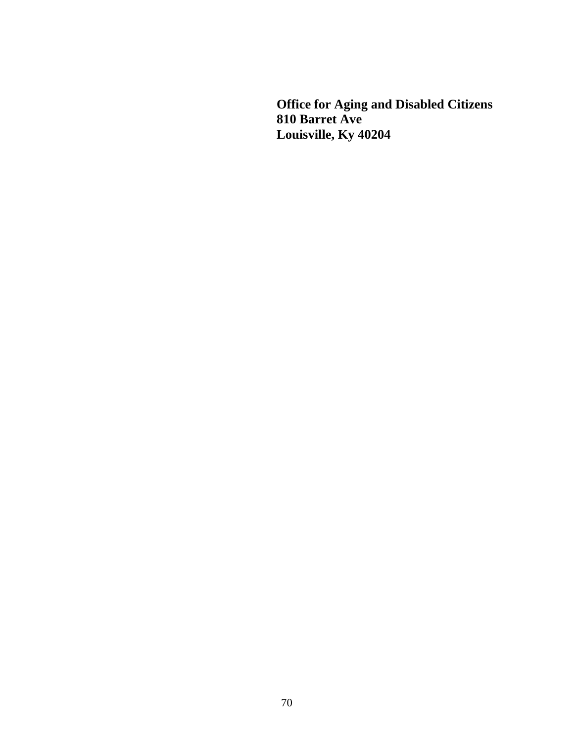**Office for Aging and Disabled Citizens**
**810 Barret Ave**
**Louisville, Ky 40204**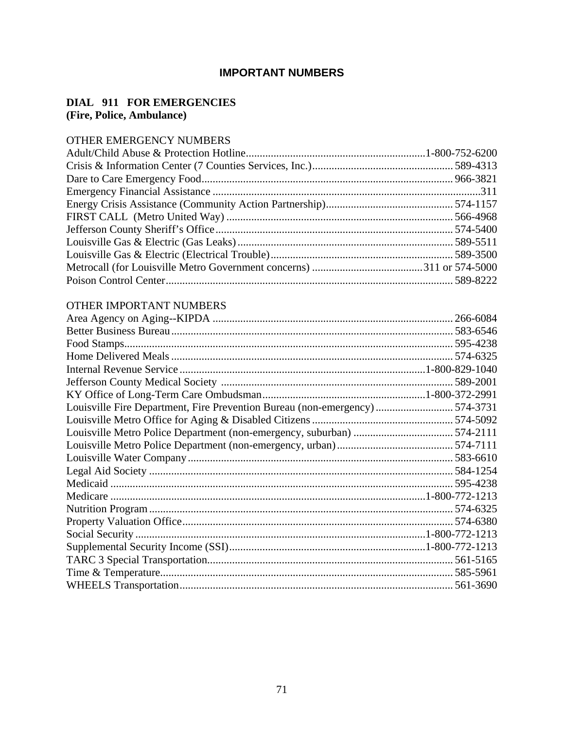# IMPORTANT NUMBERS

**DIAL 911 FOR EMERGENCIES**
**(Fire, Police, Ambulance)**

## OTHER EMERGENCY NUMBERS

| | |
|---|---|
| Adult/Child Abuse & Protection Hotline | 1-800-752-6200 |
| Crisis & Information Center (7 Counties Services, Inc.) | 589-4313 |
| Dare to Care Emergency Food | 966-3821 |
| Emergency Financial Assistance | 311 |
| Energy Crisis Assistance (Community Action Partnership) | 574-1157 |
| FIRST CALL (Metro United Way) | 566-4968 |
| Jefferson County Sheriff's Office | 574-5400 |
| Louisville Gas & Electric (Gas Leaks) | 589-5511 |
| Louisville Gas & Electric (Electrical Trouble) | 589-3500 |
| Metrocall (for Louisville Metro Government concerns) | 311 or 574-5000 |
| Poison Control Center | 589-8222 |

## OTHER IMPORTANT NUMBERS

| | |
|---|---|
| Area Agency on Aging--KIPDA | 266-6084 |
| Better Business Bureau | 583-6546 |
| Food Stamps | 595-4238 |
| Home Delivered Meals | 574-6325 |
| Internal Revenue Service | 1-800-829-1040 |
| Jefferson County Medical Society | 589-2001 |
| KY Office of Long-Term Care Ombudsman | 1-800-372-2991 |
| Louisville Fire Department, Fire Prevention Bureau (non-emergency) | 574-3731 |
| Louisville Metro Office for Aging & Disabled Citizens | 574-5092 |
| Louisville Metro Police Department (non-emergency, suburban) | 574-2111 |
| Louisville Metro Police Department (non-emergency, urban) | 574-7111 |
| Louisville Water Company | 583-6610 |
| Legal Aid Society | 584-1254 |
| Medicaid | 595-4238 |
| Medicare | 1-800-772-1213 |
| Nutrition Program | 574-6325 |
| Property Valuation Office | 574-6380 |
| Social Security | 1-800-772-1213 |
| Supplemental Security Income (SSI) | 1-800-772-1213 |
| TARC 3 Special Transportation | 561-5165 |
| Time & Temperature | 585-5961 |
| WHEELS Transportation | 561-3690 |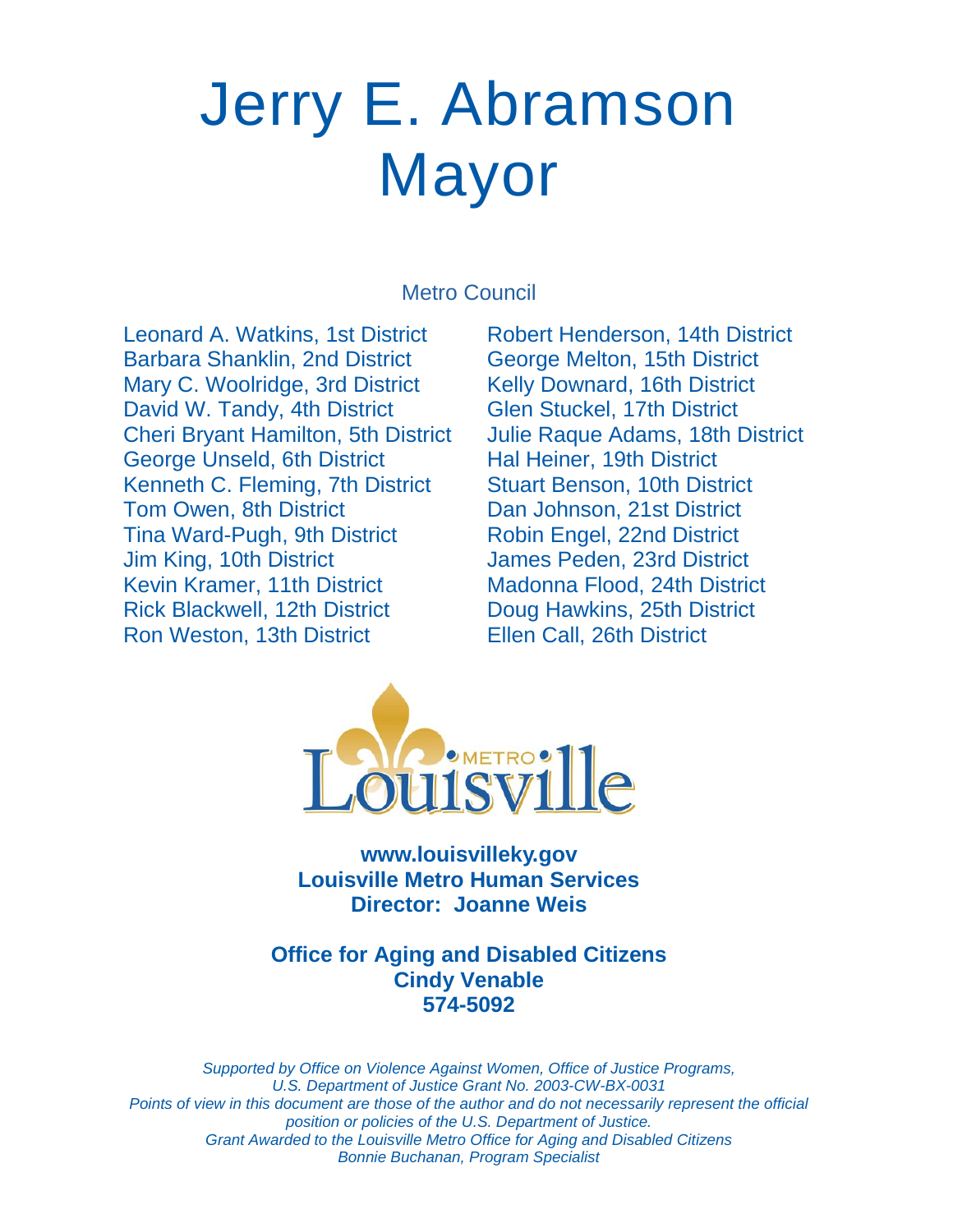# Jerry E. Abramson
# Mayor

Metro Council

Leonard A. Watkins, 1st District
Barbara Shanklin, 2nd District
Mary C. Woolridge, 3rd District
David W. Tandy, 4th District
Cheri Bryant Hamilton, 5th District
George Unseld, 6th District
Kenneth C. Fleming, 7th District
Tom Owen, 8th District
Tina Ward-Pugh, 9th District
Jim King, 10th District
Kevin Kramer, 11th District
Rick Blackwell, 12th District
Ron Weston, 13th District
Robert Henderson, 14th District
George Melton, 15th District
Kelly Downard, 16th District
Glen Stuckel, 17th District
Julie Raque Adams, 18th District
Hal Heiner, 19th District
Stuart Benson, 10th District
Dan Johnson, 21st District
Robin Engel, 22nd District
James Peden, 23rd District
Madonna Flood, 24th District
Doug Hawkins, 25th District
Ellen Call, 26th District

METRO Louisville

**www.louisvilleky.gov**
**Louisville Metro Human Services**
**Director: Joanne Weis**

**Office for Aging and Disabled Citizens**
**Cindy Venable**
**574-5092**

*Supported by Office on Violence Against Women, Office of Justice Programs,*
*U.S. Department of Justice Grant No. 2003-CW-BX-0031*
*Points of view in this document are those of the author and do not necessarily represent the official position or policies of the U.S. Department of Justice.*
*Grant Awarded to the Louisville Metro Office for Aging and Disabled Citizens*
*Bonnie Buchanan, Program Specialist*